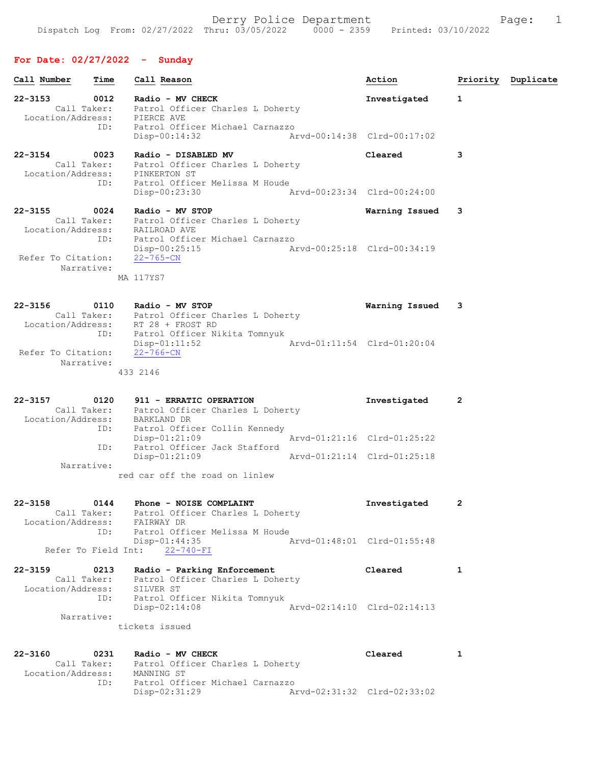Derry Police Department

Dispatch Log From: 02/27/2022 Thru: 03/05/2022 0000 - 2359 Printed: 03/10/2022

## For Date: 02/27/2022 - Sunday

| Call Number | Time | Call Reason | Action | Priority | Duplicate |
|---|---|---|---|---|---|

**22-3153** 0012 Radio - MV CHECK — Investigated — 1
Call Taker: Patrol Officer Charles L Doherty
Location/Address: PIERCE AVE
ID: Patrol Officer Michael Carnazzo
Disp-00:14:32 Arvd-00:14:38 Clrd-00:17:02

**22-3154** 0023 Radio - DISABLED MV — Cleared — 3
Call Taker: Patrol Officer Charles L Doherty
Location/Address: PINKERTON ST
ID: Patrol Officer Melissa M Houde
Disp-00:23:30 Arvd-00:23:34 Clrd-00:24:00

**22-3155** 0024 Radio - MV STOP — Warning Issued — 3
Call Taker: Patrol Officer Charles L Doherty
Location/Address: RAILROAD AVE
ID: Patrol Officer Michael Carnazzo
Disp-00:25:15 Arvd-00:25:18 Clrd-00:34:19
Refer To Citation: 22-765-CN
Narrative:
MA 117YS7

**22-3156** 0110 Radio - MV STOP — Warning Issued — 3
Call Taker: Patrol Officer Charles L Doherty
Location/Address: RT 28 + FROST RD
ID: Patrol Officer Nikita Tomnyuk
Disp-01:11:52 Arvd-01:11:54 Clrd-01:20:04
Refer To Citation: 22-766-CN
Narrative:
433 2146

**22-3157** 0120 911 - ERRATIC OPERATION — Investigated — 2
Call Taker: Patrol Officer Charles L Doherty
Location/Address: BARKLAND DR
ID: Patrol Officer Collin Kennedy
Disp-01:21:09 Arvd-01:21:16 Clrd-01:25:22
ID: Patrol Officer Jack Stafford
Disp-01:21:09 Arvd-01:21:14 Clrd-01:25:18
Narrative:
red car off the road on linlew

**22-3158** 0144 Phone - NOISE COMPLAINT — Investigated — 2
Call Taker: Patrol Officer Charles L Doherty
Location/Address: FAIRWAY DR
ID: Patrol Officer Melissa M Houde
Disp-01:44:35 Arvd-01:48:01 Clrd-01:55:48
Refer To Field Int: 22-740-FI

**22-3159** 0213 Radio - Parking Enforcement — Cleared — 1
Call Taker: Patrol Officer Charles L Doherty
Location/Address: SILVER ST
ID: Patrol Officer Nikita Tomnyuk
Disp-02:14:08 Arvd-02:14:10 Clrd-02:14:13
Narrative:
tickets issued

**22-3160** 0231 Radio - MV CHECK — Cleared — 1
Call Taker: Patrol Officer Charles L Doherty
Location/Address: MANNING ST
ID: Patrol Officer Michael Carnazzo
Disp-02:31:29 Arvd-02:31:32 Clrd-02:33:02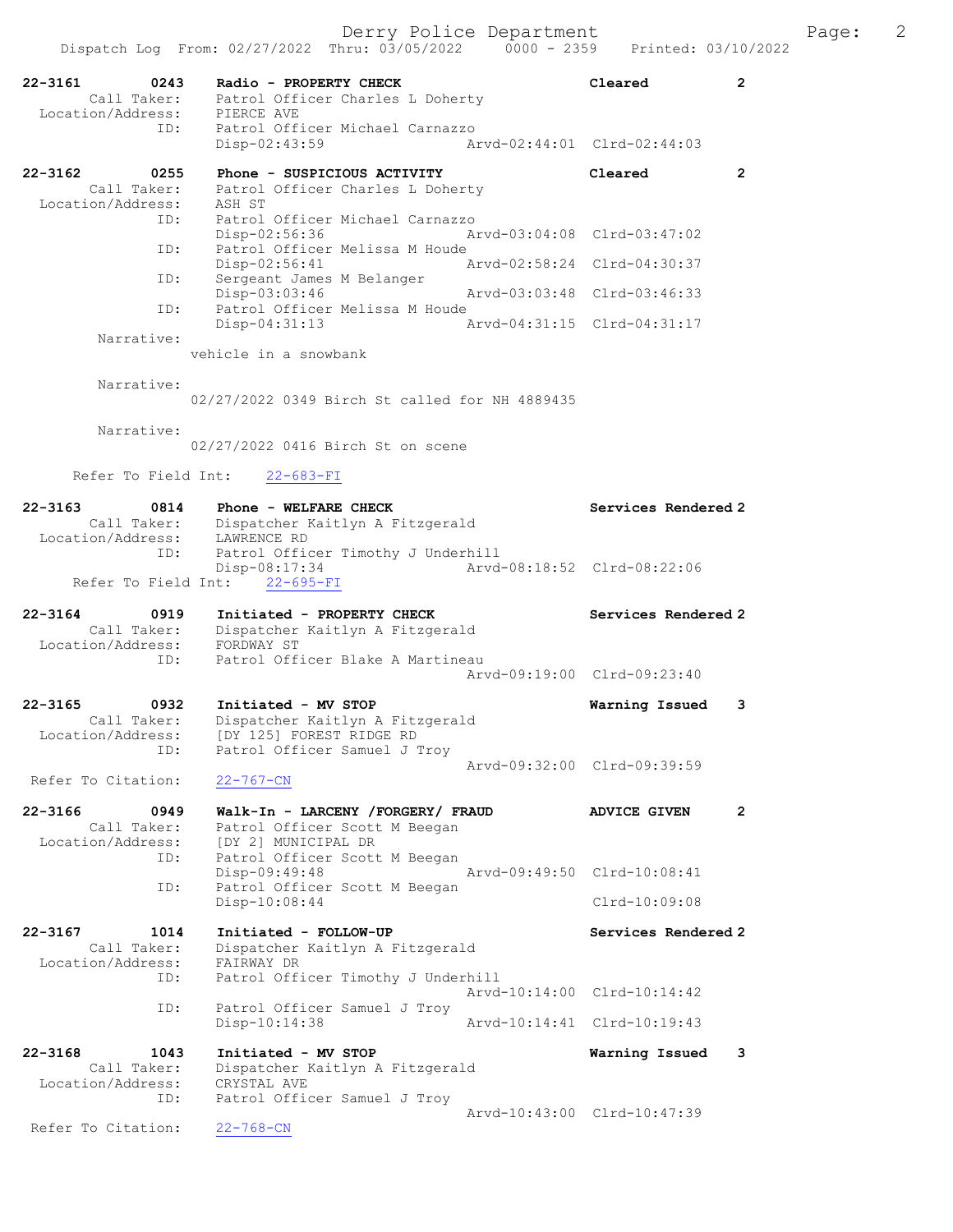Dispatch Log From: 02/27/2022 Thru: 03/05/2022 0000 - 2359 Printed: 03/10/2022

```
22-3161        0243    Radio - PROPERTY CHECK                       Cleared            2
         Call Taker:    Patrol Officer Charles L Doherty
   Location/Address:    PIERCE AVE
                 ID:    Patrol Officer Michael Carnazzo
                        Disp-02:43:59                 Arvd-02:44:01  Clrd-02:44:03

22-3162        0255    Phone - SUSPICIOUS ACTIVITY                  Cleared            2
         Call Taker:    Patrol Officer Charles L Doherty
   Location/Address:    ASH ST
                 ID:    Patrol Officer Michael Carnazzo
                        Disp-02:56:36                 Arvd-03:04:08  Clrd-03:47:02
                 ID:    Patrol Officer Melissa M Houde
                        Disp-02:56:41                 Arvd-02:58:24  Clrd-04:30:37
                 ID:    Sergeant James M Belanger
                        Disp-03:03:46                 Arvd-03:03:48  Clrd-03:46:33
                 ID:    Patrol Officer Melissa M Houde
                        Disp-04:31:13                 Arvd-04:31:15  Clrd-04:31:17
          Narrative:
                    vehicle in a snowbank

          Narrative:
                    02/27/2022 0349 Birch St called for NH 4889435

          Narrative:
                    02/27/2022 0416 Birch St on scene

      Refer To Field Int:    22-683-FI

22-3163        0814    Phone - WELFARE CHECK                        Services Rendered 2
         Call Taker:    Dispatcher Kaitlyn A Fitzgerald
   Location/Address:    LAWRENCE RD
                 ID:    Patrol Officer Timothy J Underhill
                        Disp-08:17:34                 Arvd-08:18:52  Clrd-08:22:06
      Refer To Field Int:    22-695-FI

22-3164        0919    Initiated - PROPERTY CHECK                   Services Rendered 2
         Call Taker:    Dispatcher Kaitlyn A Fitzgerald
   Location/Address:    FORDWAY ST
                 ID:    Patrol Officer Blake A Martineau
                                                      Arvd-09:19:00  Clrd-09:23:40

22-3165        0932    Initiated - MV STOP                          Warning Issued     3
         Call Taker:    Dispatcher Kaitlyn A Fitzgerald
   Location/Address:    [DY 125] FOREST RIDGE RD
                 ID:    Patrol Officer Samuel J Troy
                                                      Arvd-09:32:00  Clrd-09:39:59
   Refer To Citation:    22-767-CN

22-3166        0949    Walk-In - LARCENY /FORGERY/ FRAUD            ADVICE GIVEN       2
         Call Taker:    Patrol Officer Scott M Beegan
   Location/Address:    [DY 2] MUNICIPAL DR
                 ID:    Patrol Officer Scott M Beegan
                        Disp-09:49:48                 Arvd-09:49:50  Clrd-10:08:41
                 ID:    Patrol Officer Scott M Beegan
                        Disp-10:08:44                                Clrd-10:09:08

22-3167        1014    Initiated - FOLLOW-UP                        Services Rendered 2
         Call Taker:    Dispatcher Kaitlyn A Fitzgerald
   Location/Address:    FAIRWAY DR
                 ID:    Patrol Officer Timothy J Underhill
                                                      Arvd-10:14:00  Clrd-10:14:42
                 ID:    Patrol Officer Samuel J Troy
                        Disp-10:14:38                 Arvd-10:14:41  Clrd-10:19:43

22-3168        1043    Initiated - MV STOP                          Warning Issued     3
         Call Taker:    Dispatcher Kaitlyn A Fitzgerald
   Location/Address:    CRYSTAL AVE
                 ID:    Patrol Officer Samuel J Troy
                                                      Arvd-10:43:00  Clrd-10:47:39
   Refer To Citation:    22-768-CN
```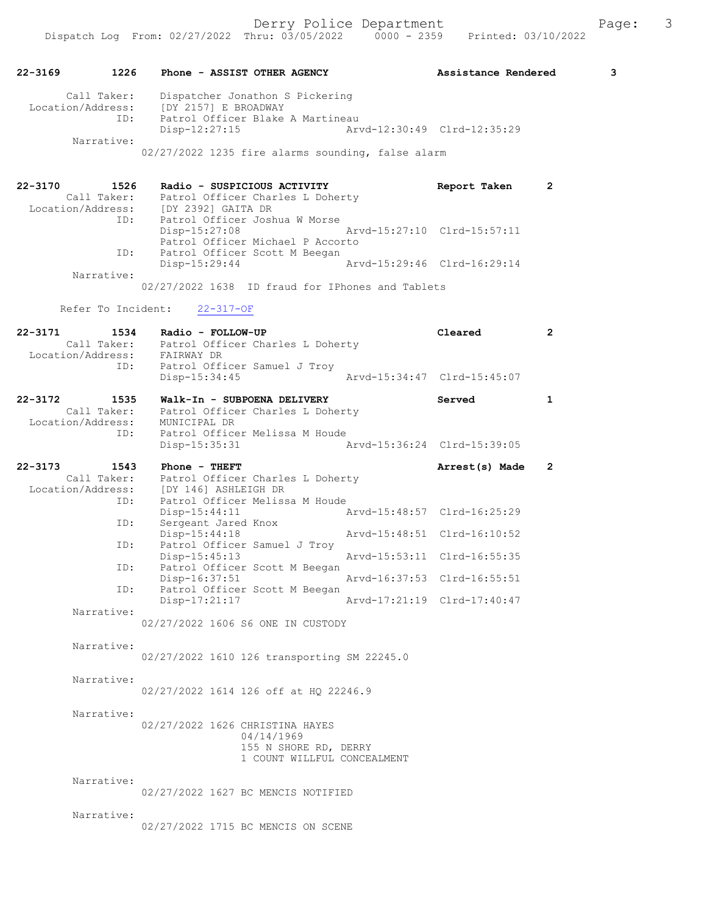**22-3169 1226 Phone - ASSIST OTHER AGENCY — Assistance Rendered — 3**

Call Taker: Dispatcher Jonathon S Pickering
Location/Address: [DY 2157] E BROADWAY
ID: Patrol Officer Blake A Martineau
Disp-12:27:15 Arvd-12:30:49 Clrd-12:35:29

Narrative:
02/27/2022 1235 fire alarms sounding, false alarm

**22-3170 1526 Radio - SUSPICIOUS ACTIVITY — Report Taken — 2**

Call Taker: Patrol Officer Charles L Doherty
Location/Address: [DY 2392] GAITA DR
ID: Patrol Officer Joshua W Morse
Disp-15:27:08 Arvd-15:27:10 Clrd-15:57:11
Patrol Officer Michael P Accorto
ID: Patrol Officer Scott M Beegan
Disp-15:29:44 Arvd-15:29:46 Clrd-16:29:14

Narrative:
02/27/2022 1638 ID fraud for IPhones and Tablets

Refer To Incident: 22-317-OF

**22-3171 1534 Radio - FOLLOW-UP — Cleared — 2**

Call Taker: Patrol Officer Charles L Doherty
Location/Address: FAIRWAY DR
ID: Patrol Officer Samuel J Troy
Disp-15:34:45 Arvd-15:34:47 Clrd-15:45:07

**22-3172 1535 Walk-In - SUBPOENA DELIVERY — Served — 1**

Call Taker: Patrol Officer Charles L Doherty
Location/Address: MUNICIPAL DR
ID: Patrol Officer Melissa M Houde
Disp-15:35:31 Arvd-15:36:24 Clrd-15:39:05

**22-3173 1543 Phone - THEFT — Arrest(s) Made — 2**

Call Taker: Patrol Officer Charles L Doherty
Location/Address: [DY 146] ASHLEIGH DR
ID: Patrol Officer Melissa M Houde
Disp-15:44:11 Arvd-15:48:57 Clrd-16:25:29
ID: Sergeant Jared Knox
Disp-15:44:18 Arvd-15:48:51 Clrd-16:10:52
ID: Patrol Officer Samuel J Troy
Disp-15:45:13 Arvd-15:53:11 Clrd-16:55:35
ID: Patrol Officer Scott M Beegan
Disp-16:37:51 Arvd-16:37:53 Clrd-16:55:51
ID: Patrol Officer Scott M Beegan
Disp-17:21:17 Arvd-17:21:19 Clrd-17:40:47

Narrative:
02/27/2022 1606 S6 ONE IN CUSTODY

Narrative:
02/27/2022 1610 126 transporting SM 22245.0

Narrative:
02/27/2022 1614 126 off at HQ 22246.9

Narrative:
02/27/2022 1626 CHRISTINA HAYES
04/14/1969
155 N SHORE RD, DERRY
1 COUNT WILLFUL CONCEALMENT

Narrative:
02/27/2022 1627 BC MENCIS NOTIFIED

Narrative:
02/27/2022 1715 BC MENCIS ON SCENE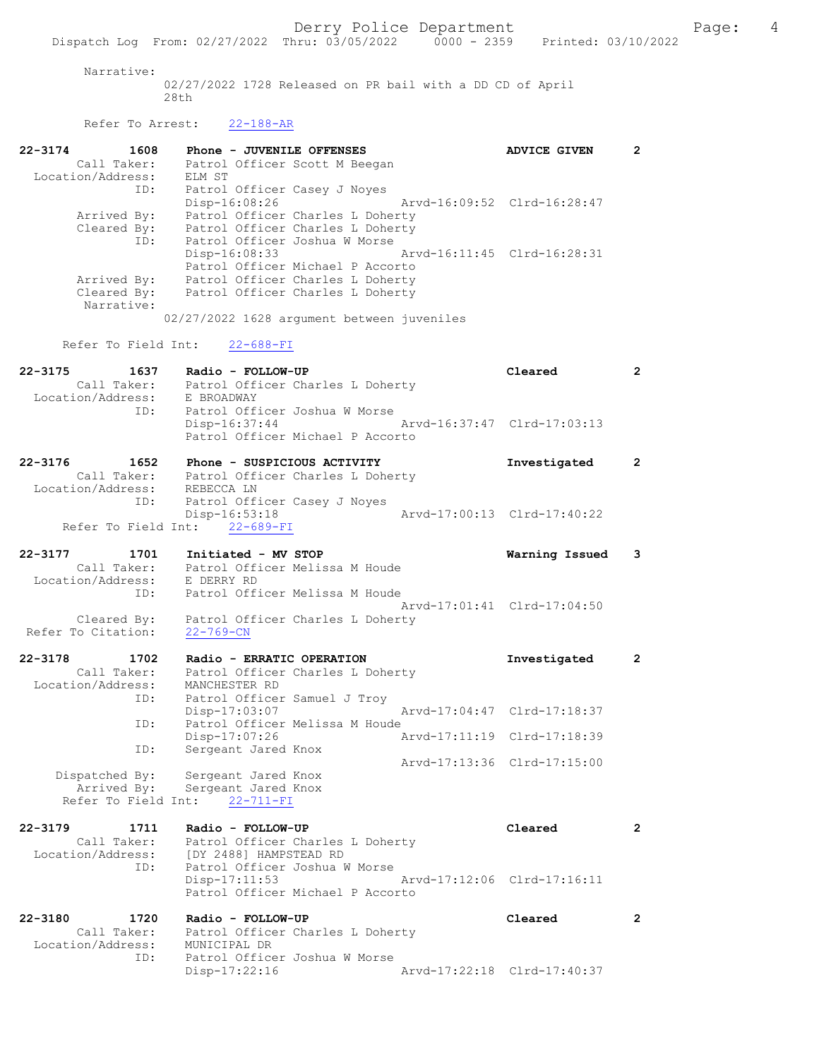Narrative:
02/27/2022 1728 Released on PR bail with a DD CD of April 28th

Refer To Arrest: 22-188-AR

**22-3174 1608 Phone - JUVENILE OFFENSES — ADVICE GIVEN — 2**

Call Taker: Patrol Officer Scott M Beegan
Location/Address: ELM ST
ID: Patrol Officer Casey J Noyes
Disp-16:08:26 Arvd-16:09:52 Clrd-16:28:47
Arrived By: Patrol Officer Charles L Doherty
Cleared By: Patrol Officer Charles L Doherty
ID: Patrol Officer Joshua W Morse
Disp-16:08:33 Arvd-16:11:45 Clrd-16:28:31
Patrol Officer Michael P Accorto
Arrived By: Patrol Officer Charles L Doherty
Cleared By: Patrol Officer Charles L Doherty
Narrative:
02/27/2022 1628 argument between juveniles

Refer To Field Int: 22-688-FI

**22-3175 1637 Radio - FOLLOW-UP — Cleared — 2**

Call Taker: Patrol Officer Charles L Doherty
Location/Address: E BROADWAY
ID: Patrol Officer Joshua W Morse
Disp-16:37:44 Arvd-16:37:47 Clrd-17:03:13
Patrol Officer Michael P Accorto

**22-3176 1652 Phone - SUSPICIOUS ACTIVITY — Investigated — 2**

Call Taker: Patrol Officer Charles L Doherty
Location/Address: REBECCA LN
ID: Patrol Officer Casey J Noyes
Disp-16:53:18 Arvd-17:00:13 Clrd-17:40:22
Refer To Field Int: 22-689-FI

**22-3177 1701 Initiated - MV STOP — Warning Issued — 3**

Call Taker: Patrol Officer Melissa M Houde
Location/Address: E DERRY RD
ID: Patrol Officer Melissa M Houde
Arvd-17:01:41 Clrd-17:04:50
Cleared By: Patrol Officer Charles L Doherty
Refer To Citation: 22-769-CN

**22-3178 1702 Radio - ERRATIC OPERATION — Investigated — 2**

Call Taker: Patrol Officer Charles L Doherty
Location/Address: MANCHESTER RD
ID: Patrol Officer Samuel J Troy
Disp-17:03:07 Arvd-17:04:47 Clrd-17:18:37
ID: Patrol Officer Melissa M Houde
Disp-17:07:26 Arvd-17:11:19 Clrd-17:18:39
ID: Sergeant Jared Knox
Arvd-17:13:36 Clrd-17:15:00
Dispatched By: Sergeant Jared Knox
Arrived By: Sergeant Jared Knox
Refer To Field Int: 22-711-FI

**22-3179 1711 Radio - FOLLOW-UP — Cleared — 2**

Call Taker: Patrol Officer Charles L Doherty
Location/Address: [DY 2488] HAMPSTEAD RD
ID: Patrol Officer Joshua W Morse
Disp-17:11:53 Arvd-17:12:06 Clrd-17:16:11
Patrol Officer Michael P Accorto

**22-3180 1720 Radio - FOLLOW-UP — Cleared — 2**

Call Taker: Patrol Officer Charles L Doherty
Location/Address: MUNICIPAL DR
ID: Patrol Officer Joshua W Morse
Disp-17:22:16 Arvd-17:22:18 Clrd-17:40:37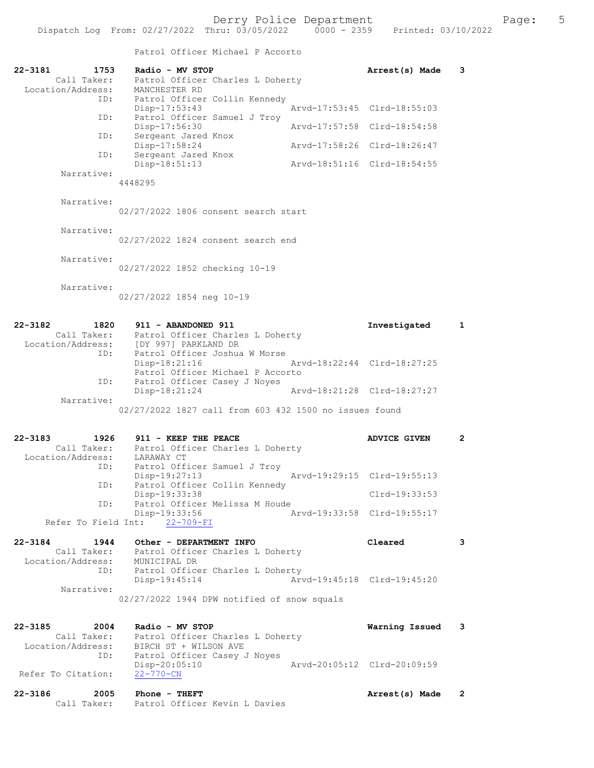Patrol Officer Michael P Accorto

```
22-3181        1753    Radio - MV STOP                              Arrest(s) Made    3
        Call Taker:    Patrol Officer Charles L Doherty
   Location/Address:   MANCHESTER RD
                ID:    Patrol Officer Collin Kennedy
                       Disp-17:53:43              Arvd-17:53:45  Clrd-18:55:03
                ID:    Patrol Officer Samuel J Troy
                       Disp-17:56:30              Arvd-17:57:58  Clrd-18:54:58
                ID:    Sergeant Jared Knox
                       Disp-17:58:24              Arvd-17:58:26  Clrd-18:26:47
                ID:    Sergeant Jared Knox
                       Disp-18:51:13              Arvd-18:51:16  Clrd-18:54:55
         Narrative:
                   4448295

         Narrative:
                   02/27/2022 1806 consent search start

         Narrative:
                   02/27/2022 1824 consent search end

         Narrative:
                   02/27/2022 1852 checking 10-19

         Narrative:
                   02/27/2022 1854 neg 10-19


22-3182        1820    911 - ABANDONED 911                          Investigated      1
        Call Taker:    Patrol Officer Charles L Doherty
   Location/Address:   [DY 997] PARKLAND DR
                ID:    Patrol Officer Joshua W Morse
                       Disp-18:21:16              Arvd-18:22:44  Clrd-18:27:25
                       Patrol Officer Michael P Accorto
                ID:    Patrol Officer Casey J Noyes
                       Disp-18:21:24              Arvd-18:21:28  Clrd-18:27:27
         Narrative:
                   02/27/2022 1827 call from 603 432 1500 no issues found


22-3183        1926    911 - KEEP THE PEACE                         ADVICE GIVEN      2
        Call Taker:    Patrol Officer Charles L Doherty
   Location/Address:   LARAWAY CT
                ID:    Patrol Officer Samuel J Troy
                       Disp-19:27:13              Arvd-19:29:15  Clrd-19:55:13
                ID:    Patrol Officer Collin Kennedy
                       Disp-19:33:38                             Clrd-19:33:53
                ID:    Patrol Officer Melissa M Houde
                       Disp-19:33:56              Arvd-19:33:58  Clrd-19:55:17
   Refer To Field Int:     22-709-FI

22-3184        1944    Other - DEPARTMENT INFO                      Cleared           3
        Call Taker:    Patrol Officer Charles L Doherty
   Location/Address:   MUNICIPAL DR
                ID:    Patrol Officer Charles L Doherty
                       Disp-19:45:14              Arvd-19:45:18  Clrd-19:45:20
         Narrative:
                   02/27/2022 1944 DPW notified of snow squals


22-3185        2004    Radio - MV STOP                              Warning Issued    3
        Call Taker:    Patrol Officer Charles L Doherty
   Location/Address:   BIRCH ST + WILSON AVE
                ID:    Patrol Officer Casey J Noyes
                       Disp-20:05:10              Arvd-20:05:12  Clrd-20:09:59
  Refer To Citation:   22-770-CN

22-3186        2005    Phone - THEFT                                Arrest(s) Made    2
        Call Taker:    Patrol Officer Kevin L Davies
```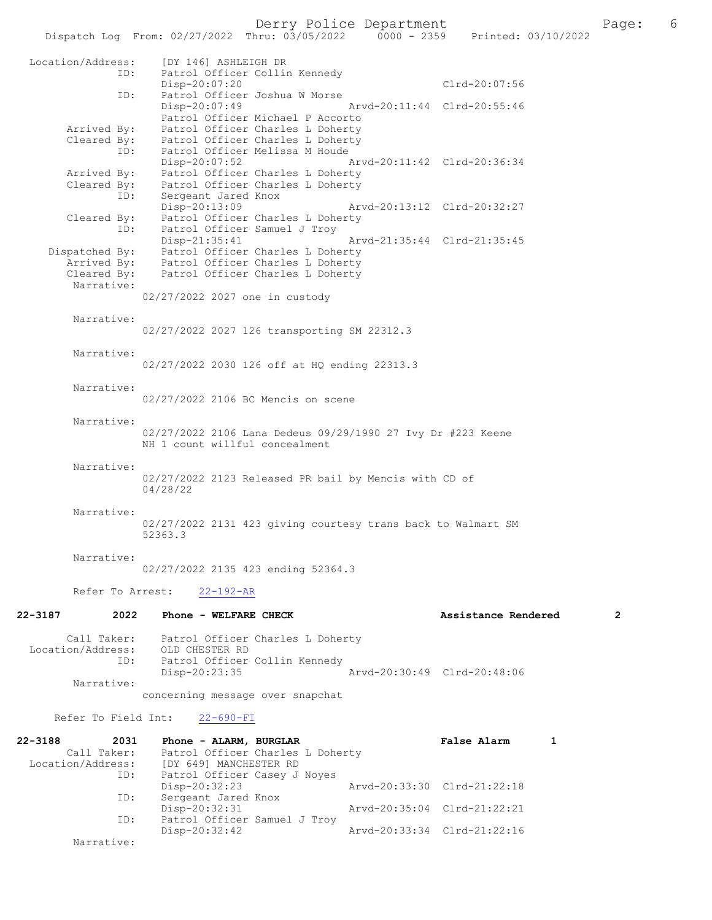```
 Location/Address:     [DY 146] ASHLEIGH DR
               ID:     Patrol Officer Collin Kennedy
                       Disp-20:07:20                              Clrd-20:07:56
               ID:     Patrol Officer Joshua W Morse
                       Disp-20:07:49               Arvd-20:11:44  Clrd-20:55:46
                       Patrol Officer Michael P Accorto
       Arrived By:     Patrol Officer Charles L Doherty
       Cleared By:     Patrol Officer Charles L Doherty
               ID:     Patrol Officer Melissa M Houde
                       Disp-20:07:52               Arvd-20:11:42  Clrd-20:36:34
       Arrived By:     Patrol Officer Charles L Doherty
       Cleared By:     Patrol Officer Charles L Doherty
               ID:     Sergeant Jared Knox
                       Disp-20:13:09               Arvd-20:13:12  Clrd-20:32:27
       Cleared By:     Patrol Officer Charles L Doherty
               ID:     Patrol Officer Samuel J Troy
                       Disp-21:35:41               Arvd-21:35:44  Clrd-21:35:45
    Dispatched By:     Patrol Officer Charles L Doherty
       Arrived By:     Patrol Officer Charles L Doherty
       Cleared By:     Patrol Officer Charles L Doherty
        Narrative:
                    02/27/2022 2027 one in custody

        Narrative:
                    02/27/2022 2027 126 transporting SM 22312.3

        Narrative:
                    02/27/2022 2030 126 off at HQ ending 22313.3

        Narrative:
                    02/27/2022 2106 BC Mencis on scene

        Narrative:
                    02/27/2022 2106 Lana Dedeus 09/29/1990 27 Ivy Dr #223 Keene
                    NH 1 count willful concealment

        Narrative:
                    02/27/2022 2123 Released PR bail by Mencis with CD of
                    04/28/22

        Narrative:
                    02/27/2022 2131 423 giving courtesy trans back to Walmart SM
                    52363.3

        Narrative:
                    02/27/2022 2135 423 ending 52364.3

        Refer To Arrest:    22-192-AR

22-3187        2022    Phone - WELFARE CHECK                      Assistance Rendered        2

       Call Taker:     Patrol Officer Charles L Doherty
 Location/Address:     OLD CHESTER RD
               ID:     Patrol Officer Collin Kennedy
                       Disp-20:23:35               Arvd-20:30:49  Clrd-20:48:06
        Narrative:
                    concerning message over snapchat

     Refer To Field Int:    22-690-FI

22-3188        2031    Phone - ALARM, BURGLAR                     False Alarm      1
       Call Taker:     Patrol Officer Charles L Doherty
 Location/Address:     [DY 649] MANCHESTER RD
               ID:     Patrol Officer Casey J Noyes
                       Disp-20:32:23               Arvd-20:33:30  Clrd-21:22:18
               ID:     Sergeant Jared Knox
                       Disp-20:32:31               Arvd-20:35:04  Clrd-21:22:21
               ID:     Patrol Officer Samuel J Troy
                       Disp-20:32:42               Arvd-20:33:34  Clrd-21:22:16
        Narrative:
```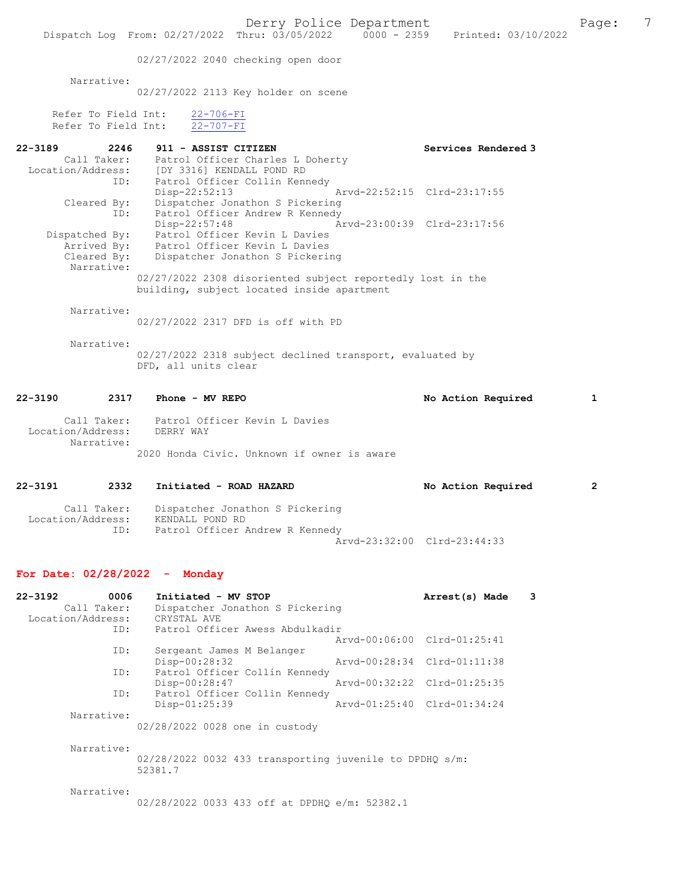02/27/2022 2040 checking open door

Narrative:
02/27/2022 2113 Key holder on scene

Refer To Field Int: 22-706-FI
Refer To Field Int: 22-707-FI

**22-3189 2246 911 - ASSIST CITIZEN — Services Rendered 3**

Call Taker: Patrol Officer Charles L Doherty
Location/Address: [DY 3316] KENDALL POND RD
ID: Patrol Officer Collin Kennedy
Disp-22:52:13 Arvd-22:52:15 Clrd-23:17:55
Cleared By: Dispatcher Jonathon S Pickering
ID: Patrol Officer Andrew R Kennedy
Disp-22:57:48 Arvd-23:00:39 Clrd-23:17:56
Dispatched By: Patrol Officer Kevin L Davies
Arrived By: Patrol Officer Kevin L Davies
Cleared By: Dispatcher Jonathon S Pickering
Narrative:
02/27/2022 2308 disoriented subject reportedly lost in the building, subject located inside apartment

Narrative:
02/27/2022 2317 DFD is off with PD

Narrative:
02/27/2022 2318 subject declined transport, evaluated by DFD, all units clear

**22-3190 2317 Phone - MV REPO — No Action Required 1**

Call Taker: Patrol Officer Kevin L Davies
Location/Address: DERRY WAY
Narrative:
2020 Honda Civic. Unknown if owner is aware

**22-3191 2332 Initiated - ROAD HAZARD — No Action Required 2**

Call Taker: Dispatcher Jonathon S Pickering
Location/Address: KENDALL POND RD
ID: Patrol Officer Andrew R Kennedy
Arvd-23:32:00 Clrd-23:44:33

## For Date: 02/28/2022 - Monday

**22-3192 0006 Initiated - MV STOP — Arrest(s) Made 3**

Call Taker: Dispatcher Jonathon S Pickering
Location/Address: CRYSTAL AVE
ID: Patrol Officer Awess Abdulkadir
Arvd-00:06:00 Clrd-01:25:41
ID: Sergeant James M Belanger
Disp-00:28:32 Arvd-00:28:34 Clrd-01:11:38
ID: Patrol Officer Collin Kennedy
Disp-00:28:47 Arvd-00:32:22 Clrd-01:25:35
ID: Patrol Officer Collin Kennedy
Disp-01:25:39 Arvd-01:25:40 Clrd-01:34:24
Narrative:
02/28/2022 0028 one in custody

Narrative:
02/28/2022 0032 433 transporting juvenile to DPDHQ s/m: 52381.7

Narrative:
02/28/2022 0033 433 off at DPDHQ e/m: 52382.1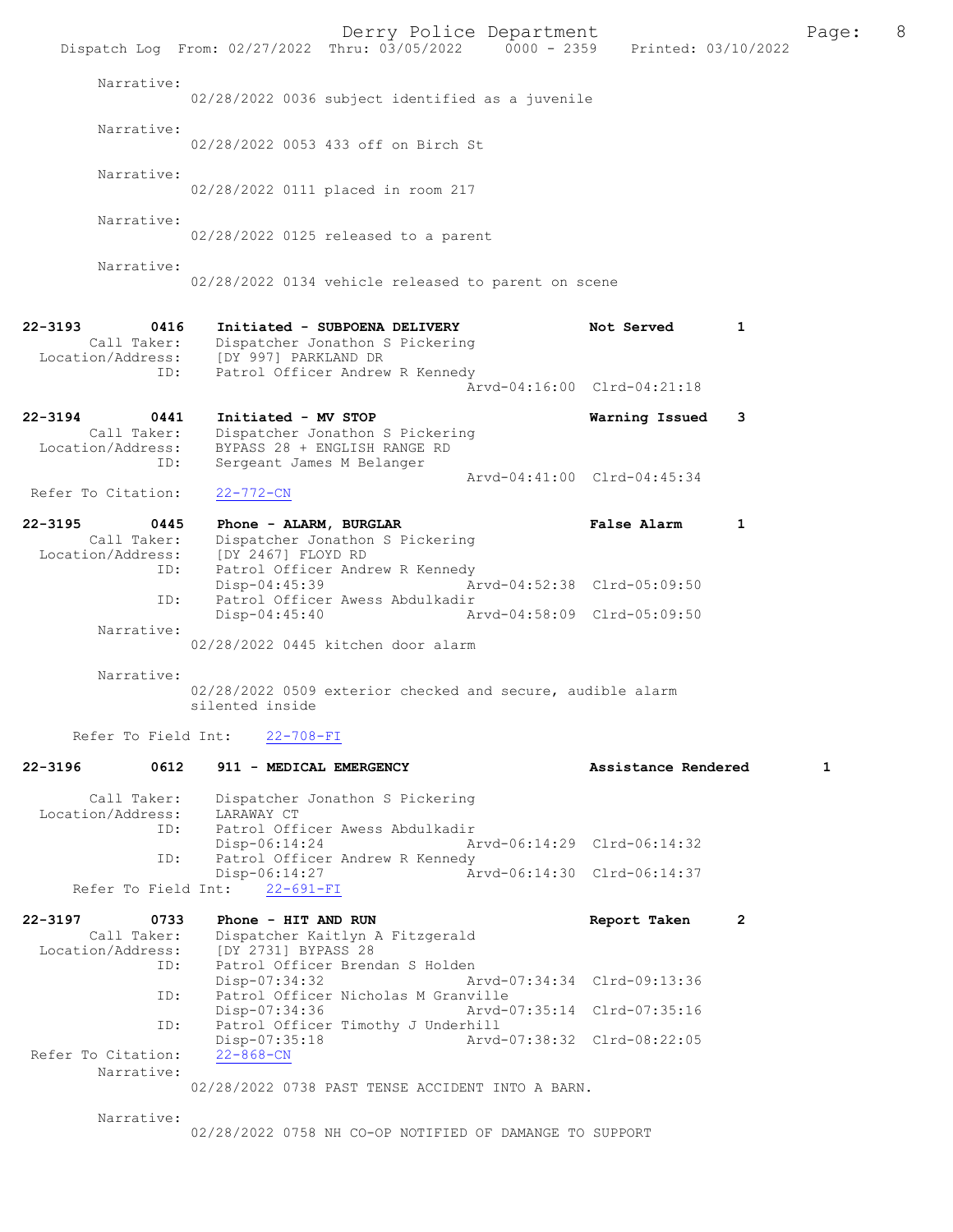Narrative:
02/28/2022 0036 subject identified as a juvenile

Narrative:
02/28/2022 0053 433 off on Birch St

Narrative:
02/28/2022 0111 placed in room 217

Narrative:
02/28/2022 0125 released to a parent

Narrative:
02/28/2022 0134 vehicle released to parent on scene

**22-3193 0416 Initiated - SUBPOENA DELIVERY** — **Not Served** — **1**
Call Taker: Dispatcher Jonathon S Pickering
Location/Address: [DY 997] PARKLAND DR
ID: Patrol Officer Andrew R Kennedy
Arvd-04:16:00 Clrd-04:21:18

**22-3194 0441 Initiated - MV STOP** — **Warning Issued** — **3**
Call Taker: Dispatcher Jonathon S Pickering
Location/Address: BYPASS 28 + ENGLISH RANGE RD
ID: Sergeant James M Belanger
Arvd-04:41:00 Clrd-04:45:34
Refer To Citation: 22-772-CN

**22-3195 0445 Phone - ALARM, BURGLAR** — **False Alarm** — **1**
Call Taker: Dispatcher Jonathon S Pickering
Location/Address: [DY 2467] FLOYD RD
ID: Patrol Officer Andrew R Kennedy
Disp-04:45:39 Arvd-04:52:38 Clrd-05:09:50
ID: Patrol Officer Awess Abdulkadir
Disp-04:45:40 Arvd-04:58:09 Clrd-05:09:50
Narrative:
02/28/2022 0445 kitchen door alarm

Narrative:
02/28/2022 0509 exterior checked and secure, audible alarm silented inside

Refer To Field Int: 22-708-FI

**22-3196 0612 911 - MEDICAL EMERGENCY** — **Assistance Rendered** — **1**
Call Taker: Dispatcher Jonathon S Pickering
Location/Address: LARAWAY CT
ID: Patrol Officer Awess Abdulkadir
Disp-06:14:24 Arvd-06:14:29 Clrd-06:14:32
ID: Patrol Officer Andrew R Kennedy
Disp-06:14:27 Arvd-06:14:30 Clrd-06:14:37
Refer To Field Int: 22-691-FI

**22-3197 0733 Phone - HIT AND RUN** — **Report Taken** — **2**
Call Taker: Dispatcher Kaitlyn A Fitzgerald
Location/Address: [DY 2731] BYPASS 28
ID: Patrol Officer Brendan S Holden
Disp-07:34:32 Arvd-07:34:34 Clrd-09:13:36
ID: Patrol Officer Nicholas M Granville
Disp-07:34:36 Arvd-07:35:14 Clrd-07:35:16
ID: Patrol Officer Timothy J Underhill
Disp-07:35:18 Arvd-07:38:32 Clrd-08:22:05
Refer To Citation: 22-868-CN
Narrative:
02/28/2022 0738 PAST TENSE ACCIDENT INTO A BARN.

Narrative:
02/28/2022 0758 NH CO-OP NOTIFIED OF DAMANGE TO SUPPORT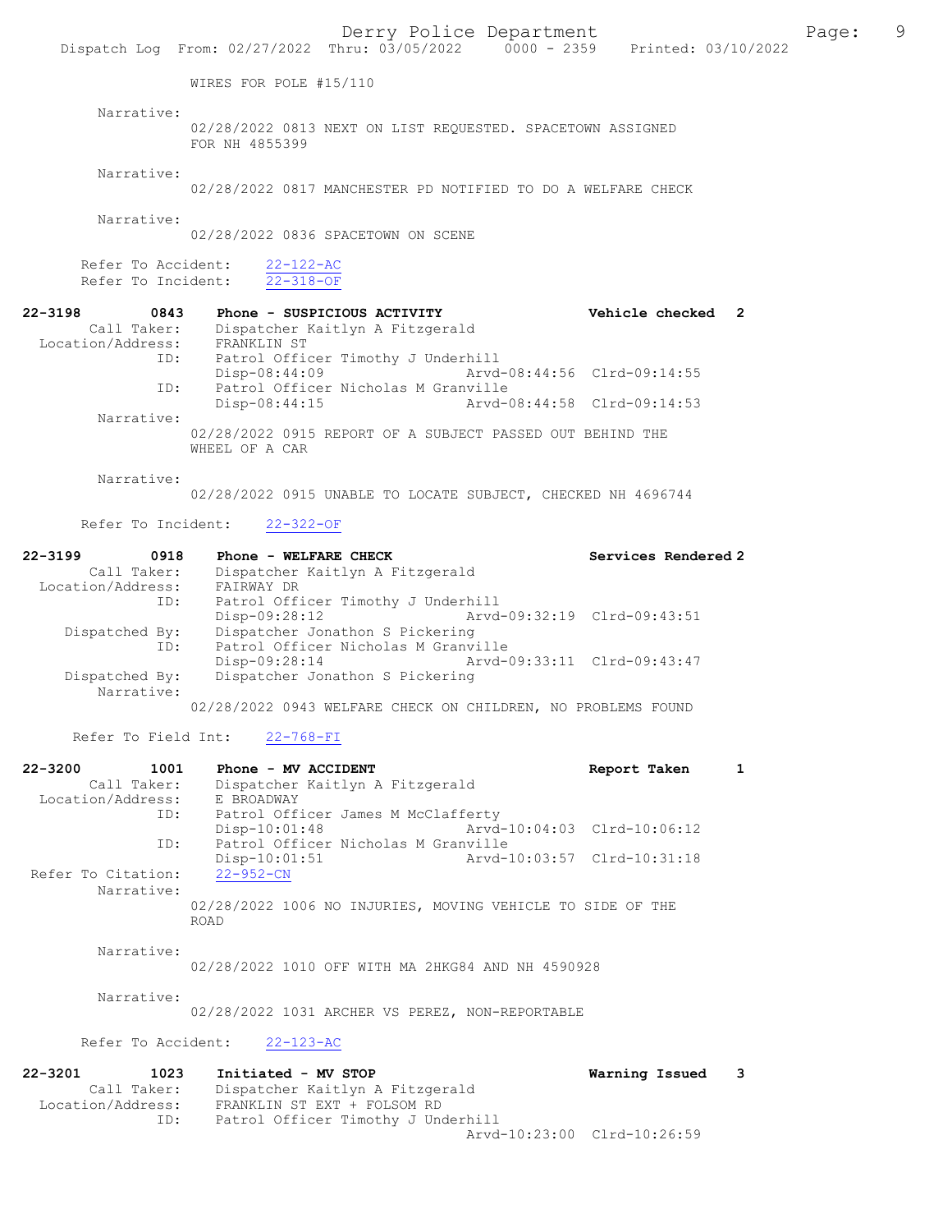WIRES FOR POLE #15/110

Narrative:
02/28/2022 0813 NEXT ON LIST REQUESTED. SPACETOWN ASSIGNED FOR NH 4855399

Narrative:
02/28/2022 0817 MANCHESTER PD NOTIFIED TO DO A WELFARE CHECK

Narrative:
02/28/2022 0836 SPACETOWN ON SCENE

Refer To Accident: 22-122-AC
Refer To Incident: 22-318-OF

**22-3198 0843 Phone - SUSPICIOUS ACTIVITY — Vehicle checked 2**

Call Taker: Dispatcher Kaitlyn A Fitzgerald
Location/Address: FRANKLIN ST
ID: Patrol Officer Timothy J Underhill
Disp-08:44:09 Arvd-08:44:56 Clrd-09:14:55
ID: Patrol Officer Nicholas M Granville
Disp-08:44:15 Arvd-08:44:58 Clrd-09:14:53

Narrative:
02/28/2022 0915 REPORT OF A SUBJECT PASSED OUT BEHIND THE WHEEL OF A CAR

Narrative:
02/28/2022 0915 UNABLE TO LOCATE SUBJECT, CHECKED NH 4696744

Refer To Incident: 22-322-OF

**22-3199 0918 Phone - WELFARE CHECK — Services Rendered 2**

Call Taker: Dispatcher Kaitlyn A Fitzgerald
Location/Address: FAIRWAY DR
ID: Patrol Officer Timothy J Underhill
Disp-09:28:12 Arvd-09:32:19 Clrd-09:43:51
Dispatched By: Dispatcher Jonathon S Pickering
ID: Patrol Officer Nicholas M Granville
Disp-09:28:14 Arvd-09:33:11 Clrd-09:43:47
Dispatched By: Dispatcher Jonathon S Pickering

Narrative:
02/28/2022 0943 WELFARE CHECK ON CHILDREN, NO PROBLEMS FOUND

Refer To Field Int: 22-768-FI

**22-3200 1001 Phone - MV ACCIDENT — Report Taken 1**

Call Taker: Dispatcher Kaitlyn A Fitzgerald
Location/Address: E BROADWAY
ID: Patrol Officer James M McClafferty
Disp-10:01:48 Arvd-10:04:03 Clrd-10:06:12
ID: Patrol Officer Nicholas M Granville
Disp-10:01:51 Arvd-10:03:57 Clrd-10:31:18
Refer To Citation: 22-952-CN

Narrative:
02/28/2022 1006 NO INJURIES, MOVING VEHICLE TO SIDE OF THE ROAD

Narrative:
02/28/2022 1010 OFF WITH MA 2HKG84 AND NH 4590928

Narrative:
02/28/2022 1031 ARCHER VS PEREZ, NON-REPORTABLE

Refer To Accident: 22-123-AC

**22-3201 1023 Initiated - MV STOP — Warning Issued 3**

Call Taker: Dispatcher Kaitlyn A Fitzgerald
Location/Address: FRANKLIN ST EXT + FOLSOM RD
ID: Patrol Officer Timothy J Underhill
Arvd-10:23:00 Clrd-10:26:59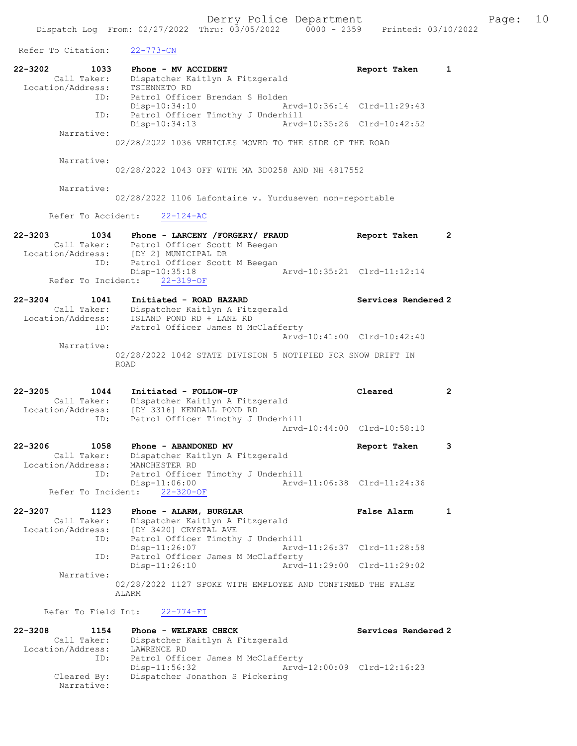Refer To Citation: 22-773-CN

**22-3202** 1033 **Phone - MV ACCIDENT** **Report Taken** **1**
Call Taker: Dispatcher Kaitlyn A Fitzgerald
Location/Address: TSIENNETO RD
ID: Patrol Officer Brendan S Holden
Disp-10:34:10 Arvd-10:36:14 Clrd-11:29:43
ID: Patrol Officer Timothy J Underhill
Disp-10:34:13 Arvd-10:35:26 Clrd-10:42:52
Narrative:
02/28/2022 1036 VEHICLES MOVED TO THE SIDE OF THE ROAD

Narrative:
02/28/2022 1043 OFF WITH MA 3D0258 AND NH 4817552

Narrative:
02/28/2022 1106 Lafontaine v. Yurduseven non-reportable

Refer To Accident: 22-124-AC

**22-3203** 1034 **Phone - LARCENY /FORGERY/ FRAUD** **Report Taken** **2**
Call Taker: Patrol Officer Scott M Beegan
Location/Address: [DY 2] MUNICIPAL DR
ID: Patrol Officer Scott M Beegan
Disp-10:35:18 Arvd-10:35:21 Clrd-11:12:14
Refer To Incident: 22-319-OF

**22-3204** 1041 **Initiated - ROAD HAZARD** **Services Rendered 2**
Call Taker: Dispatcher Kaitlyn A Fitzgerald
Location/Address: ISLAND POND RD + LANE RD
ID: Patrol Officer James M McClafferty
Arvd-10:41:00 Clrd-10:42:40
Narrative:
02/28/2022 1042 STATE DIVISION 5 NOTIFIED FOR SNOW DRIFT IN ROAD

**22-3205** 1044 **Initiated - FOLLOW-UP** **Cleared** **2**
Call Taker: Dispatcher Kaitlyn A Fitzgerald
Location/Address: [DY 3316] KENDALL POND RD
ID: Patrol Officer Timothy J Underhill
Arvd-10:44:00 Clrd-10:58:10

**22-3206** 1058 **Phone - ABANDONED MV** **Report Taken** **3**
Call Taker: Dispatcher Kaitlyn A Fitzgerald
Location/Address: MANCHESTER RD
ID: Patrol Officer Timothy J Underhill
Disp-11:06:00 Arvd-11:06:38 Clrd-11:24:36
Refer To Incident: 22-320-OF

**22-3207** 1123 **Phone - ALARM, BURGLAR** **False Alarm** **1**
Call Taker: Dispatcher Kaitlyn A Fitzgerald
Location/Address: [DY 3420] CRYSTAL AVE
ID: Patrol Officer Timothy J Underhill
Disp-11:26:07 Arvd-11:26:37 Clrd-11:28:58
ID: Patrol Officer James M McClafferty
Disp-11:26:10 Arvd-11:29:00 Clrd-11:29:02
Narrative:
02/28/2022 1127 SPOKE WITH EMPLOYEE AND CONFIRMED THE FALSE ALARM

Refer To Field Int: 22-774-FI

**22-3208** 1154 **Phone - WELFARE CHECK** **Services Rendered 2**
Call Taker: Dispatcher Kaitlyn A Fitzgerald
Location/Address: LAWRENCE RD
ID: Patrol Officer James M McClafferty
Disp-11:56:32 Arvd-12:00:09 Clrd-12:16:23
Cleared By: Dispatcher Jonathon S Pickering
Narrative: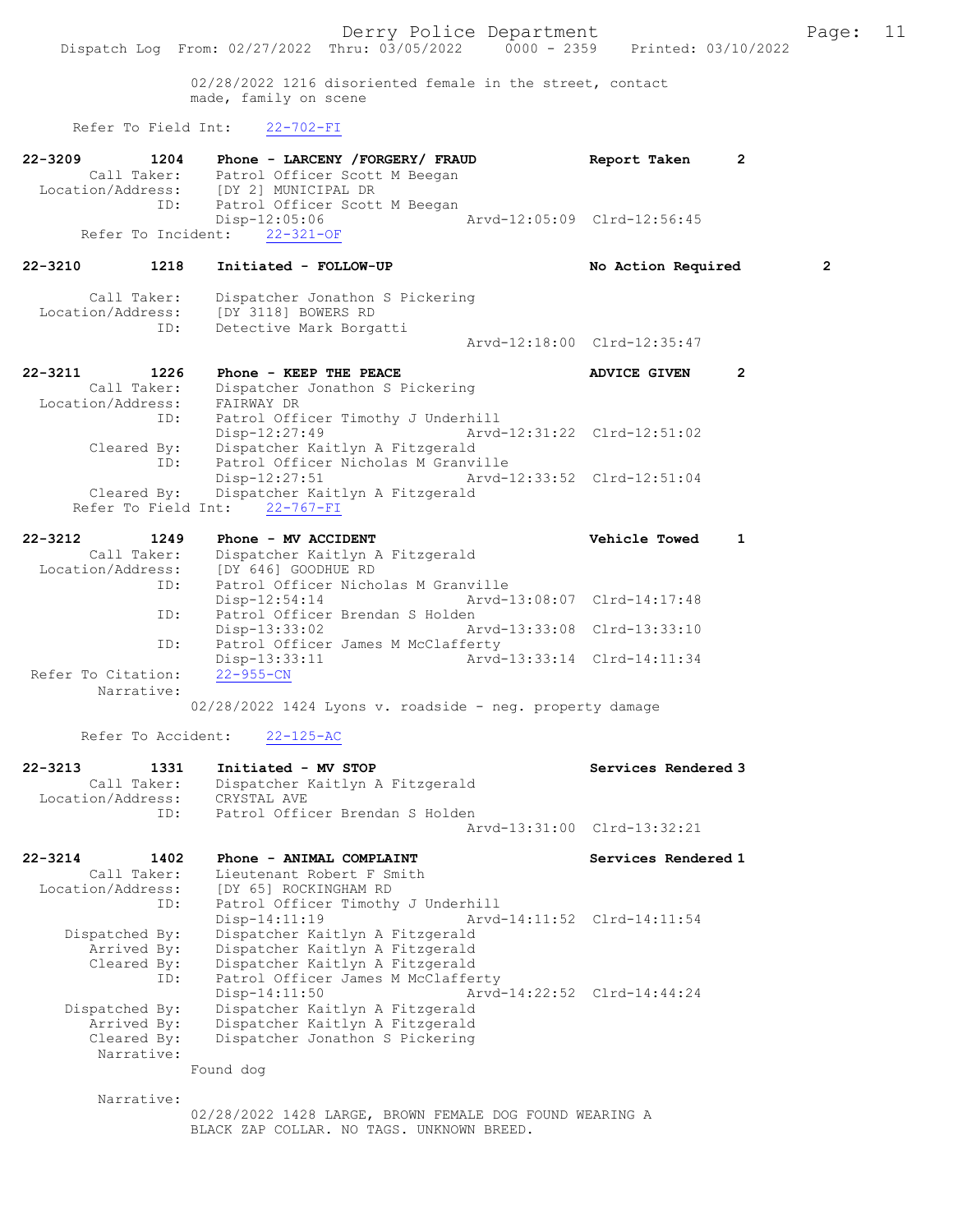02/28/2022 1216 disoriented female in the street, contact made, family on scene

Refer To Field Int: 22-702-FI

**22-3209 1204 Phone - LARCENY /FORGERY/ FRAUD — Report Taken 2**

Call Taker: Patrol Officer Scott M Beegan
Location/Address: [DY 2] MUNICIPAL DR
ID: Patrol Officer Scott M Beegan
Disp-12:05:06 Arvd-12:05:09 Clrd-12:56:45
Refer To Incident: 22-321-OF

**22-3210 1218 Initiated - FOLLOW-UP — No Action Required 2**

Call Taker: Dispatcher Jonathon S Pickering
Location/Address: [DY 3118] BOWERS RD
ID: Detective Mark Borgatti
Arvd-12:18:00 Clrd-12:35:47

**22-3211 1226 Phone - KEEP THE PEACE — ADVICE GIVEN 2**

Call Taker: Dispatcher Jonathon S Pickering
Location/Address: FAIRWAY DR
ID: Patrol Officer Timothy J Underhill
Disp-12:27:49 Arvd-12:31:22 Clrd-12:51:02
Cleared By: Dispatcher Kaitlyn A Fitzgerald
ID: Patrol Officer Nicholas M Granville
Disp-12:27:51 Arvd-12:33:52 Clrd-12:51:04
Cleared By: Dispatcher Kaitlyn A Fitzgerald
Refer To Field Int: 22-767-FI

**22-3212 1249 Phone - MV ACCIDENT — Vehicle Towed 1**

Call Taker: Dispatcher Kaitlyn A Fitzgerald
Location/Address: [DY 646] GOODHUE RD
ID: Patrol Officer Nicholas M Granville
Disp-12:54:14 Arvd-13:08:07 Clrd-14:17:48
ID: Patrol Officer Brendan S Holden
Disp-13:33:02 Arvd-13:33:08 Clrd-13:33:10
ID: Patrol Officer James M McClafferty
Disp-13:33:11 Arvd-13:33:14 Clrd-14:11:34
Refer To Citation: 22-955-CN
Narrative:
02/28/2022 1424 Lyons v. roadside - neg. property damage

Refer To Accident: 22-125-AC

**22-3213 1331 Initiated - MV STOP — Services Rendered 3**

Call Taker: Dispatcher Kaitlyn A Fitzgerald
Location/Address: CRYSTAL AVE
ID: Patrol Officer Brendan S Holden
Arvd-13:31:00 Clrd-13:32:21

**22-3214 1402 Phone - ANIMAL COMPLAINT — Services Rendered 1**

Call Taker: Lieutenant Robert F Smith
Location/Address: [DY 65] ROCKINGHAM RD
ID: Patrol Officer Timothy J Underhill
Disp-14:11:19 Arvd-14:11:52 Clrd-14:11:54
Dispatched By: Dispatcher Kaitlyn A Fitzgerald
Arrived By: Dispatcher Kaitlyn A Fitzgerald
Cleared By: Dispatcher Kaitlyn A Fitzgerald
ID: Patrol Officer James M McClafferty
Disp-14:11:50 Arvd-14:22:52 Clrd-14:44:24
Dispatched By: Dispatcher Kaitlyn A Fitzgerald
Arrived By: Dispatcher Kaitlyn A Fitzgerald
Cleared By: Dispatcher Jonathon S Pickering
Narrative:
Found dog

Narrative:
02/28/2022 1428 LARGE, BROWN FEMALE DOG FOUND WEARING A BLACK ZAP COLLAR. NO TAGS. UNKNOWN BREED.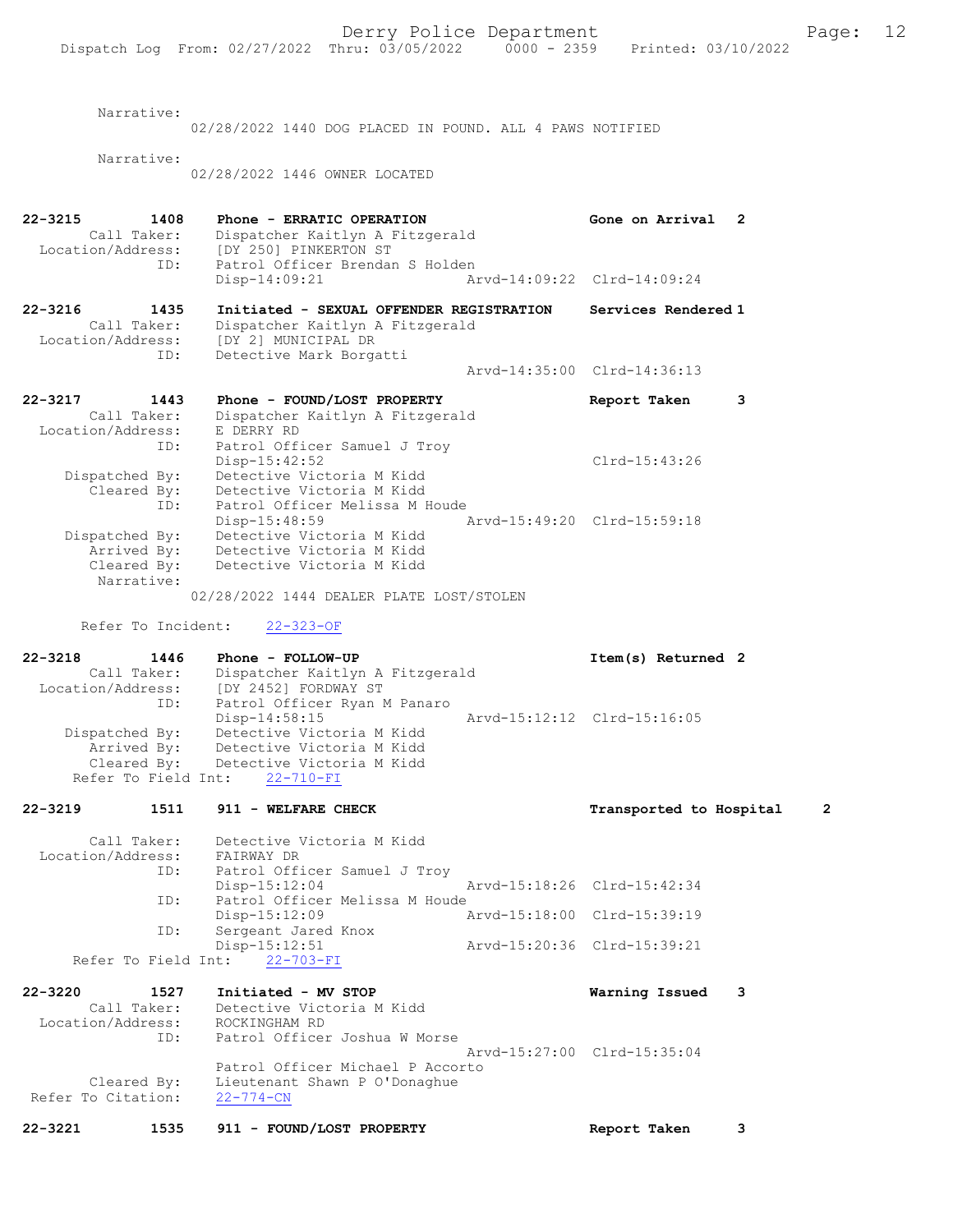Narrative:
02/28/2022 1440 DOG PLACED IN POUND. ALL 4 PAWS NOTIFIED

Narrative:
02/28/2022 1446 OWNER LOCATED

**22-3215 1408 Phone - ERRATIC OPERATION** — Gone on Arrival 2
Call Taker: Dispatcher Kaitlyn A Fitzgerald
Location/Address: [DY 250] PINKERTON ST
ID: Patrol Officer Brendan S Holden
Disp-14:09:21 Arvd-14:09:22 Clrd-14:09:24

**22-3216 1435 Initiated - SEXUAL OFFENDER REGISTRATION** — Services Rendered 1
Call Taker: Dispatcher Kaitlyn A Fitzgerald
Location/Address: [DY 2] MUNICIPAL DR
ID: Detective Mark Borgatti
Arvd-14:35:00 Clrd-14:36:13

**22-3217 1443 Phone - FOUND/LOST PROPERTY** — Report Taken 3
Call Taker: Dispatcher Kaitlyn A Fitzgerald
Location/Address: E DERRY RD
ID: Patrol Officer Samuel J Troy
Disp-15:42:52 Clrd-15:43:26
Dispatched By: Detective Victoria M Kidd
Cleared By: Detective Victoria M Kidd
ID: Patrol Officer Melissa M Houde
Disp-15:48:59 Arvd-15:49:20 Clrd-15:59:18
Dispatched By: Detective Victoria M Kidd
Arrived By: Detective Victoria M Kidd
Cleared By: Detective Victoria M Kidd
Narrative:
02/28/2022 1444 DEALER PLATE LOST/STOLEN

Refer To Incident: 22-323-OF

**22-3218 1446 Phone - FOLLOW-UP** — Item(s) Returned 2
Call Taker: Dispatcher Kaitlyn A Fitzgerald
Location/Address: [DY 2452] FORDWAY ST
ID: Patrol Officer Ryan M Panaro
Disp-14:58:15 Arvd-15:12:12 Clrd-15:16:05
Dispatched By: Detective Victoria M Kidd
Arrived By: Detective Victoria M Kidd
Cleared By: Detective Victoria M Kidd
Refer To Field Int: 22-710-FI

**22-3219 1511 911 - WELFARE CHECK** — Transported to Hospital 2
Call Taker: Detective Victoria M Kidd
Location/Address: FAIRWAY DR
ID: Patrol Officer Samuel J Troy
Disp-15:12:04 Arvd-15:18:26 Clrd-15:42:34
ID: Patrol Officer Melissa M Houde
Disp-15:12:09 Arvd-15:18:00 Clrd-15:39:19
ID: Sergeant Jared Knox
Disp-15:12:51 Arvd-15:20:36 Clrd-15:39:21
Refer To Field Int: 22-703-FI

**22-3220 1527 Initiated - MV STOP** — Warning Issued 3
Call Taker: Detective Victoria M Kidd
Location/Address: ROCKINGHAM RD
ID: Patrol Officer Joshua W Morse
Arvd-15:27:00 Clrd-15:35:04
Patrol Officer Michael P Accorto
Cleared By: Lieutenant Shawn P O'Donaghue
Refer To Citation: 22-774-CN

**22-3221 1535 911 - FOUND/LOST PROPERTY** — Report Taken 3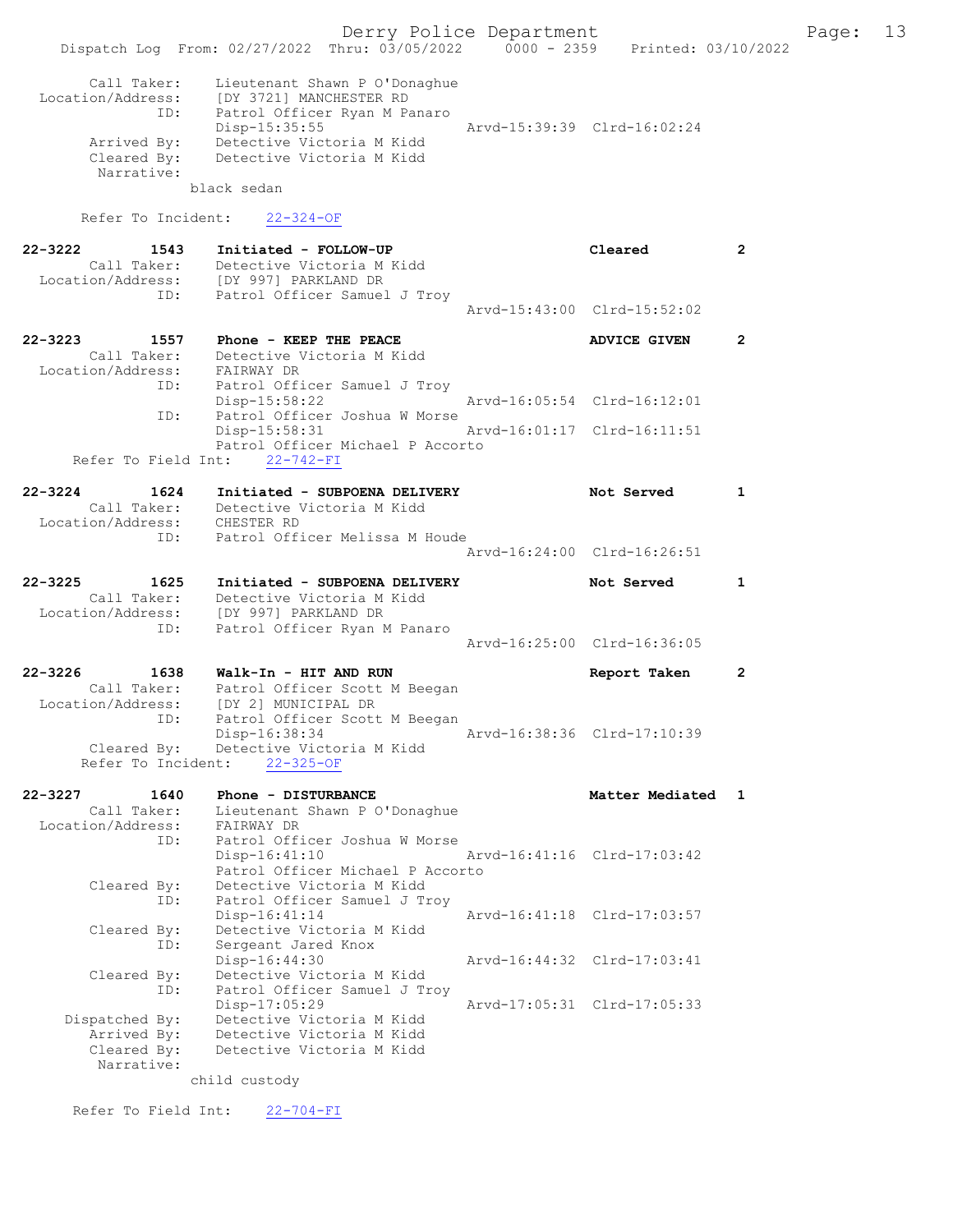```
        Call Taker:    Lieutenant Shawn P O'Donaghue
  Location/Address:    [DY 3721] MANCHESTER RD
                ID:    Patrol Officer Ryan M Panaro
                       Disp-15:35:55              Arvd-15:39:39  Clrd-16:02:24
       Arrived By:     Detective Victoria M Kidd
       Cleared By:     Detective Victoria M Kidd
        Narrative:
                   black sedan

      Refer To Incident:    22-324-OF

22-3222        1543    Initiated - FOLLOW-UP                          Cleared         2
        Call Taker:    Detective Victoria M Kidd
  Location/Address:    [DY 997] PARKLAND DR
                ID:    Patrol Officer Samuel J Troy
                                                  Arvd-15:43:00  Clrd-15:52:02

22-3223        1557    Phone - KEEP THE PEACE                         ADVICE GIVEN    2
        Call Taker:    Detective Victoria M Kidd
  Location/Address:    FAIRWAY DR
                ID:    Patrol Officer Samuel J Troy
                       Disp-15:58:22              Arvd-16:05:54  Clrd-16:12:01
                ID:    Patrol Officer Joshua W Morse
                       Disp-15:58:31              Arvd-16:01:17  Clrd-16:11:51
                       Patrol Officer Michael P Accorto
     Refer To Field Int:    22-742-FI

22-3224        1624    Initiated - SUBPOENA DELIVERY                  Not Served      1
        Call Taker:    Detective Victoria M Kidd
  Location/Address:    CHESTER RD
                ID:    Patrol Officer Melissa M Houde
                                                  Arvd-16:24:00  Clrd-16:26:51

22-3225        1625    Initiated - SUBPOENA DELIVERY                  Not Served      1
        Call Taker:    Detective Victoria M Kidd
  Location/Address:    [DY 997] PARKLAND DR
                ID:    Patrol Officer Ryan M Panaro
                                                  Arvd-16:25:00  Clrd-16:36:05

22-3226        1638    Walk-In - HIT AND RUN                          Report Taken    2
        Call Taker:    Patrol Officer Scott M Beegan
  Location/Address:    [DY 2] MUNICIPAL DR
                ID:    Patrol Officer Scott M Beegan
                       Disp-16:38:34              Arvd-16:38:36  Clrd-17:10:39
       Cleared By:     Detective Victoria M Kidd
      Refer To Incident:    22-325-OF

22-3227        1640    Phone - DISTURBANCE                            Matter Mediated 1
        Call Taker:    Lieutenant Shawn P O'Donaghue
  Location/Address:    FAIRWAY DR
                ID:    Patrol Officer Joshua W Morse
                       Disp-16:41:10              Arvd-16:41:16  Clrd-17:03:42
                       Patrol Officer Michael P Accorto
       Cleared By:     Detective Victoria M Kidd
                ID:    Patrol Officer Samuel J Troy
                       Disp-16:41:14              Arvd-16:41:18  Clrd-17:03:57
       Cleared By:     Detective Victoria M Kidd
                ID:    Sergeant Jared Knox
                       Disp-16:44:30              Arvd-16:44:32  Clrd-17:03:41
       Cleared By:     Detective Victoria M Kidd
                ID:    Patrol Officer Samuel J Troy
                       Disp-17:05:29              Arvd-17:05:31  Clrd-17:05:33
    Dispatched By:     Detective Victoria M Kidd
       Arrived By:     Detective Victoria M Kidd
       Cleared By:     Detective Victoria M Kidd
        Narrative:
                   child custody

     Refer To Field Int:    22-704-FI
```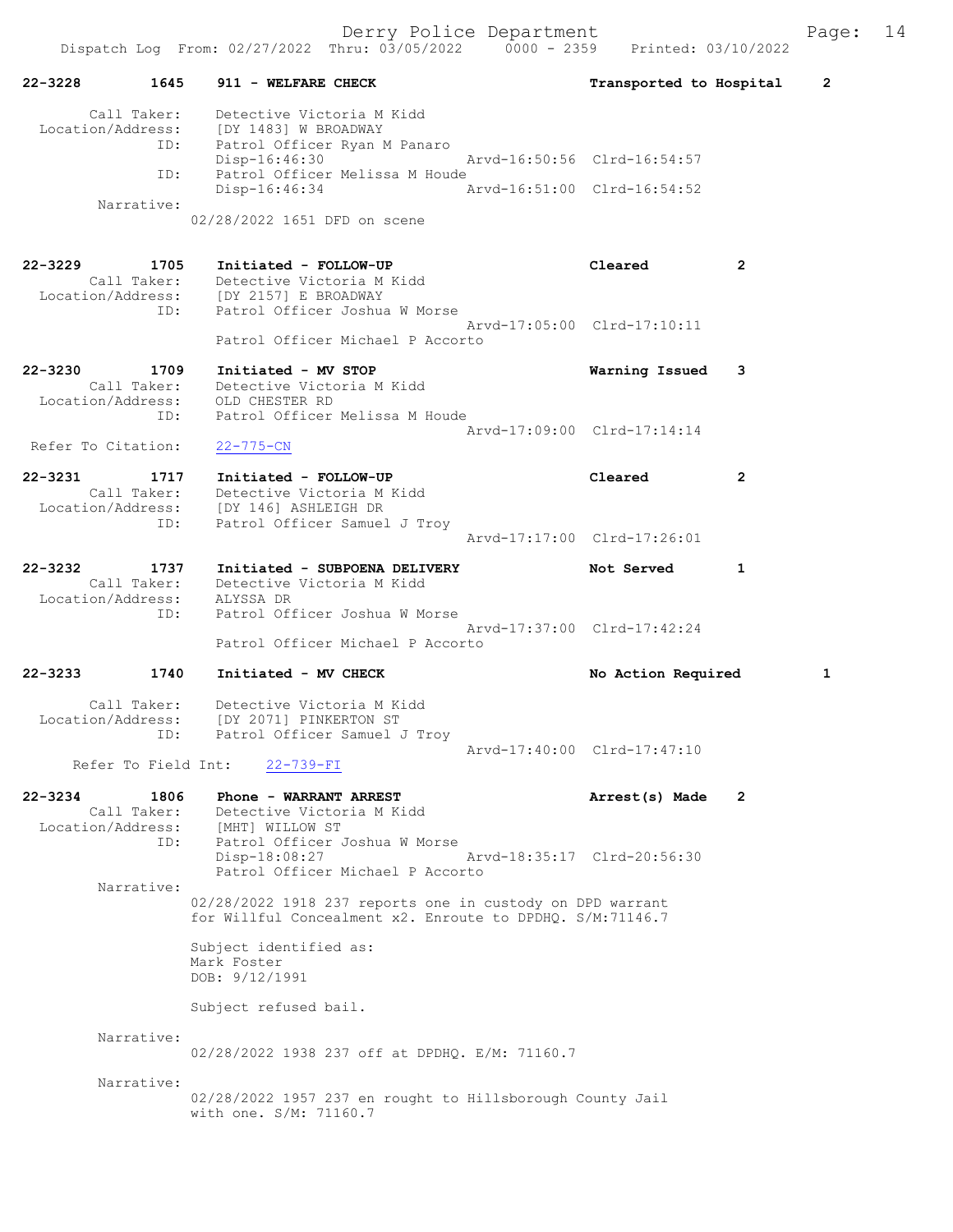22-3228 1645 911 - WELFARE CHECK Transported to Hospital 2

Call Taker: Detective Victoria M Kidd
Location/Address: [DY 1483] W BROADWAY
ID: Patrol Officer Ryan M Panaro
Disp-16:46:30 Arvd-16:50:56 Clrd-16:54:57
ID: Patrol Officer Melissa M Houde
Disp-16:46:34 Arvd-16:51:00 Clrd-16:54:52
Narrative:
02/28/2022 1651 DFD on scene

22-3229 1705 Initiated - FOLLOW-UP Cleared 2
Call Taker: Detective Victoria M Kidd
Location/Address: [DY 2157] E BROADWAY
ID: Patrol Officer Joshua W Morse
Arvd-17:05:00 Clrd-17:10:11
Patrol Officer Michael P Accorto

22-3230 1709 Initiated - MV STOP Warning Issued 3
Call Taker: Detective Victoria M Kidd
Location/Address: OLD CHESTER RD
ID: Patrol Officer Melissa M Houde
Arvd-17:09:00 Clrd-17:14:14
Refer To Citation: 22-775-CN

22-3231 1717 Initiated - FOLLOW-UP Cleared 2
Call Taker: Detective Victoria M Kidd
Location/Address: [DY 146] ASHLEIGH DR
ID: Patrol Officer Samuel J Troy
Arvd-17:17:00 Clrd-17:26:01

22-3232 1737 Initiated - SUBPOENA DELIVERY Not Served 1
Call Taker: Detective Victoria M Kidd
Location/Address: ALYSSA DR
ID: Patrol Officer Joshua W Morse
Arvd-17:37:00 Clrd-17:42:24
Patrol Officer Michael P Accorto

22-3233 1740 Initiated - MV CHECK No Action Required 1

Call Taker: Detective Victoria M Kidd
Location/Address: [DY 2071] PINKERTON ST
ID: Patrol Officer Samuel J Troy
Arvd-17:40:00 Clrd-17:47:10
Refer To Field Int: 22-739-FI

22-3234 1806 Phone - WARRANT ARREST Arrest(s) Made 2
Call Taker: Detective Victoria M Kidd
Location/Address: [MHT] WILLOW ST
ID: Patrol Officer Joshua W Morse
Disp-18:08:27 Arvd-18:35:17 Clrd-20:56:30
Patrol Officer Michael P Accorto
Narrative:
02/28/2022 1918 237 reports one in custody on DPD warrant
for Willful Concealment x2. Enroute to DPDHQ. S/M:71146.7

Subject identified as:
Mark Foster
DOB: 9/12/1991

Subject refused bail.

Narrative:
02/28/2022 1938 237 off at DPDHQ. E/M: 71160.7

Narrative:
02/28/2022 1957 237 en rought to Hillsborough County Jail
with one. S/M: 71160.7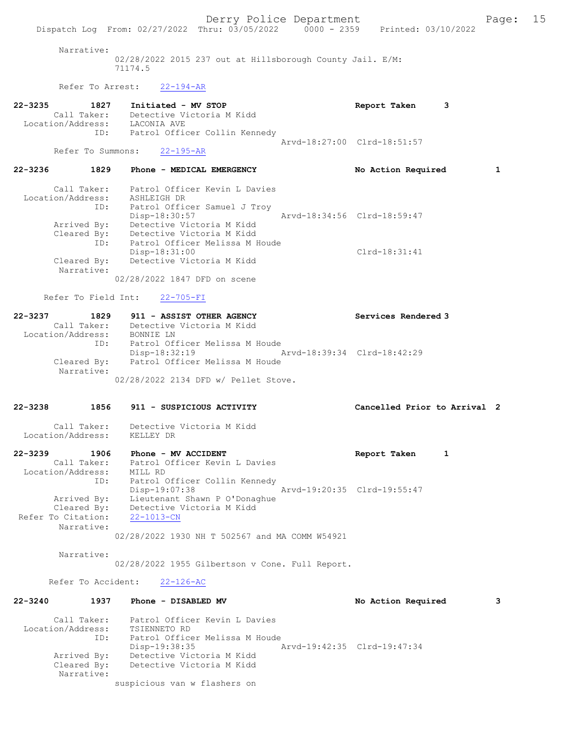Narrative:
02/28/2022 2015 237 out at Hillsborough County Jail. E/M: 71174.5

Refer To Arrest: 22-194-AR

22-3235 1827 Initiated - MV STOP Report Taken 3
Call Taker: Detective Victoria M Kidd
Location/Address: LACONIA AVE
ID: Patrol Officer Collin Kennedy
Arvd-18:27:00 Clrd-18:51:57
Refer To Summons: 22-195-AR

22-3236 1829 Phone - MEDICAL EMERGENCY No Action Required 1

Call Taker: Patrol Officer Kevin L Davies
Location/Address: ASHLEIGH DR
ID: Patrol Officer Samuel J Troy
Disp-18:30:57 Arvd-18:34:56 Clrd-18:59:47
Arrived By: Detective Victoria M Kidd
Cleared By: Detective Victoria M Kidd
ID: Patrol Officer Melissa M Houde
Disp-18:31:00 Clrd-18:31:41
Cleared By: Detective Victoria M Kidd
Narrative:
02/28/2022 1847 DFD on scene

Refer To Field Int: 22-705-FI

22-3237 1829 911 - ASSIST OTHER AGENCY Services Rendered 3
Call Taker: Detective Victoria M Kidd
Location/Address: BONNIE LN
ID: Patrol Officer Melissa M Houde
Disp-18:32:19 Arvd-18:39:34 Clrd-18:42:29
Cleared By: Patrol Officer Melissa M Houde
Narrative:
02/28/2022 2134 DFD w/ Pellet Stove.

22-3238 1856 911 - SUSPICIOUS ACTIVITY Cancelled Prior to Arrival 2

Call Taker: Detective Victoria M Kidd
Location/Address: KELLEY DR

22-3239 1906 Phone - MV ACCIDENT Report Taken 1
Call Taker: Patrol Officer Kevin L Davies
Location/Address: MILL RD
ID: Patrol Officer Collin Kennedy
Disp-19:07:38 Arvd-19:20:35 Clrd-19:55:47
Arrived By: Lieutenant Shawn P O'Donaghue
Cleared By: Detective Victoria M Kidd
Refer To Citation: 22-1013-CN
Narrative:
02/28/2022 1930 NH T 502567 and MA COMM W54921

Narrative:
02/28/2022 1955 Gilbertson v Cone. Full Report.

Refer To Accident: 22-126-AC

22-3240 1937 Phone - DISABLED MV No Action Required 3

Call Taker: Patrol Officer Kevin L Davies
Location/Address: TSIENNETO RD
ID: Patrol Officer Melissa M Houde
Disp-19:38:35 Arvd-19:42:35 Clrd-19:47:34
Arrived By: Detective Victoria M Kidd
Cleared By: Detective Victoria M Kidd
Narrative:
suspicious van w flashers on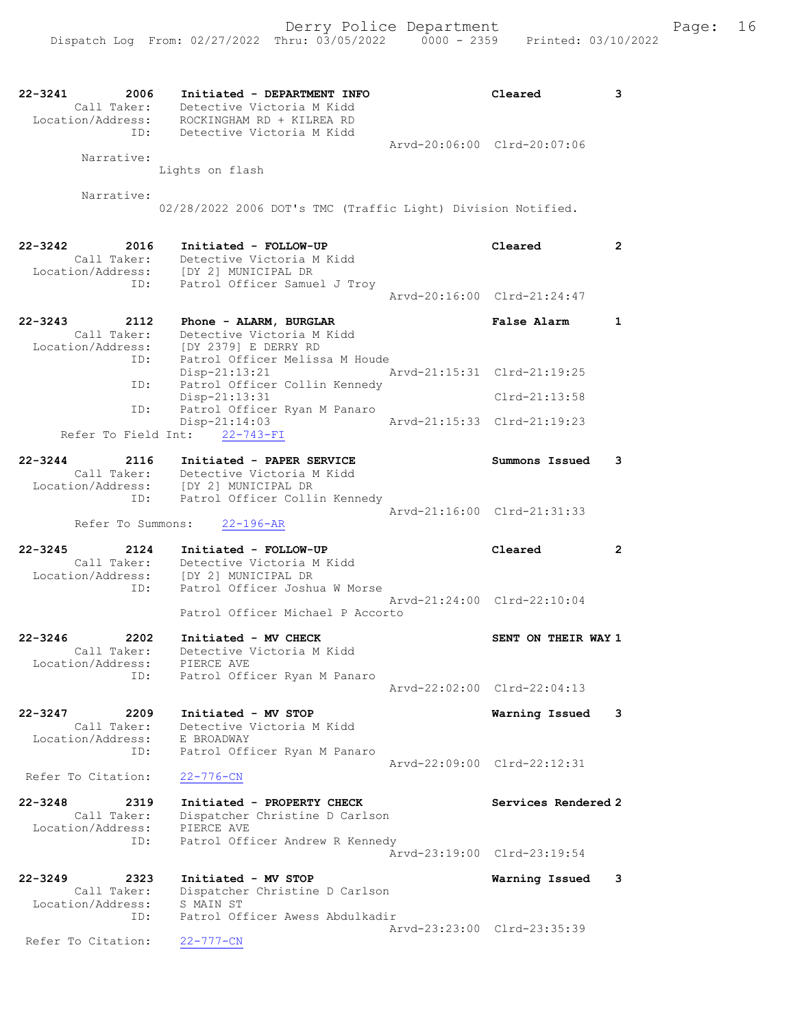22-3241 2006 Initiated - DEPARTMENT INFO Cleared 3
Call Taker: Detective Victoria M Kidd
Location/Address: ROCKINGHAM RD + KILREA RD
ID: Detective Victoria M Kidd
Arvd-20:06:00 Clrd-20:07:06
Narrative:
Lights on flash

Narrative:
02/28/2022 2006 DOT's TMC (Traffic Light) Division Notified.

22-3242 2016 Initiated - FOLLOW-UP Cleared 2
Call Taker: Detective Victoria M Kidd
Location/Address: [DY 2] MUNICIPAL DR
ID: Patrol Officer Samuel J Troy
Arvd-20:16:00 Clrd-21:24:47

22-3243 2112 Phone - ALARM, BURGLAR False Alarm 1
Call Taker: Detective Victoria M Kidd
Location/Address: [DY 2379] E DERRY RD
ID: Patrol Officer Melissa M Houde
Disp-21:13:21 Arvd-21:15:31 Clrd-21:19:25
ID: Patrol Officer Collin Kennedy
Disp-21:13:31 Clrd-21:13:58
ID: Patrol Officer Ryan M Panaro
Disp-21:14:03 Arvd-21:15:33 Clrd-21:19:23
Refer To Field Int: 22-743-FI

22-3244 2116 Initiated - PAPER SERVICE Summons Issued 3
Call Taker: Detective Victoria M Kidd
Location/Address: [DY 2] MUNICIPAL DR
ID: Patrol Officer Collin Kennedy
Arvd-21:16:00 Clrd-21:31:33
Refer To Summons: 22-196-AR

22-3245 2124 Initiated - FOLLOW-UP Cleared 2
Call Taker: Detective Victoria M Kidd
Location/Address: [DY 2] MUNICIPAL DR
ID: Patrol Officer Joshua W Morse
Arvd-21:24:00 Clrd-22:10:04
Patrol Officer Michael P Accorto

22-3246 2202 Initiated - MV CHECK SENT ON THEIR WAY 1
Call Taker: Detective Victoria M Kidd
Location/Address: PIERCE AVE
ID: Patrol Officer Ryan M Panaro
Arvd-22:02:00 Clrd-22:04:13

22-3247 2209 Initiated - MV STOP Warning Issued 3
Call Taker: Detective Victoria M Kidd
Location/Address: E BROADWAY
ID: Patrol Officer Ryan M Panaro
Arvd-22:09:00 Clrd-22:12:31
Refer To Citation: 22-776-CN

22-3248 2319 Initiated - PROPERTY CHECK Services Rendered 2
Call Taker: Dispatcher Christine D Carlson
Location/Address: PIERCE AVE
ID: Patrol Officer Andrew R Kennedy
Arvd-23:19:00 Clrd-23:19:54

22-3249 2323 Initiated - MV STOP Warning Issued 3
Call Taker: Dispatcher Christine D Carlson
Location/Address: S MAIN ST
ID: Patrol Officer Awess Abdulkadir
Arvd-23:23:00 Clrd-23:35:39
Refer To Citation: 22-777-CN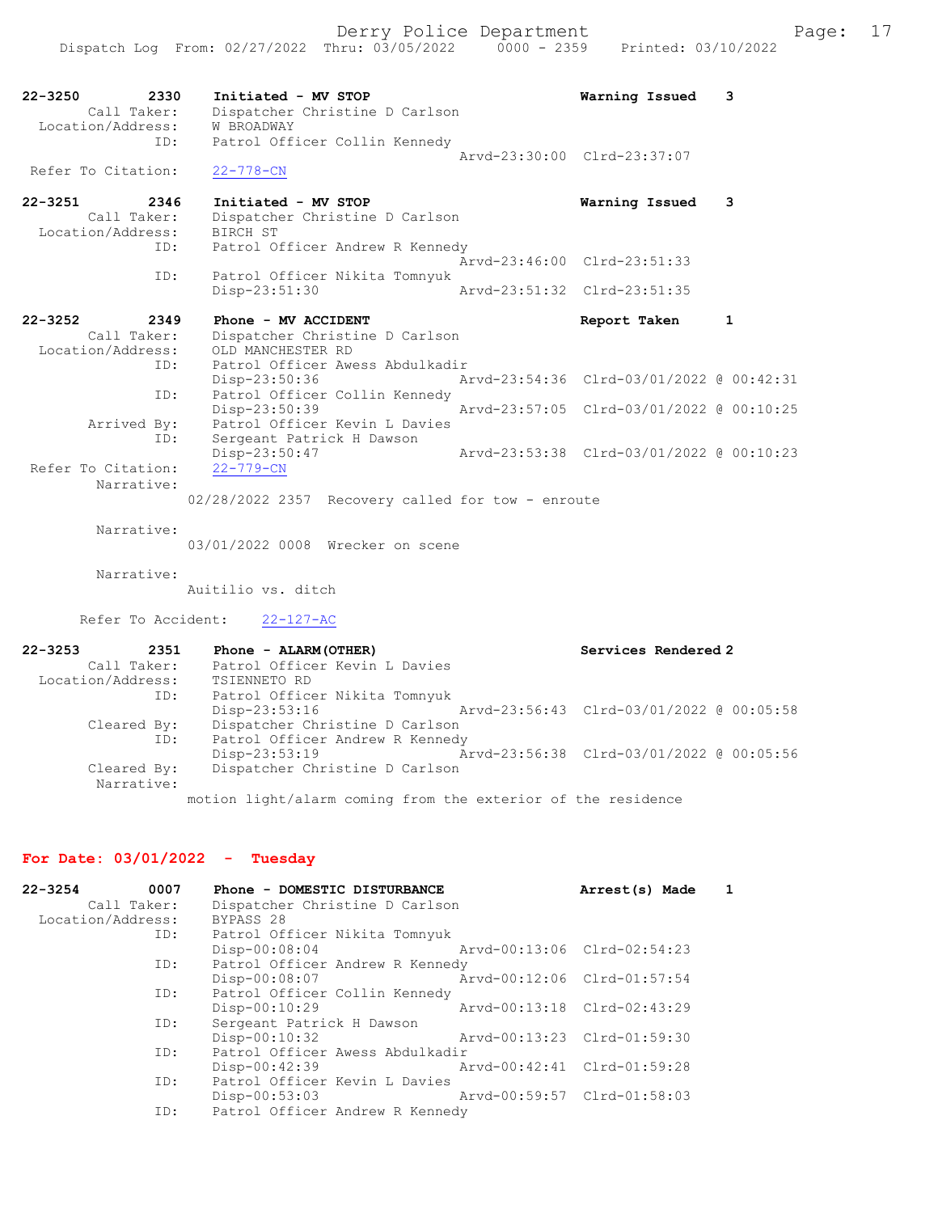22-3250 2330 Initiated - MV STOP Warning Issued 3
Call Taker: Dispatcher Christine D Carlson
Location/Address: W BROADWAY
ID: Patrol Officer Collin Kennedy
Arvd-23:30:00 Clrd-23:37:07
Refer To Citation: 22-778-CN

22-3251 2346 Initiated - MV STOP Warning Issued 3
Call Taker: Dispatcher Christine D Carlson
Location/Address: BIRCH ST
ID: Patrol Officer Andrew R Kennedy
Arvd-23:46:00 Clrd-23:51:33
ID: Patrol Officer Nikita Tomnyuk
Disp-23:51:30 Arvd-23:51:32 Clrd-23:51:35

22-3252 2349 Phone - MV ACCIDENT Report Taken 1
Call Taker: Dispatcher Christine D Carlson
Location/Address: OLD MANCHESTER RD
ID: Patrol Officer Awess Abdulkadir
Disp-23:50:36 Arvd-23:54:36 Clrd-03/01/2022 @ 00:42:31
ID: Patrol Officer Collin Kennedy
Disp-23:50:39 Arvd-23:57:05 Clrd-03/01/2022 @ 00:10:25
Arrived By: Patrol Officer Kevin L Davies
ID: Sergeant Patrick H Dawson
Disp-23:50:47 Arvd-23:53:38 Clrd-03/01/2022 @ 00:10:23
Refer To Citation: 22-779-CN
Narrative:
02/28/2022 2357 Recovery called for tow - enroute

Narrative:
03/01/2022 0008 Wrecker on scene

Narrative:
Auitilio vs. ditch

Refer To Accident: 22-127-AC

22-3253 2351 Phone - ALARM(OTHER) Services Rendered 2
Call Taker: Patrol Officer Kevin L Davies
Location/Address: TSIENNETO RD
ID: Patrol Officer Nikita Tomnyuk
Disp-23:53:16 Arvd-23:56:43 Clrd-03/01/2022 @ 00:05:58
Cleared By: Dispatcher Christine D Carlson
ID: Patrol Officer Andrew R Kennedy
Disp-23:53:19 Arvd-23:56:38 Clrd-03/01/2022 @ 00:05:56
Cleared By: Dispatcher Christine D Carlson
Narrative:
motion light/alarm coming from the exterior of the residence

## For Date: 03/01/2022 - Tuesday

22-3254 0007 Phone - DOMESTIC DISTURBANCE Arrest(s) Made 1
Call Taker: Dispatcher Christine D Carlson
Location/Address: BYPASS 28
ID: Patrol Officer Nikita Tomnyuk
Disp-00:08:04 Arvd-00:13:06 Clrd-02:54:23
ID: Patrol Officer Andrew R Kennedy
Disp-00:08:07 Arvd-00:12:06 Clrd-01:57:54
ID: Patrol Officer Collin Kennedy
Disp-00:10:29 Arvd-00:13:18 Clrd-02:43:29
ID: Sergeant Patrick H Dawson
Disp-00:10:32 Arvd-00:13:23 Clrd-01:59:30
ID: Patrol Officer Awess Abdulkadir
Disp-00:42:39 Arvd-00:42:41 Clrd-01:59:28
ID: Patrol Officer Kevin L Davies
Disp-00:53:03 Arvd-00:59:57 Clrd-01:58:03
ID: Patrol Officer Andrew R Kennedy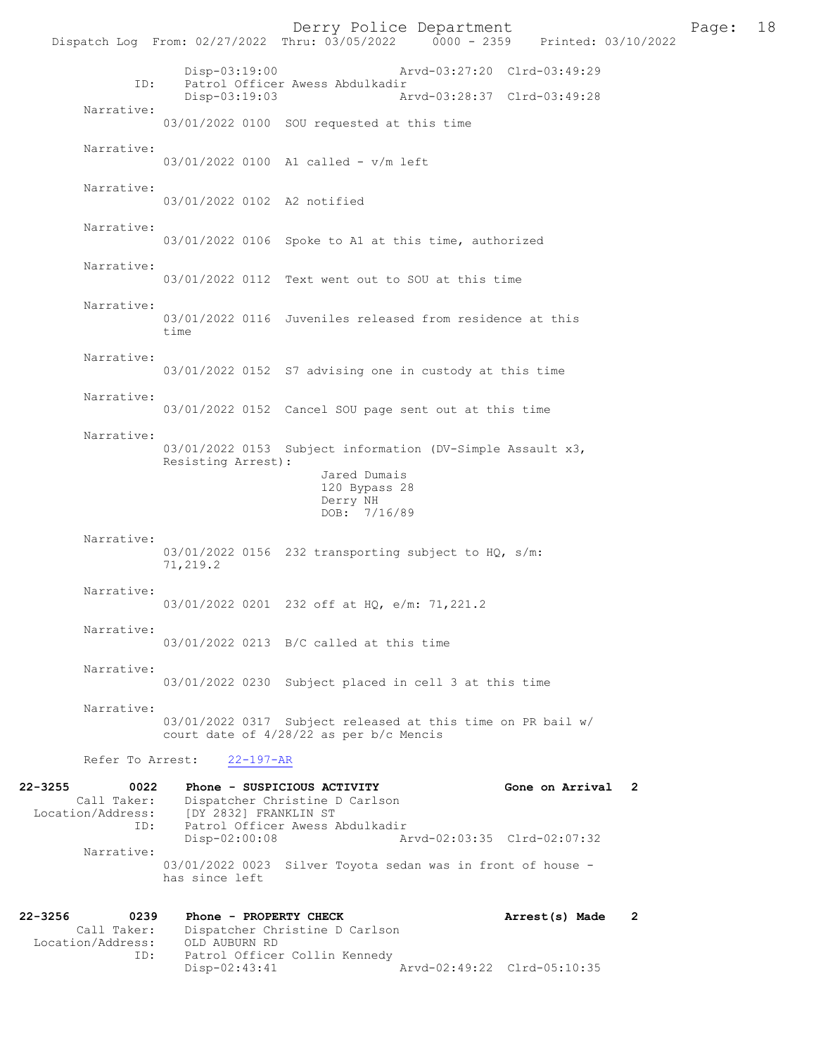```
              Disp-03:19:00                   Arvd-03:27:20  Clrd-03:49:29
          ID:     Patrol Officer Awess Abdulkadir
              Disp-03:19:03                   Arvd-03:28:37  Clrd-03:49:28
  Narrative:
           03/01/2022 0100  SOU requested at this time

  Narrative:
           03/01/2022 0100  A1 called - v/m left

  Narrative:
           03/01/2022 0102  A2 notified

  Narrative:
           03/01/2022 0106  Spoke to A1 at this time, authorized

  Narrative:
           03/01/2022 0112  Text went out to SOU at this time

  Narrative:
           03/01/2022 0116  Juveniles released from residence at this
           time

  Narrative:
           03/01/2022 0152  S7 advising one in custody at this time

  Narrative:
           03/01/2022 0152  Cancel SOU page sent out at this time

  Narrative:
           03/01/2022 0153  Subject information (DV-Simple Assault x3,
           Resisting Arrest):
                            Jared Dumais
                            120 Bypass 28
                            Derry NH
                            DOB:  7/16/89

  Narrative:
           03/01/2022 0156  232 transporting subject to HQ, s/m:
           71,219.2

  Narrative:
           03/01/2022 0201  232 off at HQ, e/m: 71,221.2

  Narrative:
           03/01/2022 0213  B/C called at this time

  Narrative:
           03/01/2022 0230  Subject placed in cell 3 at this time

  Narrative:
           03/01/2022 0317  Subject released at this time on PR bail w/
           court date of 4/28/22 as per b/c Mencis

  Refer To Arrest:    22-197-AR

22-3255        0022   Phone - SUSPICIOUS ACTIVITY                 Gone on Arrival   2
      Call Taker:     Dispatcher Christine D Carlson
Location/Address:     [DY 2832] FRANKLIN ST
             ID:      Patrol Officer Awess Abdulkadir
                      Disp-02:00:08                   Arvd-02:03:35  Clrd-02:07:32
  Narrative:
           03/01/2022 0023  Silver Toyota sedan was in front of house -
           has since left

22-3256        0239   Phone - PROPERTY CHECK                      Arrest(s) Made    2
      Call Taker:     Dispatcher Christine D Carlson
Location/Address:     OLD AUBURN RD
             ID:      Patrol Officer Collin Kennedy
                      Disp-02:43:41                   Arvd-02:49:22  Clrd-05:10:35
```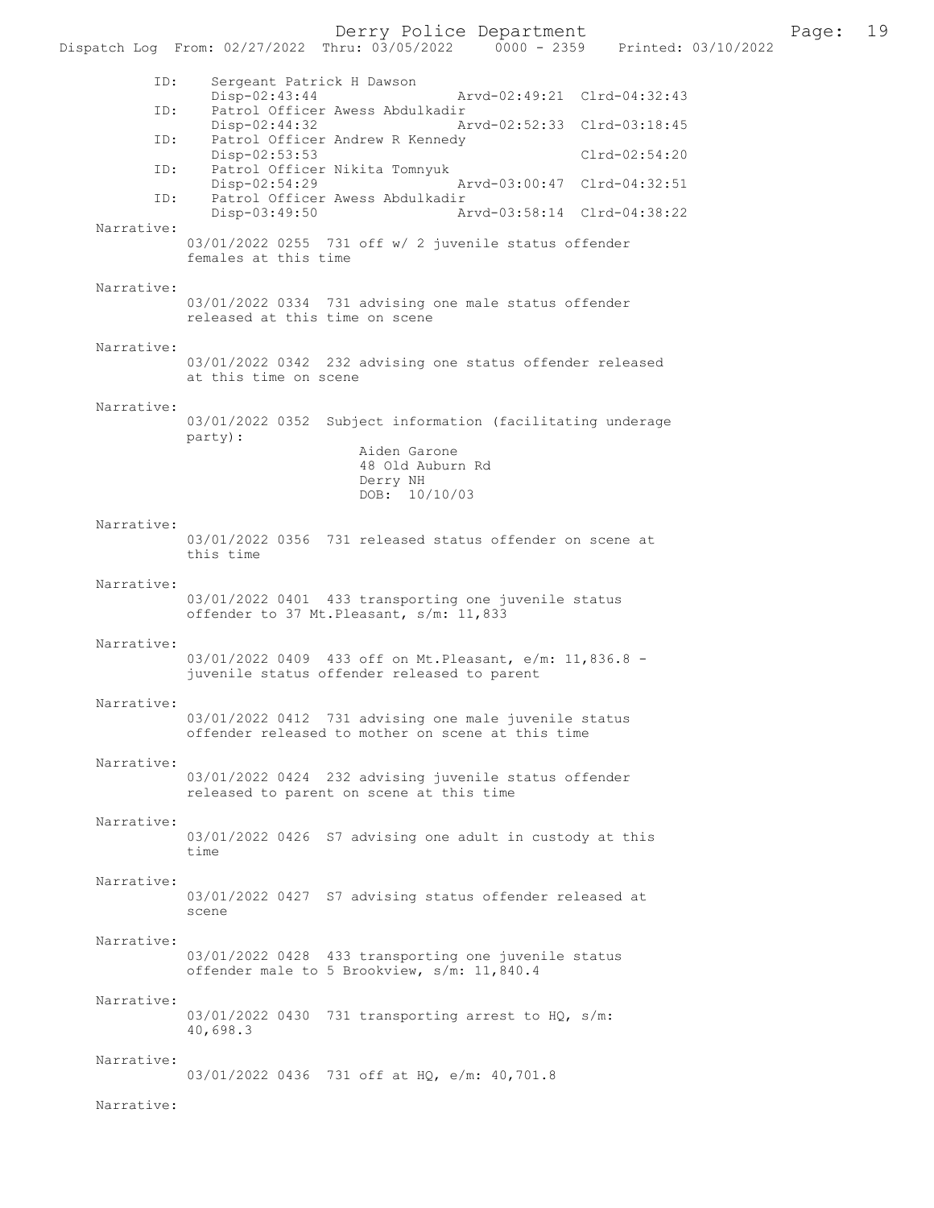ID: Sergeant Patrick H Dawson
Disp-02:43:44 Arvd-02:49:21 Clrd-04:32:43

ID: Patrol Officer Awess Abdulkadir
Disp-02:44:32 Arvd-02:52:33 Clrd-03:18:45

ID: Patrol Officer Andrew R Kennedy
Disp-02:53:53 Clrd-02:54:20

ID: Patrol Officer Nikita Tomnyuk
Disp-02:54:29 Arvd-03:00:47 Clrd-04:32:51

ID: Patrol Officer Awess Abdulkadir
Disp-03:49:50 Arvd-03:58:14 Clrd-04:38:22

Narrative:
03/01/2022 0255 731 off w/ 2 juvenile status offender females at this time

Narrative:
03/01/2022 0334 731 advising one male status offender released at this time on scene

Narrative:
03/01/2022 0342 232 advising one status offender released at this time on scene

Narrative:
03/01/2022 0352 Subject information (facilitating underage party):
Aiden Garone
48 Old Auburn Rd
Derry NH
DOB: 10/10/03

Narrative:
03/01/2022 0356 731 released status offender on scene at this time

Narrative:
03/01/2022 0401 433 transporting one juvenile status offender to 37 Mt.Pleasant, s/m: 11,833

Narrative:
03/01/2022 0409 433 off on Mt.Pleasant, e/m: 11,836.8 - juvenile status offender released to parent

Narrative:
03/01/2022 0412 731 advising one male juvenile status offender released to mother on scene at this time

Narrative:
03/01/2022 0424 232 advising juvenile status offender released to parent on scene at this time

Narrative:
03/01/2022 0426 S7 advising one adult in custody at this time

Narrative:
03/01/2022 0427 S7 advising status offender released at scene

Narrative:
03/01/2022 0428 433 transporting one juvenile status offender male to 5 Brookview, s/m: 11,840.4

Narrative:
03/01/2022 0430 731 transporting arrest to HQ, s/m: 40,698.3

Narrative:
03/01/2022 0436 731 off at HQ, e/m: 40,701.8

Narrative: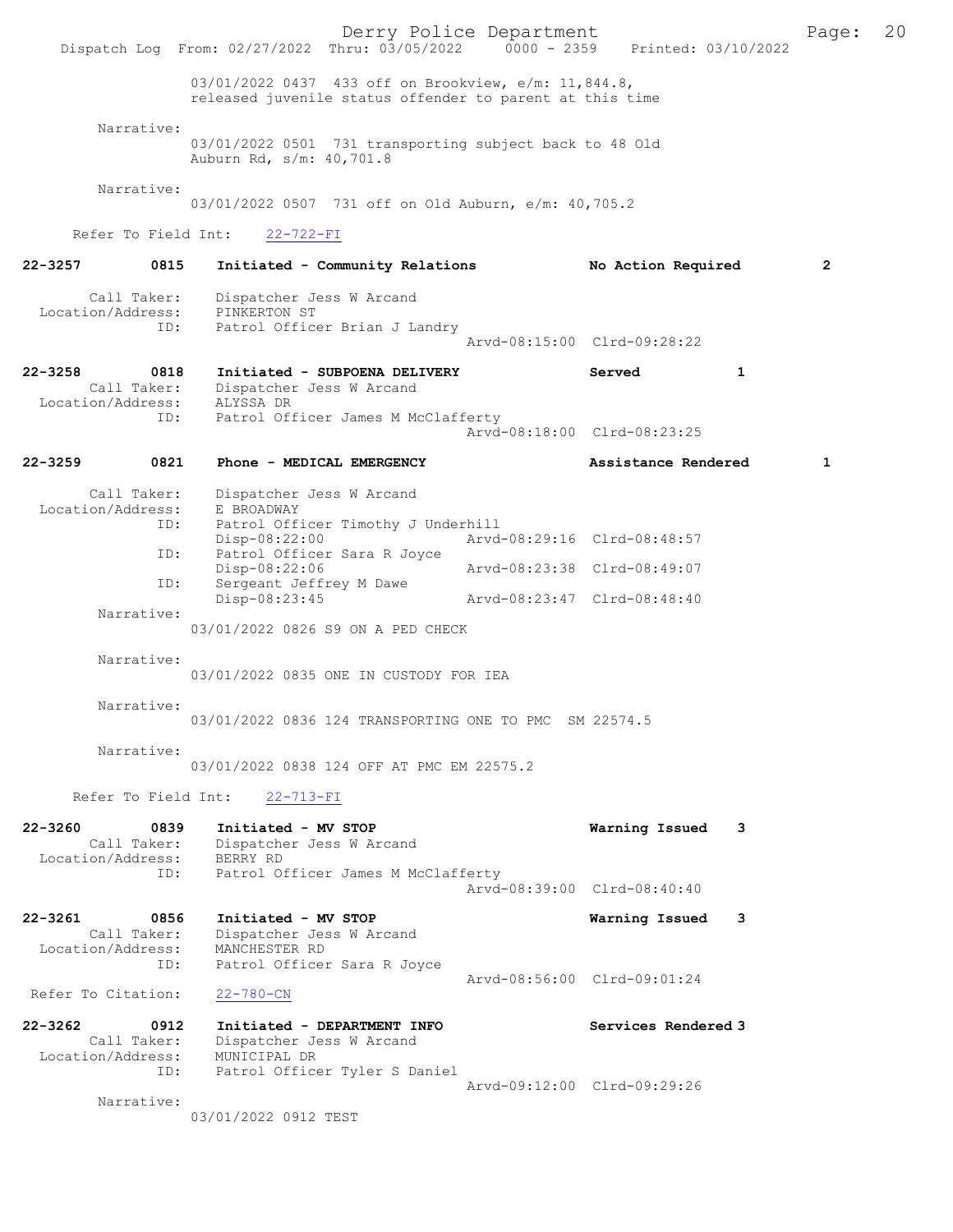03/01/2022 0437 433 off on Brookview, e/m: 11,844.8, released juvenile status offender to parent at this time

Narrative:
03/01/2022 0501 731 transporting subject back to 48 Old Auburn Rd, s/m: 40,701.8

Narrative:
03/01/2022 0507 731 off on Old Auburn, e/m: 40,705.2

Refer To Field Int: 22-722-FI

**22-3257 0815 Initiated - Community Relations — No Action Required 2**

Call Taker: Dispatcher Jess W Arcand
Location/Address: PINKERTON ST
ID: Patrol Officer Brian J Landry
Arvd-08:15:00 Clrd-09:28:22

**22-3258 0818 Initiated - SUBPOENA DELIVERY — Served 1**

Call Taker: Dispatcher Jess W Arcand
Location/Address: ALYSSA DR
ID: Patrol Officer James M McClafferty
Arvd-08:18:00 Clrd-08:23:25

**22-3259 0821 Phone - MEDICAL EMERGENCY — Assistance Rendered 1**

Call Taker: Dispatcher Jess W Arcand
Location/Address: E BROADWAY
ID: Patrol Officer Timothy J Underhill
Disp-08:22:00 Arvd-08:29:16 Clrd-08:48:57
ID: Patrol Officer Sara R Joyce
Disp-08:22:06 Arvd-08:23:38 Clrd-08:49:07
ID: Sergeant Jeffrey M Dawe
Disp-08:23:45 Arvd-08:23:47 Clrd-08:48:40

Narrative:
03/01/2022 0826 S9 ON A PED CHECK

Narrative:
03/01/2022 0835 ONE IN CUSTODY FOR IEA

Narrative:
03/01/2022 0836 124 TRANSPORTING ONE TO PMC SM 22574.5

Narrative:
03/01/2022 0838 124 OFF AT PMC EM 22575.2

Refer To Field Int: 22-713-FI

**22-3260 0839 Initiated - MV STOP — Warning Issued 3**

Call Taker: Dispatcher Jess W Arcand
Location/Address: BERRY RD
ID: Patrol Officer James M McClafferty
Arvd-08:39:00 Clrd-08:40:40

**22-3261 0856 Initiated - MV STOP — Warning Issued 3**

Call Taker: Dispatcher Jess W Arcand
Location/Address: MANCHESTER RD
ID: Patrol Officer Sara R Joyce
Arvd-08:56:00 Clrd-09:01:24

Refer To Citation: 22-780-CN

**22-3262 0912 Initiated - DEPARTMENT INFO — Services Rendered 3**

Call Taker: Dispatcher Jess W Arcand
Location/Address: MUNICIPAL DR
ID: Patrol Officer Tyler S Daniel
Arvd-09:12:00 Clrd-09:29:26

Narrative:
03/01/2022 0912 TEST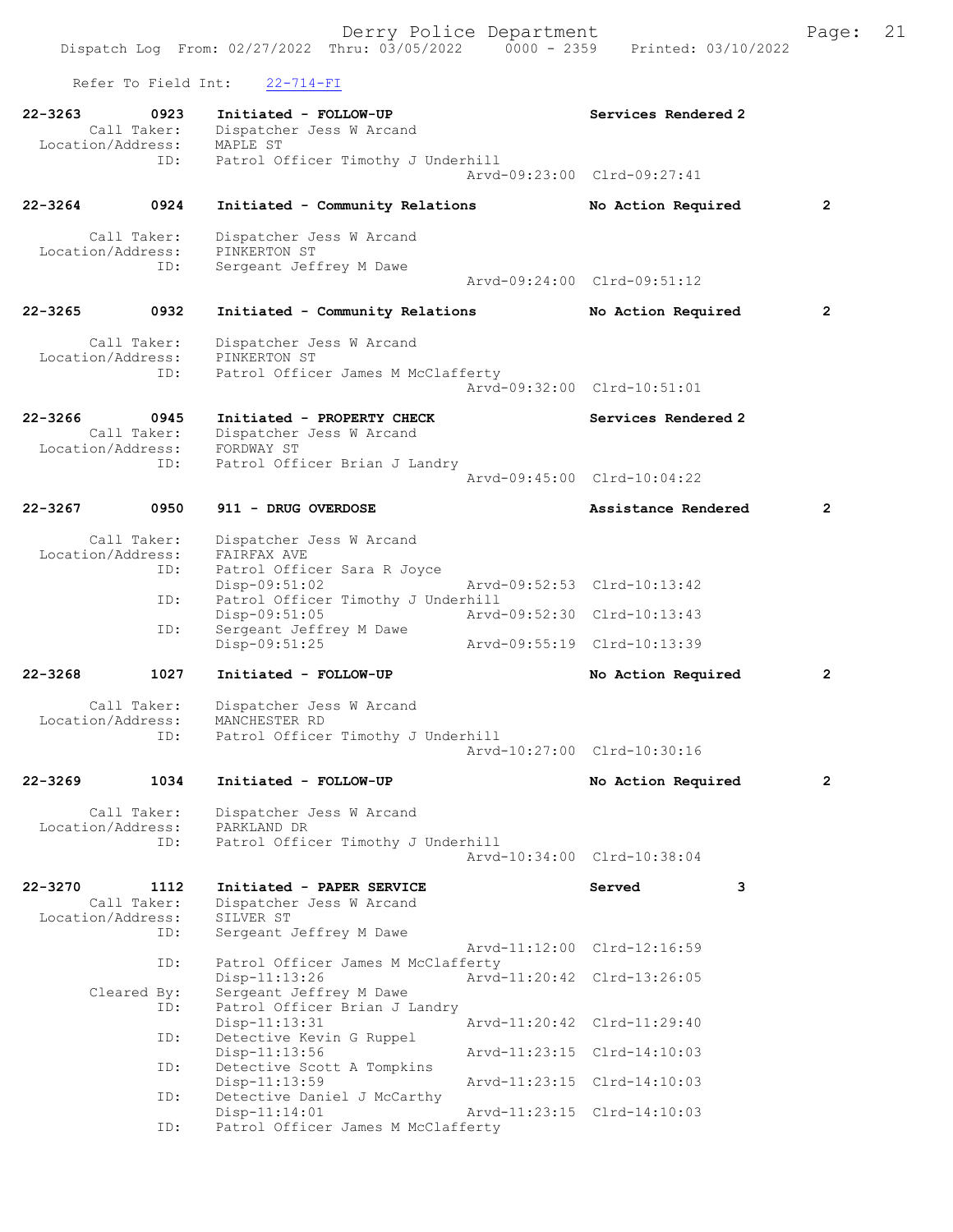Refer To Field Int: 22-714-FI

```
22-3263      0923    Initiated - FOLLOW-UP                      Services Rendered 2
      Call Taker:    Dispatcher Jess W Arcand
 Location/Address:   MAPLE ST
              ID:    Patrol Officer Timothy J Underhill
                                        Arvd-09:23:00  Clrd-09:27:41

22-3264      0924    Initiated - Community Relations            No Action Required        2

      Call Taker:    Dispatcher Jess W Arcand
 Location/Address:   PINKERTON ST
              ID:    Sergeant Jeffrey M Dawe
                                        Arvd-09:24:00  Clrd-09:51:12

22-3265      0932    Initiated - Community Relations            No Action Required        2

      Call Taker:    Dispatcher Jess W Arcand
 Location/Address:   PINKERTON ST
              ID:    Patrol Officer James M McClafferty
                                        Arvd-09:32:00  Clrd-10:51:01

22-3266      0945    Initiated - PROPERTY CHECK                 Services Rendered 2
      Call Taker:    Dispatcher Jess W Arcand
 Location/Address:   FORDWAY ST
              ID:    Patrol Officer Brian J Landry
                                        Arvd-09:45:00  Clrd-10:04:22

22-3267      0950    911 - DRUG OVERDOSE                        Assistance Rendered       2

      Call Taker:    Dispatcher Jess W Arcand
 Location/Address:   FAIRFAX AVE
              ID:    Patrol Officer Sara R Joyce
                     Disp-09:51:02      Arvd-09:52:53  Clrd-10:13:42
              ID:    Patrol Officer Timothy J Underhill
                     Disp-09:51:05      Arvd-09:52:30  Clrd-10:13:43
              ID:    Sergeant Jeffrey M Dawe
                     Disp-09:51:25      Arvd-09:55:19  Clrd-10:13:39

22-3268      1027    Initiated - FOLLOW-UP                      No Action Required        2

      Call Taker:    Dispatcher Jess W Arcand
 Location/Address:   MANCHESTER RD
              ID:    Patrol Officer Timothy J Underhill
                                        Arvd-10:27:00  Clrd-10:30:16

22-3269      1034    Initiated - FOLLOW-UP                      No Action Required        2

      Call Taker:    Dispatcher Jess W Arcand
 Location/Address:   PARKLAND DR
              ID:    Patrol Officer Timothy J Underhill
                                        Arvd-10:34:00  Clrd-10:38:04

22-3270      1112    Initiated - PAPER SERVICE                  Served              3
      Call Taker:    Dispatcher Jess W Arcand
 Location/Address:   SILVER ST
              ID:    Sergeant Jeffrey M Dawe
                                        Arvd-11:12:00  Clrd-12:16:59
              ID:    Patrol Officer James M McClafferty
                     Disp-11:13:26      Arvd-11:20:42  Clrd-13:26:05
      Cleared By:    Sergeant Jeffrey M Dawe
              ID:    Patrol Officer Brian J Landry
                     Disp-11:13:31      Arvd-11:20:42  Clrd-11:29:40
              ID:    Detective Kevin G Ruppel
                     Disp-11:13:56      Arvd-11:23:15  Clrd-14:10:03
              ID:    Detective Scott A Tompkins
                     Disp-11:13:59      Arvd-11:23:15  Clrd-14:10:03
              ID:    Detective Daniel J McCarthy
                     Disp-11:14:01      Arvd-11:23:15  Clrd-14:10:03
              ID:    Patrol Officer James M McClafferty
```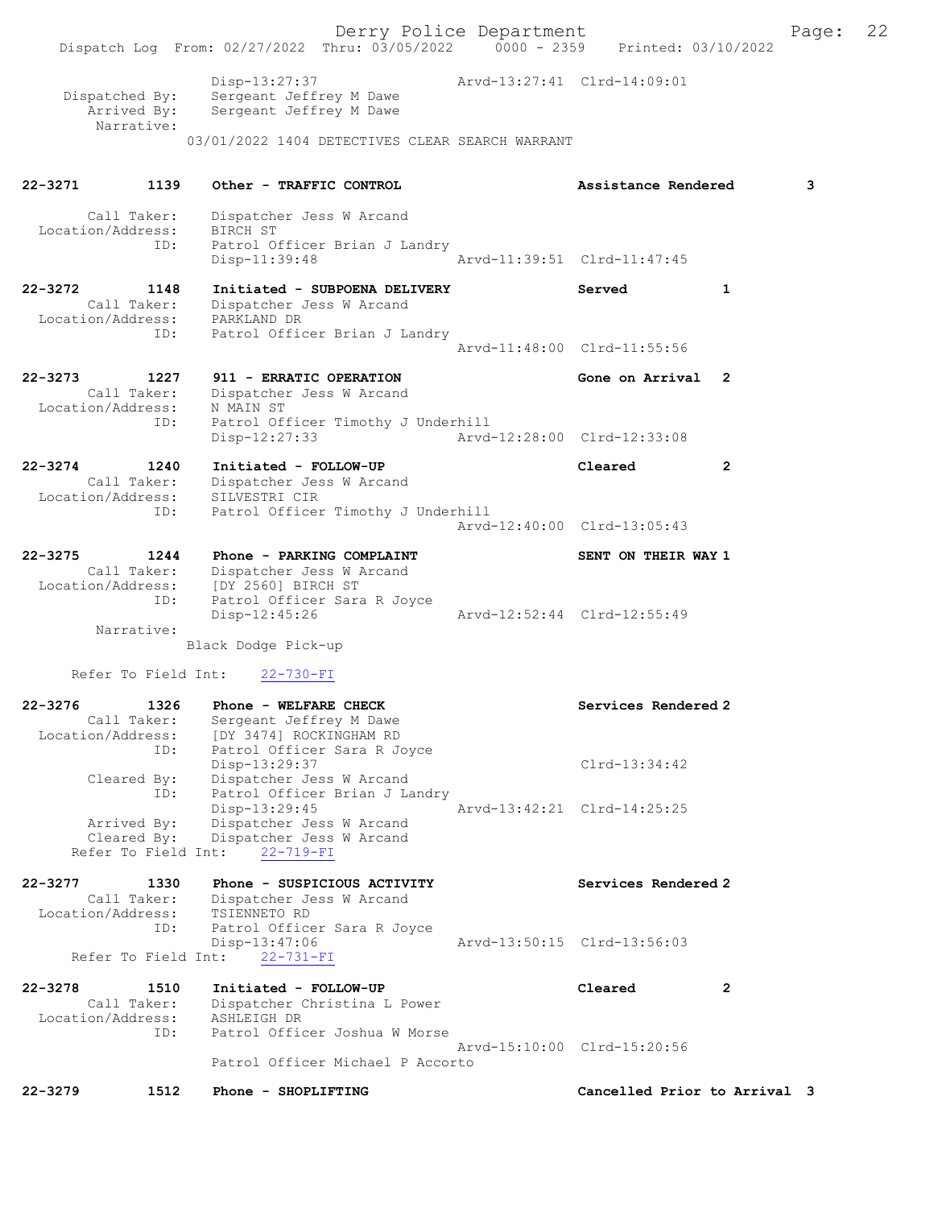```
            Disp-13:27:37                Arvd-13:27:41  Clrd-14:09:01
  Dispatched By:    Sergeant Jeffrey M Dawe
     Arrived By:    Sergeant Jeffrey M Dawe
      Narrative:
          03/01/2022 1404 DETECTIVES CLEAR SEARCH WARRANT

22-3271        1139    Other - TRAFFIC CONTROL                 Assistance Rendered       3

     Call Taker:    Dispatcher Jess W Arcand
 Location/Address:  BIRCH ST
              ID:   Patrol Officer Brian J Landry
                    Disp-11:39:48                Arvd-11:39:51  Clrd-11:47:45

22-3272        1148    Initiated - SUBPOENA DELIVERY           Served           1
     Call Taker:    Dispatcher Jess W Arcand
 Location/Address:  PARKLAND DR
              ID:   Patrol Officer Brian J Landry
                                                 Arvd-11:48:00  Clrd-11:55:56

22-3273        1227    911 - ERRATIC OPERATION                 Gone on Arrival  2
     Call Taker:    Dispatcher Jess W Arcand
 Location/Address:  N MAIN ST
              ID:   Patrol Officer Timothy J Underhill
                    Disp-12:27:33                Arvd-12:28:00  Clrd-12:33:08

22-3274        1240    Initiated - FOLLOW-UP                   Cleared          2
     Call Taker:    Dispatcher Jess W Arcand
 Location/Address:  SILVESTRI CIR
              ID:   Patrol Officer Timothy J Underhill
                                                 Arvd-12:40:00  Clrd-13:05:43

22-3275        1244    Phone - PARKING COMPLAINT               SENT ON THEIR WAY 1
     Call Taker:    Dispatcher Jess W Arcand
 Location/Address:  [DY 2560] BIRCH ST
              ID:   Patrol Officer Sara R Joyce
                    Disp-12:45:26                Arvd-12:52:44  Clrd-12:55:49
      Narrative:
          Black Dodge Pick-up

    Refer To Field Int:    22-730-FI

22-3276        1326    Phone - WELFARE CHECK                   Services Rendered 2
     Call Taker:    Sergeant Jeffrey M Dawe
 Location/Address:  [DY 3474] ROCKINGHAM RD
              ID:   Patrol Officer Sara R Joyce
                    Disp-13:29:37                               Clrd-13:34:42
     Cleared By:    Dispatcher Jess W Arcand
              ID:   Patrol Officer Brian J Landry
                    Disp-13:29:45                Arvd-13:42:21  Clrd-14:25:25
     Arrived By:    Dispatcher Jess W Arcand
     Cleared By:    Dispatcher Jess W Arcand
    Refer To Field Int:    22-719-FI

22-3277        1330    Phone - SUSPICIOUS ACTIVITY             Services Rendered 2
     Call Taker:    Dispatcher Jess W Arcand
 Location/Address:  TSIENNETO RD
              ID:   Patrol Officer Sara R Joyce
                    Disp-13:47:06                Arvd-13:50:15  Clrd-13:56:03
    Refer To Field Int:    22-731-FI

22-3278        1510    Initiated - FOLLOW-UP                   Cleared          2
     Call Taker:    Dispatcher Christina L Power
 Location/Address:  ASHLEIGH DR
              ID:   Patrol Officer Joshua W Morse
                                                 Arvd-15:10:00  Clrd-15:20:56
                    Patrol Officer Michael P Accorto

22-3279        1512    Phone - SHOPLIFTING                     Cancelled Prior to Arrival  3
```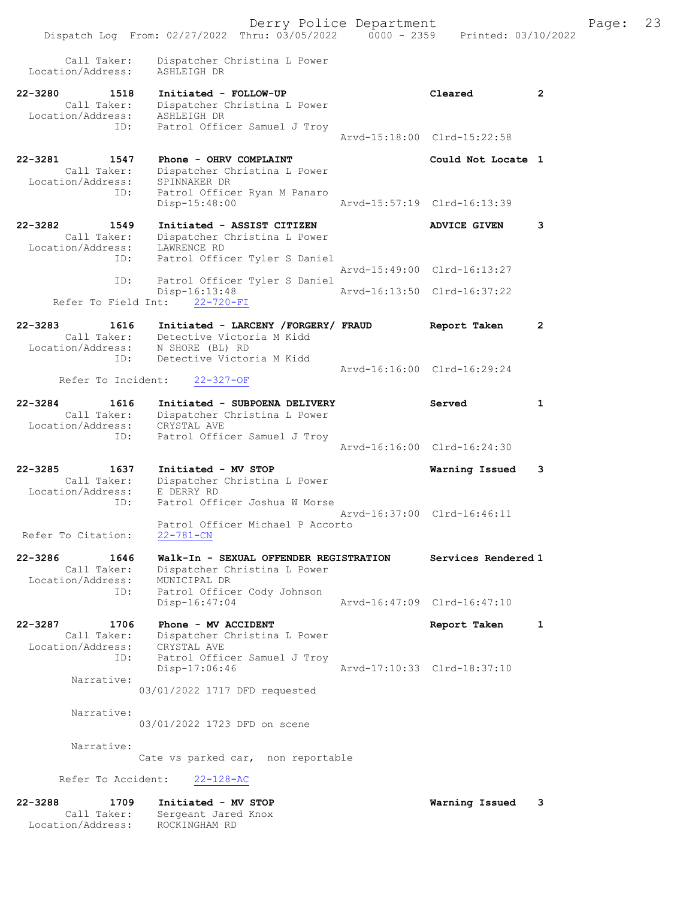```
        Call Taker:    Dispatcher Christina L Power
  Location/Address:    ASHLEIGH DR

22-3280         1518    Initiated - FOLLOW-UP                          Cleared          2
        Call Taker:    Dispatcher Christina L Power
  Location/Address:    ASHLEIGH DR
                ID:    Patrol Officer Samuel J Troy
                                                 Arvd-15:18:00  Clrd-15:22:58

22-3281         1547    Phone - OHRV COMPLAINT                         Could Not Locate 1
        Call Taker:    Dispatcher Christina L Power
  Location/Address:    SPINNAKER DR
                ID:    Patrol Officer Ryan M Panaro
                       Disp-15:48:00             Arvd-15:57:19  Clrd-16:13:39

22-3282         1549    Initiated - ASSIST CITIZEN                     ADVICE GIVEN     3
        Call Taker:    Dispatcher Christina L Power
  Location/Address:    LAWRENCE RD
                ID:    Patrol Officer Tyler S Daniel
                                                 Arvd-15:49:00  Clrd-16:13:27
                ID:    Patrol Officer Tyler S Daniel
                       Disp-16:13:48             Arvd-16:13:50  Clrd-16:37:22
      Refer To Field Int:    22-720-FI

22-3283         1616    Initiated - LARCENY /FORGERY/ FRAUD            Report Taken     2
        Call Taker:    Detective Victoria M Kidd
  Location/Address:    N SHORE (BL) RD
                ID:    Detective Victoria M Kidd
                                                 Arvd-16:16:00  Clrd-16:29:24
       Refer To Incident:    22-327-OF

22-3284         1616    Initiated - SUBPOENA DELIVERY                  Served           1
        Call Taker:    Dispatcher Christina L Power
  Location/Address:    CRYSTAL AVE
                ID:    Patrol Officer Samuel J Troy
                                                 Arvd-16:16:00  Clrd-16:24:30

22-3285         1637    Initiated - MV STOP                            Warning Issued   3
        Call Taker:    Dispatcher Christina L Power
  Location/Address:    E DERRY RD
                ID:    Patrol Officer Joshua W Morse
                                                 Arvd-16:37:00  Clrd-16:46:11
                       Patrol Officer Michael P Accorto
  Refer To Citation:   22-781-CN

22-3286         1646    Walk-In - SEXUAL OFFENDER REGISTRATION         Services Rendered 1
        Call Taker:    Dispatcher Christina L Power
  Location/Address:    MUNICIPAL DR
                ID:    Patrol Officer Cody Johnson
                       Disp-16:47:04             Arvd-16:47:09  Clrd-16:47:10

22-3287         1706    Phone - MV ACCIDENT                            Report Taken     1
        Call Taker:    Dispatcher Christina L Power
  Location/Address:    CRYSTAL AVE
                ID:    Patrol Officer Samuel J Troy
                       Disp-17:06:46             Arvd-17:10:33  Clrd-18:37:10
         Narrative:
                     03/01/2022 1717 DFD requested

         Narrative:
                     03/01/2022 1723 DFD on scene

         Narrative:
                     Cate vs parked car,  non reportable

       Refer To Accident:    22-128-AC

22-3288         1709    Initiated - MV STOP                            Warning Issued   3
        Call Taker:    Sergeant Jared Knox
  Location/Address:    ROCKINGHAM RD
```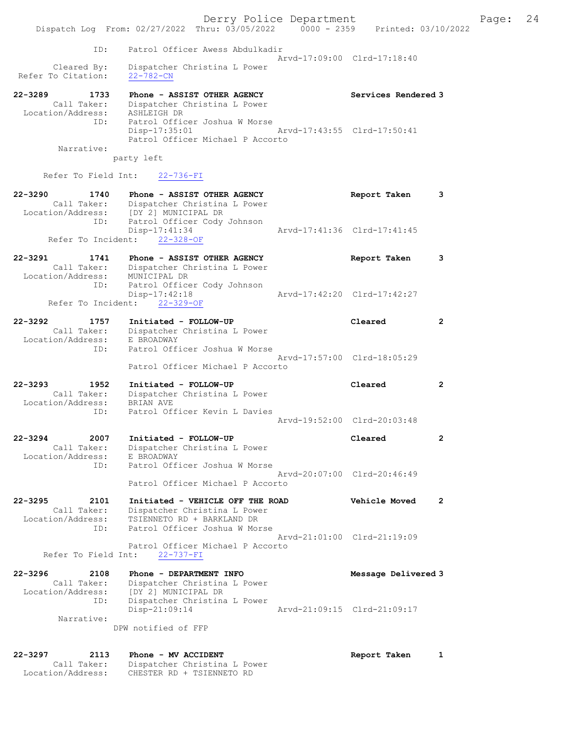```
            ID:    Patrol Officer Awess Abdulkadir
                                              Arvd-17:09:00  Clrd-17:18:40
       Cleared By:    Dispatcher Christina L Power
  Refer To Citation:    22-782-CN

22-3289        1733    Phone - ASSIST OTHER AGENCY              Services Rendered 3
        Call Taker:    Dispatcher Christina L Power
  Location/Address:    ASHLEIGH DR
               ID:    Patrol Officer Joshua W Morse
                      Disp-17:35:01                Arvd-17:43:55  Clrd-17:50:41
                      Patrol Officer Michael P Accorto
        Narrative:
                    party left

      Refer To Field Int:    22-736-FI

22-3290        1740    Phone - ASSIST OTHER AGENCY              Report Taken      3
        Call Taker:    Dispatcher Christina L Power
  Location/Address:    [DY 2] MUNICIPAL DR
               ID:    Patrol Officer Cody Johnson
                      Disp-17:41:34                Arvd-17:41:36  Clrd-17:41:45
       Refer To Incident:    22-328-OF

22-3291        1741    Phone - ASSIST OTHER AGENCY              Report Taken      3
        Call Taker:    Dispatcher Christina L Power
  Location/Address:    MUNICIPAL DR
               ID:    Patrol Officer Cody Johnson
                      Disp-17:42:18                Arvd-17:42:20  Clrd-17:42:27
       Refer To Incident:    22-329-OF

22-3292        1757    Initiated - FOLLOW-UP                    Cleared           2
        Call Taker:    Dispatcher Christina L Power
  Location/Address:    E BROADWAY
               ID:    Patrol Officer Joshua W Morse
                                                   Arvd-17:57:00  Clrd-18:05:29
                      Patrol Officer Michael P Accorto

22-3293        1952    Initiated - FOLLOW-UP                    Cleared           2
        Call Taker:    Dispatcher Christina L Power
  Location/Address:    BRIAN AVE
               ID:    Patrol Officer Kevin L Davies
                                                   Arvd-19:52:00  Clrd-20:03:48

22-3294        2007    Initiated - FOLLOW-UP                    Cleared           2
        Call Taker:    Dispatcher Christina L Power
  Location/Address:    E BROADWAY
               ID:    Patrol Officer Joshua W Morse
                                                   Arvd-20:07:00  Clrd-20:46:49
                      Patrol Officer Michael P Accorto

22-3295        2101    Initiated - VEHICLE OFF THE ROAD         Vehicle Moved     2
        Call Taker:    Dispatcher Christina L Power
  Location/Address:    TSIENNETO RD + BARKLAND DR
               ID:    Patrol Officer Joshua W Morse
                                                   Arvd-21:01:00  Clrd-21:19:09
                      Patrol Officer Michael P Accorto
      Refer To Field Int:    22-737-FI

22-3296        2108    Phone - DEPARTMENT INFO                  Message Delivered 3
        Call Taker:    Dispatcher Christina L Power
  Location/Address:    [DY 2] MUNICIPAL DR
               ID:    Dispatcher Christina L Power
                      Disp-21:09:14                Arvd-21:09:15  Clrd-21:09:17
        Narrative:
                    DPW notified of FFP

22-3297        2113    Phone - MV ACCIDENT                      Report Taken      1
        Call Taker:    Dispatcher Christina L Power
  Location/Address:    CHESTER RD + TSIENNETO RD
```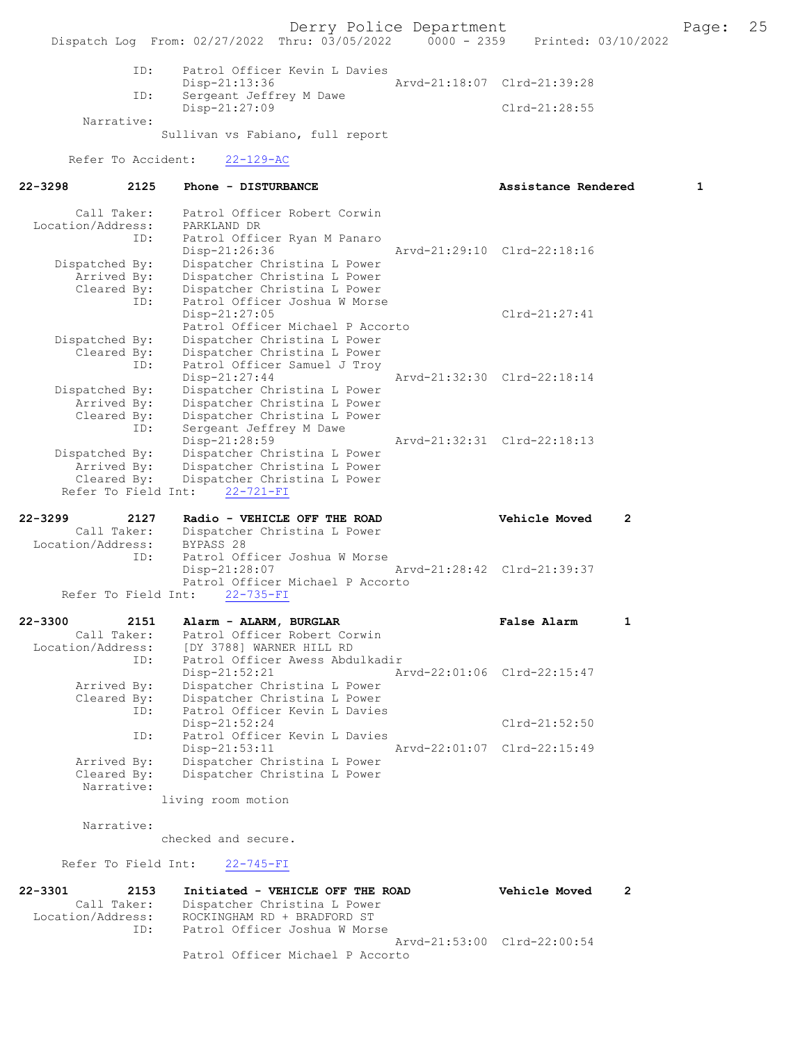```
            ID:     Patrol Officer Kevin L Davies
                    Disp-21:13:36                Arvd-21:18:07  Clrd-21:39:28
            ID:     Sergeant Jeffrey M Dawe
                    Disp-21:27:09                               Clrd-21:28:55
     Narrative:
                  Sullivan vs Fabiano, full report

     Refer To Accident:    22-129-AC
```

**22-3298 2125 Phone - DISTURBANCE — Assistance Rendered 1**

```
        Call Taker:     Patrol Officer Robert Corwin
  Location/Address:     PARKLAND DR
               ID:      Patrol Officer Ryan M Panaro
                        Disp-21:26:36                Arvd-21:29:10  Clrd-22:18:16
    Dispatched By:      Dispatcher Christina L Power
       Arrived By:      Dispatcher Christina L Power
       Cleared By:      Dispatcher Christina L Power
               ID:      Patrol Officer Joshua W Morse
                        Disp-21:27:05                               Clrd-21:27:41
                        Patrol Officer Michael P Accorto
    Dispatched By:      Dispatcher Christina L Power
       Cleared By:      Dispatcher Christina L Power
               ID:      Patrol Officer Samuel J Troy
                        Disp-21:27:44                Arvd-21:32:30  Clrd-22:18:14
    Dispatched By:      Dispatcher Christina L Power
       Arrived By:      Dispatcher Christina L Power
       Cleared By:      Dispatcher Christina L Power
               ID:      Sergeant Jeffrey M Dawe
                        Disp-21:28:59                Arvd-21:32:31  Clrd-22:18:13
    Dispatched By:      Dispatcher Christina L Power
       Arrived By:      Dispatcher Christina L Power
       Cleared By:      Dispatcher Christina L Power
  Refer To Field Int:   22-721-FI
```

**22-3299 2127 Radio - VEHICLE OFF THE ROAD — Vehicle Moved 2**

```
        Call Taker:     Dispatcher Christina L Power
  Location/Address:     BYPASS 28
               ID:      Patrol Officer Joshua W Morse
                        Disp-21:28:07                Arvd-21:28:42  Clrd-21:39:37
                        Patrol Officer Michael P Accorto
  Refer To Field Int:   22-735-FI
```

**22-3300 2151 Alarm - ALARM, BURGLAR — False Alarm 1**

```
        Call Taker:     Patrol Officer Robert Corwin
  Location/Address:     [DY 3788] WARNER HILL RD
               ID:      Patrol Officer Awess Abdulkadir
                        Disp-21:52:21                Arvd-22:01:06  Clrd-22:15:47
       Arrived By:      Dispatcher Christina L Power
       Cleared By:      Dispatcher Christina L Power
               ID:      Patrol Officer Kevin L Davies
                        Disp-21:52:24                               Clrd-21:52:50
               ID:      Patrol Officer Kevin L Davies
                        Disp-21:53:11                Arvd-22:01:07  Clrd-22:15:49
       Arrived By:      Dispatcher Christina L Power
       Cleared By:      Dispatcher Christina L Power
        Narrative:
                  living room motion

        Narrative:
                  checked and secure.

  Refer To Field Int:   22-745-FI
```

**22-3301 2153 Initiated - VEHICLE OFF THE ROAD — Vehicle Moved 2**

```
        Call Taker:     Dispatcher Christina L Power
  Location/Address:     ROCKINGHAM RD + BRADFORD ST
               ID:      Patrol Officer Joshua W Morse
                                                     Arvd-21:53:00  Clrd-22:00:54
                        Patrol Officer Michael P Accorto
```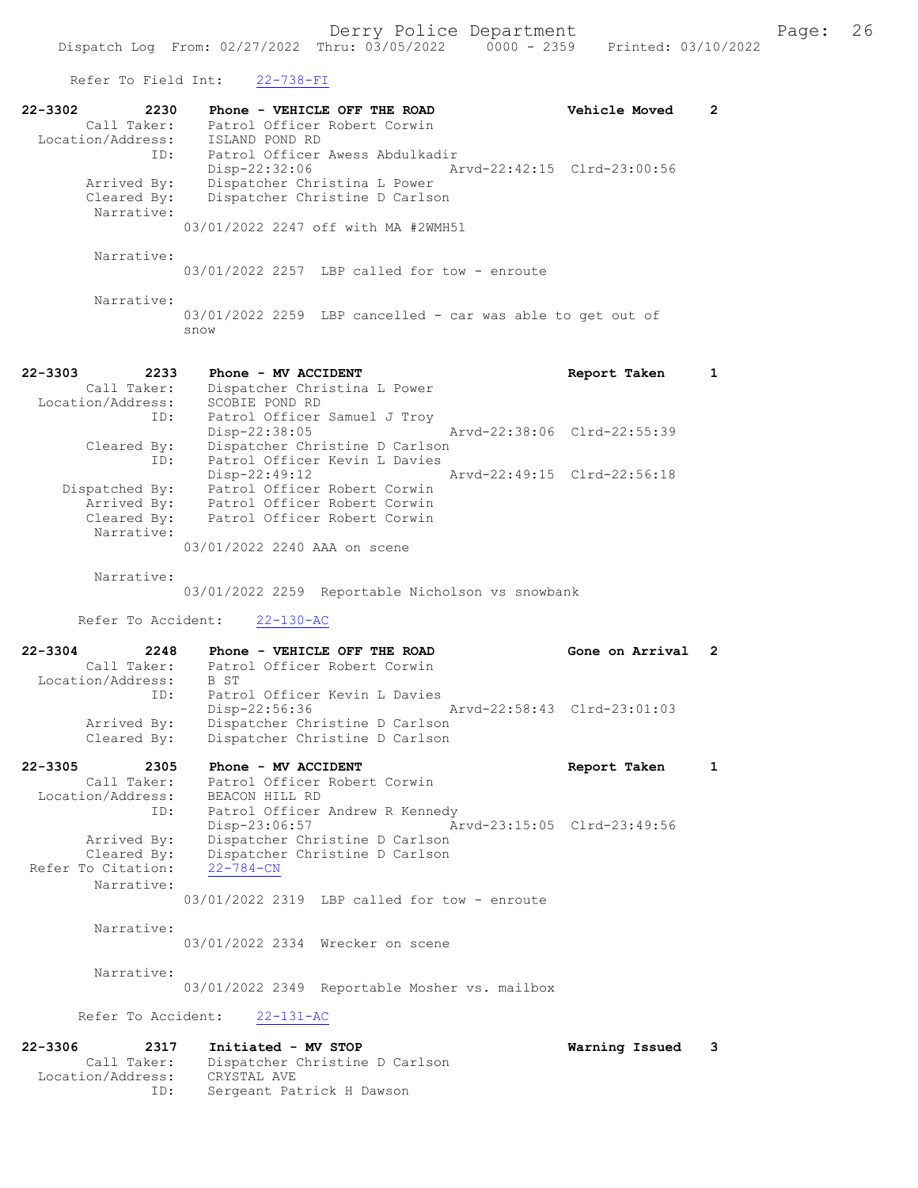Refer To Field Int: 22-738-FI

```
22-3302        2230    Phone - VEHICLE OFF THE ROAD                 Vehicle Moved     2
        Call Taker:    Patrol Officer Robert Corwin
  Location/Address:    ISLAND POND RD
                ID:    Patrol Officer Awess Abdulkadir
                       Disp-22:32:06              Arvd-22:42:15  Clrd-23:00:56
        Arrived By:    Dispatcher Christina L Power
        Cleared By:    Dispatcher Christine D Carlson
         Narrative:
                   03/01/2022 2247 off with MA #2WMH51

         Narrative:
                   03/01/2022 2257  LBP called for tow - enroute

         Narrative:
                   03/01/2022 2259  LBP cancelled - car was able to get out of
                   snow


22-3303        2233    Phone - MV ACCIDENT                          Report Taken      1
        Call Taker:    Dispatcher Christina L Power
  Location/Address:    SCOBIE POND RD
                ID:    Patrol Officer Samuel J Troy
                       Disp-22:38:05              Arvd-22:38:06  Clrd-22:55:39
        Cleared By:    Dispatcher Christine D Carlson
                ID:    Patrol Officer Kevin L Davies
                       Disp-22:49:12              Arvd-22:49:15  Clrd-22:56:18
     Dispatched By:    Patrol Officer Robert Corwin
        Arrived By:    Patrol Officer Robert Corwin
        Cleared By:    Patrol Officer Robert Corwin
         Narrative:
                   03/01/2022 2240 AAA on scene

         Narrative:
                   03/01/2022 2259  Reportable Nicholson vs snowbank

      Refer To Accident:    22-130-AC

22-3304        2248    Phone - VEHICLE OFF THE ROAD                 Gone on Arrival   2
        Call Taker:    Patrol Officer Robert Corwin
  Location/Address:    B ST
                ID:    Patrol Officer Kevin L Davies
                       Disp-22:56:36              Arvd-22:58:43  Clrd-23:01:03
        Arrived By:    Dispatcher Christine D Carlson
        Cleared By:    Dispatcher Christine D Carlson

22-3305        2305    Phone - MV ACCIDENT                          Report Taken      1
        Call Taker:    Patrol Officer Robert Corwin
  Location/Address:    BEACON HILL RD
                ID:    Patrol Officer Andrew R Kennedy
                       Disp-23:06:57              Arvd-23:15:05  Clrd-23:49:56
        Arrived By:    Dispatcher Christine D Carlson
        Cleared By:    Dispatcher Christine D Carlson
 Refer To Citation:    22-784-CN
         Narrative:
                   03/01/2022 2319  LBP called for tow - enroute

         Narrative:
                   03/01/2022 2334  Wrecker on scene

         Narrative:
                   03/01/2022 2349  Reportable Mosher vs. mailbox

      Refer To Accident:    22-131-AC

22-3306        2317    Initiated - MV STOP                          Warning Issued    3
        Call Taker:    Dispatcher Christine D Carlson
  Location/Address:    CRYSTAL AVE
                ID:    Sergeant Patrick H Dawson
```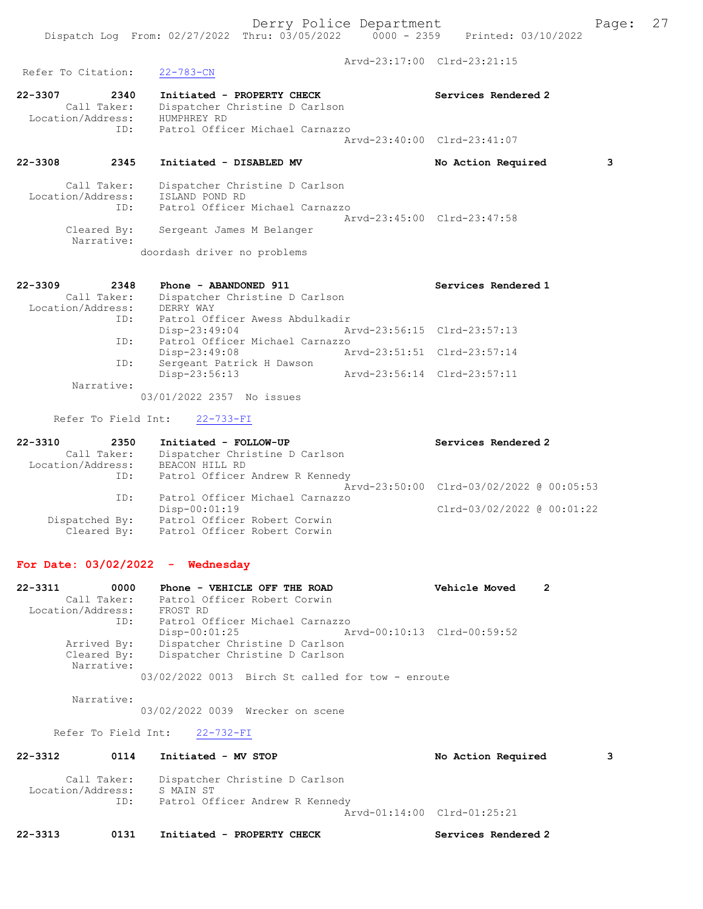Arvd-23:17:00 Clrd-23:21:15

Refer To Citation: 22-783-CN

**22-3307** 2340 **Initiated - PROPERTY CHECK** **Services Rendered 2**
Call Taker: Dispatcher Christine D Carlson
Location/Address: HUMPHREY RD
ID: Patrol Officer Michael Carnazzo
Arvd-23:40:00 Clrd-23:41:07

**22-3308** 2345 **Initiated - DISABLED MV** **No Action Required 3**
Call Taker: Dispatcher Christine D Carlson
Location/Address: ISLAND POND RD
ID: Patrol Officer Michael Carnazzo
Arvd-23:45:00 Clrd-23:47:58
Cleared By: Sergeant James M Belanger
Narrative:
doordash driver no problems

**22-3309** 2348 **Phone - ABANDONED 911** **Services Rendered 1**
Call Taker: Dispatcher Christine D Carlson
Location/Address: DERRY WAY
ID: Patrol Officer Awess Abdulkadir
Disp-23:49:04 Arvd-23:56:15 Clrd-23:57:13
ID: Patrol Officer Michael Carnazzo
Disp-23:49:08 Arvd-23:51:51 Clrd-23:57:14
ID: Sergeant Patrick H Dawson
Disp-23:56:13 Arvd-23:56:14 Clrd-23:57:11
Narrative:
03/01/2022 2357 No issues

Refer To Field Int: 22-733-FI

**22-3310** 2350 **Initiated - FOLLOW-UP** **Services Rendered 2**
Call Taker: Dispatcher Christine D Carlson
Location/Address: BEACON HILL RD
ID: Patrol Officer Andrew R Kennedy
Arvd-23:50:00 Clrd-03/02/2022 @ 00:05:53
ID: Patrol Officer Michael Carnazzo
Disp-00:01:19 Clrd-03/02/2022 @ 00:01:22
Dispatched By: Patrol Officer Robert Corwin
Cleared By: Patrol Officer Robert Corwin

## For Date: 03/02/2022 - Wednesday

**22-3311** 0000 **Phone - VEHICLE OFF THE ROAD** **Vehicle Moved 2**
Call Taker: Patrol Officer Robert Corwin
Location/Address: FROST RD
ID: Patrol Officer Michael Carnazzo
Disp-00:01:25 Arvd-00:10:13 Clrd-00:59:52
Arrived By: Dispatcher Christine D Carlson
Cleared By: Dispatcher Christine D Carlson
Narrative:
03/02/2022 0013 Birch St called for tow - enroute

Narrative:
03/02/2022 0039 Wrecker on scene

Refer To Field Int: 22-732-FI

**22-3312** 0114 **Initiated - MV STOP** **No Action Required 3**
Call Taker: Dispatcher Christine D Carlson
Location/Address: S MAIN ST
ID: Patrol Officer Andrew R Kennedy
Arvd-01:14:00 Clrd-01:25:21

**22-3313** 0131 **Initiated - PROPERTY CHECK** **Services Rendered 2**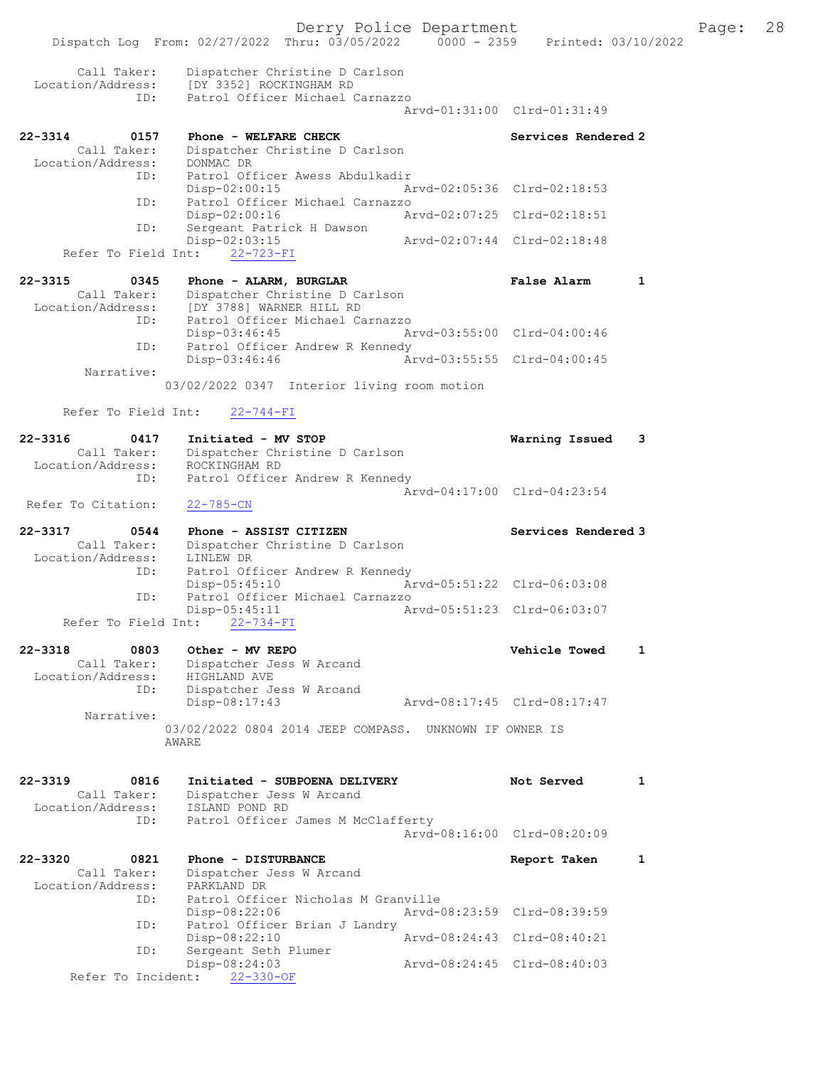Call Taker: Dispatcher Christine D Carlson
Location/Address: [DY 3352] ROCKINGHAM RD
ID: Patrol Officer Michael Carnazzo
Arvd-01:31:00 Clrd-01:31:49

**22-3314 0157 Phone - WELFARE CHECK** — **Services Rendered 2**
Call Taker: Dispatcher Christine D Carlson
Location/Address: DONMAC DR
ID: Patrol Officer Awess Abdulkadir
Disp-02:00:15 Arvd-02:05:36 Clrd-02:18:53
ID: Patrol Officer Michael Carnazzo
Disp-02:00:16 Arvd-02:07:25 Clrd-02:18:51
ID: Sergeant Patrick H Dawson
Disp-02:03:15 Arvd-02:07:44 Clrd-02:18:48
Refer To Field Int: 22-723-FI

**22-3315 0345 Phone - ALARM, BURGLAR** — **False Alarm 1**
Call Taker: Dispatcher Christine D Carlson
Location/Address: [DY 3788] WARNER HILL RD
ID: Patrol Officer Michael Carnazzo
Disp-03:46:45 Arvd-03:55:00 Clrd-04:00:46
ID: Patrol Officer Andrew R Kennedy
Disp-03:46:46 Arvd-03:55:55 Clrd-04:00:45
Narrative:
03/02/2022 0347 Interior living room motion

Refer To Field Int: 22-744-FI

**22-3316 0417 Initiated - MV STOP** — **Warning Issued 3**
Call Taker: Dispatcher Christine D Carlson
Location/Address: ROCKINGHAM RD
ID: Patrol Officer Andrew R Kennedy
Arvd-04:17:00 Clrd-04:23:54
Refer To Citation: 22-785-CN

**22-3317 0544 Phone - ASSIST CITIZEN** — **Services Rendered 3**
Call Taker: Dispatcher Christine D Carlson
Location/Address: LINLEW DR
ID: Patrol Officer Andrew R Kennedy
Disp-05:45:10 Arvd-05:51:22 Clrd-06:03:08
ID: Patrol Officer Michael Carnazzo
Disp-05:45:11 Arvd-05:51:23 Clrd-06:03:07
Refer To Field Int: 22-734-FI

**22-3318 0803 Other - MV REPO** — **Vehicle Towed 1**
Call Taker: Dispatcher Jess W Arcand
Location/Address: HIGHLAND AVE
ID: Dispatcher Jess W Arcand
Disp-08:17:43 Arvd-08:17:45 Clrd-08:17:47
Narrative:
03/02/2022 0804 2014 JEEP COMPASS. UNKNOWN IF OWNER IS AWARE

**22-3319 0816 Initiated - SUBPOENA DELIVERY** — **Not Served 1**
Call Taker: Dispatcher Jess W Arcand
Location/Address: ISLAND POND RD
ID: Patrol Officer James M McClafferty
Arvd-08:16:00 Clrd-08:20:09

**22-3320 0821 Phone - DISTURBANCE** — **Report Taken 1**
Call Taker: Dispatcher Jess W Arcand
Location/Address: PARKLAND DR
ID: Patrol Officer Nicholas M Granville
Disp-08:22:06 Arvd-08:23:59 Clrd-08:39:59
ID: Patrol Officer Brian J Landry
Disp-08:22:10 Arvd-08:24:43 Clrd-08:40:21
ID: Sergeant Seth Plumer
Disp-08:24:03 Arvd-08:24:45 Clrd-08:40:03
Refer To Incident: 22-330-OF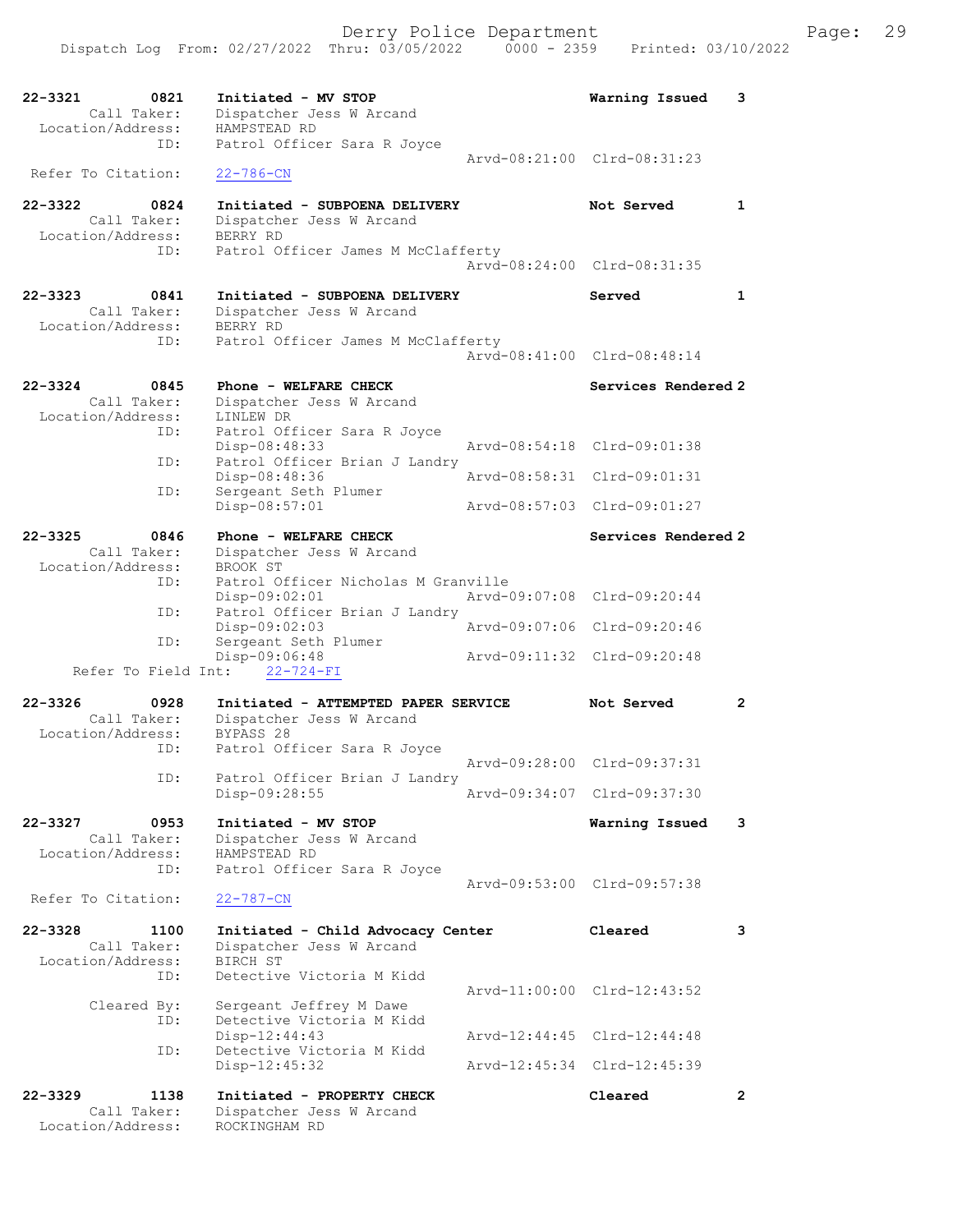22-3321 0821 Initiated - MV STOP Warning Issued 3
Call Taker: Dispatcher Jess W Arcand
Location/Address: HAMPSTEAD RD
ID: Patrol Officer Sara R Joyce
Arvd-08:21:00 Clrd-08:31:23
Refer To Citation: 22-786-CN

22-3322 0824 Initiated - SUBPOENA DELIVERY Not Served 1
Call Taker: Dispatcher Jess W Arcand
Location/Address: BERRY RD
ID: Patrol Officer James M McClafferty
Arvd-08:24:00 Clrd-08:31:35

22-3323 0841 Initiated - SUBPOENA DELIVERY Served 1
Call Taker: Dispatcher Jess W Arcand
Location/Address: BERRY RD
ID: Patrol Officer James M McClafferty
Arvd-08:41:00 Clrd-08:48:14

22-3324 0845 Phone - WELFARE CHECK Services Rendered 2
Call Taker: Dispatcher Jess W Arcand
Location/Address: LINLEW DR
ID: Patrol Officer Sara R Joyce
Disp-08:48:33 Arvd-08:54:18 Clrd-09:01:38
ID: Patrol Officer Brian J Landry
Disp-08:48:36 Arvd-08:58:31 Clrd-09:01:31
ID: Sergeant Seth Plumer
Disp-08:57:01 Arvd-08:57:03 Clrd-09:01:27

22-3325 0846 Phone - WELFARE CHECK Services Rendered 2
Call Taker: Dispatcher Jess W Arcand
Location/Address: BROOK ST
ID: Patrol Officer Nicholas M Granville
Disp-09:02:01 Arvd-09:07:08 Clrd-09:20:44
ID: Patrol Officer Brian J Landry
Disp-09:02:03 Arvd-09:07:06 Clrd-09:20:46
ID: Sergeant Seth Plumer
Disp-09:06:48 Arvd-09:11:32 Clrd-09:20:48
Refer To Field Int: 22-724-FI

22-3326 0928 Initiated - ATTEMPTED PAPER SERVICE Not Served 2
Call Taker: Dispatcher Jess W Arcand
Location/Address: BYPASS 28
ID: Patrol Officer Sara R Joyce
Arvd-09:28:00 Clrd-09:37:31
ID: Patrol Officer Brian J Landry
Disp-09:28:55 Arvd-09:34:07 Clrd-09:37:30

22-3327 0953 Initiated - MV STOP Warning Issued 3
Call Taker: Dispatcher Jess W Arcand
Location/Address: HAMPSTEAD RD
ID: Patrol Officer Sara R Joyce
Arvd-09:53:00 Clrd-09:57:38
Refer To Citation: 22-787-CN

22-3328 1100 Initiated - Child Advocacy Center Cleared 3
Call Taker: Dispatcher Jess W Arcand
Location/Address: BIRCH ST
ID: Detective Victoria M Kidd
Arvd-11:00:00 Clrd-12:43:52
Cleared By: Sergeant Jeffrey M Dawe
ID: Detective Victoria M Kidd
Disp-12:44:43 Arvd-12:44:45 Clrd-12:44:48
ID: Detective Victoria M Kidd
Disp-12:45:32 Arvd-12:45:34 Clrd-12:45:39

22-3329 1138 Initiated - PROPERTY CHECK Cleared 2
Call Taker: Dispatcher Jess W Arcand
Location/Address: ROCKINGHAM RD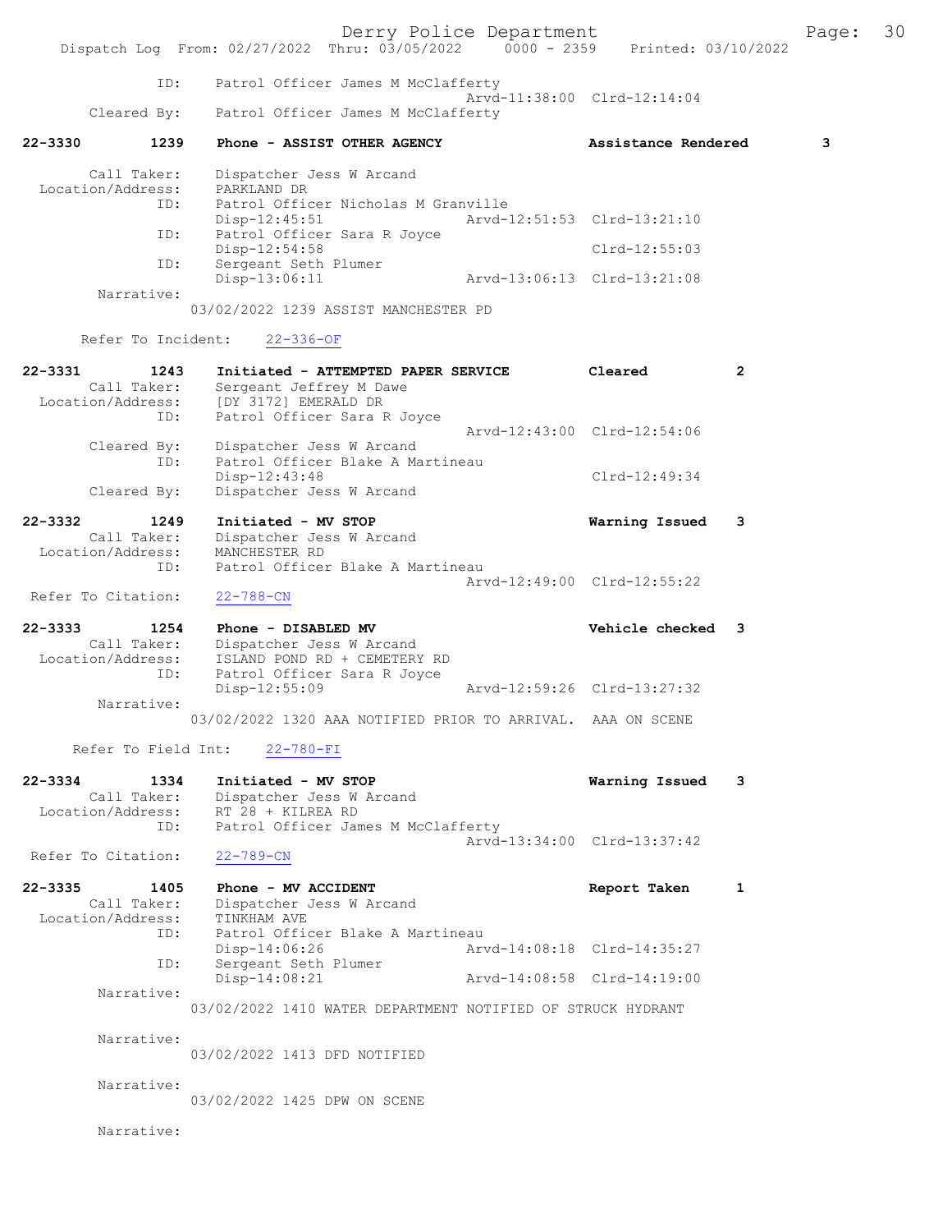ID: Patrol Officer James M McClafferty
Arvd-11:38:00 Clrd-12:14:04
Cleared By: Patrol Officer James M McClafferty

**22-3330 1239 Phone - ASSIST OTHER AGENCY Assistance Rendered 3**

Call Taker: Dispatcher Jess W Arcand
Location/Address: PARKLAND DR
ID: Patrol Officer Nicholas M Granville
Disp-12:45:51 Arvd-12:51:53 Clrd-13:21:10
ID: Patrol Officer Sara R Joyce
Disp-12:54:58 Clrd-12:55:03
ID: Sergeant Seth Plumer
Disp-13:06:11 Arvd-13:06:13 Clrd-13:21:08
Narrative:
03/02/2022 1239 ASSIST MANCHESTER PD

Refer To Incident: 22-336-OF

**22-3331 1243 Initiated - ATTEMPTED PAPER SERVICE Cleared 2**

Call Taker: Sergeant Jeffrey M Dawe
Location/Address: [DY 3172] EMERALD DR
ID: Patrol Officer Sara R Joyce
Arvd-12:43:00 Clrd-12:54:06
Cleared By: Dispatcher Jess W Arcand
ID: Patrol Officer Blake A Martineau
Disp-12:43:48 Clrd-12:49:34
Cleared By: Dispatcher Jess W Arcand

**22-3332 1249 Initiated - MV STOP Warning Issued 3**

Call Taker: Dispatcher Jess W Arcand
Location/Address: MANCHESTER RD
ID: Patrol Officer Blake A Martineau
Arvd-12:49:00 Clrd-12:55:22
Refer To Citation: 22-788-CN

**22-3333 1254 Phone - DISABLED MV Vehicle checked 3**

Call Taker: Dispatcher Jess W Arcand
Location/Address: ISLAND POND RD + CEMETERY RD
ID: Patrol Officer Sara R Joyce
Disp-12:55:09 Arvd-12:59:26 Clrd-13:27:32
Narrative:
03/02/2022 1320 AAA NOTIFIED PRIOR TO ARRIVAL. AAA ON SCENE

Refer To Field Int: 22-780-FI

**22-3334 1334 Initiated - MV STOP Warning Issued 3**

Call Taker: Dispatcher Jess W Arcand
Location/Address: RT 28 + KILREA RD
ID: Patrol Officer James M McClafferty
Arvd-13:34:00 Clrd-13:37:42
Refer To Citation: 22-789-CN

**22-3335 1405 Phone - MV ACCIDENT Report Taken 1**

Call Taker: Dispatcher Jess W Arcand
Location/Address: TINKHAM AVE
ID: Patrol Officer Blake A Martineau
Disp-14:06:26 Arvd-14:08:18 Clrd-14:35:27
ID: Sergeant Seth Plumer
Disp-14:08:21 Arvd-14:08:58 Clrd-14:19:00
Narrative:
03/02/2022 1410 WATER DEPARTMENT NOTIFIED OF STRUCK HYDRANT

Narrative:
03/02/2022 1413 DFD NOTIFIED

Narrative:
03/02/2022 1425 DPW ON SCENE

Narrative: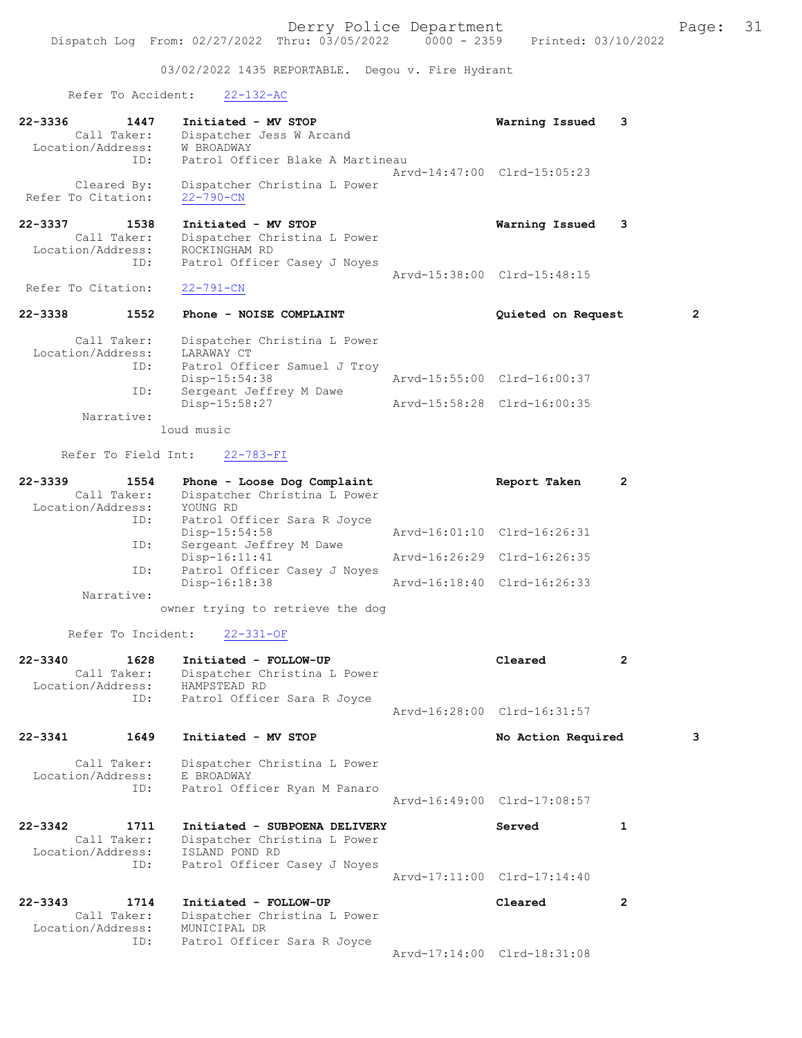03/02/2022 1435 REPORTABLE. Degou v. Fire Hydrant

Refer To Accident: 22-132-AC

```
22-3336        1447    Initiated - MV STOP                    Warning Issued    3
        Call Taker:    Dispatcher Jess W Arcand
  Location/Address:    W BROADWAY
               ID:     Patrol Officer Blake A Martineau
                                                    Arvd-14:47:00  Clrd-15:05:23
        Cleared By:    Dispatcher Christina L Power
 Refer To Citation:    22-790-CN

22-3337        1538    Initiated - MV STOP                    Warning Issued    3
        Call Taker:    Dispatcher Christina L Power
  Location/Address:    ROCKINGHAM RD
               ID:     Patrol Officer Casey J Noyes
                                                    Arvd-15:38:00  Clrd-15:48:15
 Refer To Citation:    22-791-CN

22-3338        1552    Phone - NOISE COMPLAINT                Quieted on Request        2

        Call Taker:    Dispatcher Christina L Power
  Location/Address:    LARAWAY CT
               ID:     Patrol Officer Samuel J Troy
                       Disp-15:54:38                Arvd-15:55:00  Clrd-16:00:37
               ID:     Sergeant Jeffrey M Dawe
                       Disp-15:58:27                Arvd-15:58:28  Clrd-16:00:35
         Narrative:
                   loud music

       Refer To Field Int:    22-783-FI

22-3339        1554    Phone - Loose Dog Complaint            Report Taken      2
        Call Taker:    Dispatcher Christina L Power
  Location/Address:    YOUNG RD
               ID:     Patrol Officer Sara R Joyce
                       Disp-15:54:58                Arvd-16:01:10  Clrd-16:26:31
               ID:     Sergeant Jeffrey M Dawe
                       Disp-16:11:41                Arvd-16:26:29  Clrd-16:26:35
               ID:     Patrol Officer Casey J Noyes
                       Disp-16:18:38                Arvd-16:18:40  Clrd-16:26:33
         Narrative:
                   owner trying to retrieve the dog

       Refer To Incident:    22-331-OF

22-3340        1628    Initiated - FOLLOW-UP                  Cleared           2
        Call Taker:    Dispatcher Christina L Power
  Location/Address:    HAMPSTEAD RD
               ID:     Patrol Officer Sara R Joyce
                                                    Arvd-16:28:00  Clrd-16:31:57

22-3341        1649    Initiated - MV STOP                    No Action Required        3

        Call Taker:    Dispatcher Christina L Power
  Location/Address:    E BROADWAY
               ID:     Patrol Officer Ryan M Panaro
                                                    Arvd-16:49:00  Clrd-17:08:57

22-3342        1711    Initiated - SUBPOENA DELIVERY          Served            1
        Call Taker:    Dispatcher Christina L Power
  Location/Address:    ISLAND POND RD
               ID:     Patrol Officer Casey J Noyes
                                                    Arvd-17:11:00  Clrd-17:14:40

22-3343        1714    Initiated - FOLLOW-UP                  Cleared           2
        Call Taker:    Dispatcher Christina L Power
  Location/Address:    MUNICIPAL DR
               ID:     Patrol Officer Sara R Joyce
                                                    Arvd-17:14:00  Clrd-18:31:08
```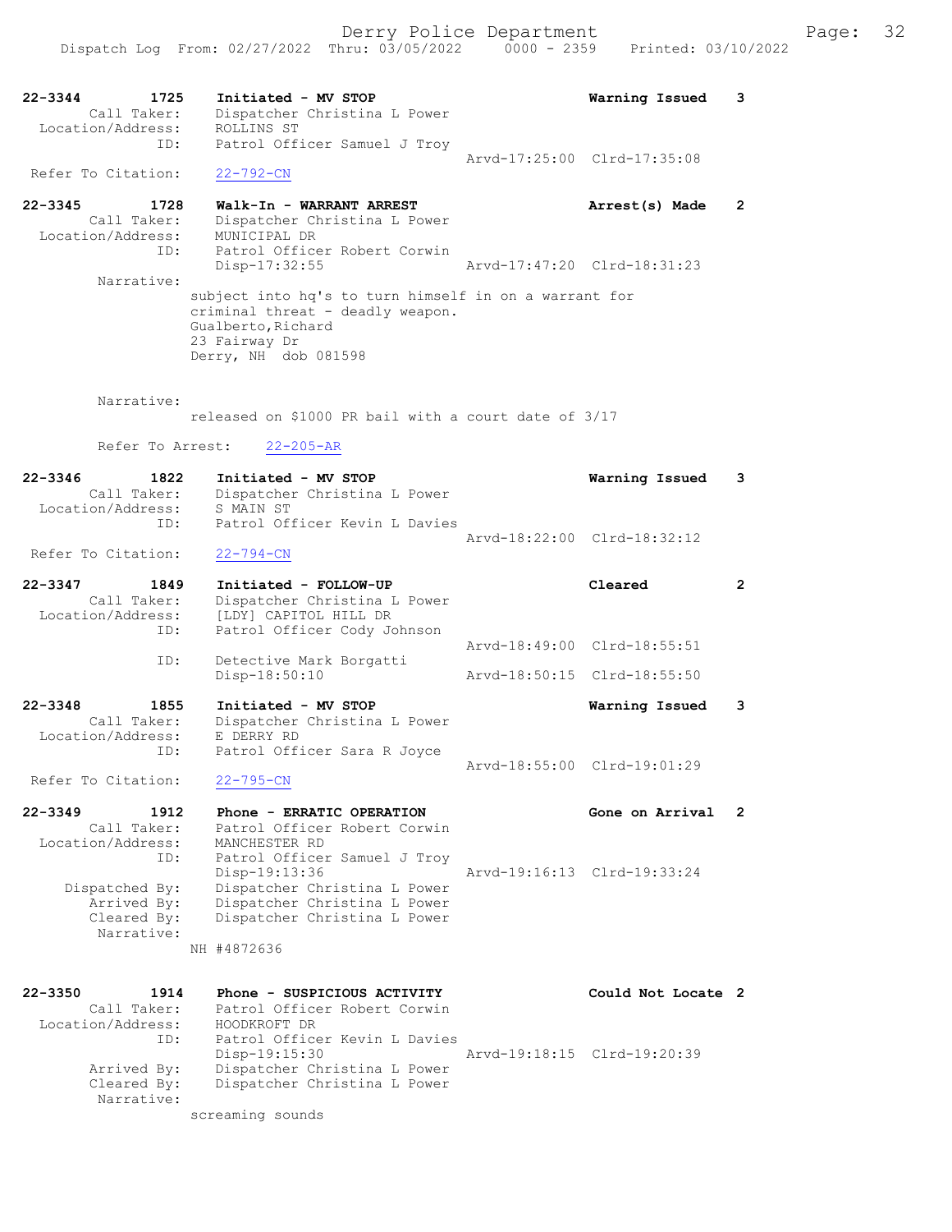22-3344 1725 Initiated - MV STOP Warning Issued 3
Call Taker: Dispatcher Christina L Power
Location/Address: ROLLINS ST
ID: Patrol Officer Samuel J Troy
Arvd-17:25:00 Clrd-17:35:08
Refer To Citation: 22-792-CN

22-3345 1728 Walk-In - WARRANT ARREST Arrest(s) Made 2
Call Taker: Dispatcher Christina L Power
Location/Address: MUNICIPAL DR
ID: Patrol Officer Robert Corwin
Disp-17:32:55 Arvd-17:47:20 Clrd-18:31:23
Narrative:
subject into hq's to turn himself in on a warrant for criminal threat - deadly weapon.
Gualberto,Richard
23 Fairway Dr
Derry, NH dob 081598

Narrative:
released on $1000 PR bail with a court date of 3/17

Refer To Arrest: 22-205-AR

22-3346 1822 Initiated - MV STOP Warning Issued 3
Call Taker: Dispatcher Christina L Power
Location/Address: S MAIN ST
ID: Patrol Officer Kevin L Davies
Arvd-18:22:00 Clrd-18:32:12
Refer To Citation: 22-794-CN

22-3347 1849 Initiated - FOLLOW-UP Cleared 2
Call Taker: Dispatcher Christina L Power
Location/Address: [LDY] CAPITOL HILL DR
ID: Patrol Officer Cody Johnson
Arvd-18:49:00 Clrd-18:55:51
ID: Detective Mark Borgatti
Disp-18:50:10 Arvd-18:50:15 Clrd-18:55:50

22-3348 1855 Initiated - MV STOP Warning Issued 3
Call Taker: Dispatcher Christina L Power
Location/Address: E DERRY RD
ID: Patrol Officer Sara R Joyce
Arvd-18:55:00 Clrd-19:01:29
Refer To Citation: 22-795-CN

22-3349 1912 Phone - ERRATIC OPERATION Gone on Arrival 2
Call Taker: Patrol Officer Robert Corwin
Location/Address: MANCHESTER RD
ID: Patrol Officer Samuel J Troy
Disp-19:13:36 Arvd-19:16:13 Clrd-19:33:24
Dispatched By: Dispatcher Christina L Power
Arrived By: Dispatcher Christina L Power
Cleared By: Dispatcher Christina L Power
Narrative:
NH #4872636

22-3350 1914 Phone - SUSPICIOUS ACTIVITY Could Not Locate 2
Call Taker: Patrol Officer Robert Corwin
Location/Address: HOODKROFT DR
ID: Patrol Officer Kevin L Davies
Disp-19:15:30 Arvd-19:18:15 Clrd-19:20:39
Arrived By: Dispatcher Christina L Power
Cleared By: Dispatcher Christina L Power
Narrative:
screaming sounds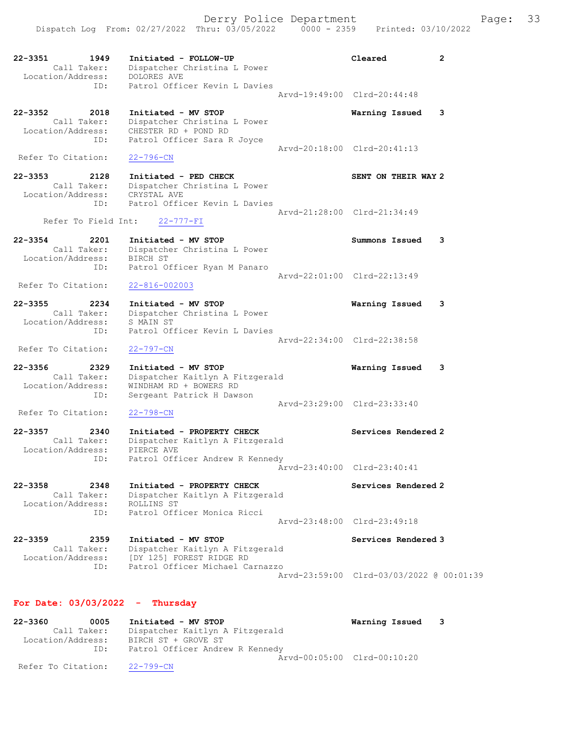22-3351 1949 Initiated - FOLLOW-UP Cleared 2
Call Taker: Dispatcher Christina L Power
Location/Address: DOLORES AVE
ID: Patrol Officer Kevin L Davies
Arvd-19:49:00 Clrd-20:44:48

22-3352 2018 Initiated - MV STOP Warning Issued 3
Call Taker: Dispatcher Christina L Power
Location/Address: CHESTER RD + POND RD
ID: Patrol Officer Sara R Joyce
Arvd-20:18:00 Clrd-20:41:13
Refer To Citation: 22-796-CN

22-3353 2128 Initiated - PED CHECK SENT ON THEIR WAY 2
Call Taker: Dispatcher Christina L Power
Location/Address: CRYSTAL AVE
ID: Patrol Officer Kevin L Davies
Arvd-21:28:00 Clrd-21:34:49
Refer To Field Int: 22-777-FI

22-3354 2201 Initiated - MV STOP Summons Issued 3
Call Taker: Dispatcher Christina L Power
Location/Address: BIRCH ST
ID: Patrol Officer Ryan M Panaro
Arvd-22:01:00 Clrd-22:13:49
Refer To Citation: 22-816-002003

22-3355 2234 Initiated - MV STOP Warning Issued 3
Call Taker: Dispatcher Christina L Power
Location/Address: S MAIN ST
ID: Patrol Officer Kevin L Davies
Arvd-22:34:00 Clrd-22:38:58
Refer To Citation: 22-797-CN

22-3356 2329 Initiated - MV STOP Warning Issued 3
Call Taker: Dispatcher Kaitlyn A Fitzgerald
Location/Address: WINDHAM RD + BOWERS RD
ID: Sergeant Patrick H Dawson
Arvd-23:29:00 Clrd-23:33:40
Refer To Citation: 22-798-CN

22-3357 2340 Initiated - PROPERTY CHECK Services Rendered 2
Call Taker: Dispatcher Kaitlyn A Fitzgerald
Location/Address: PIERCE AVE
ID: Patrol Officer Andrew R Kennedy
Arvd-23:40:00 Clrd-23:40:41

22-3358 2348 Initiated - PROPERTY CHECK Services Rendered 2
Call Taker: Dispatcher Kaitlyn A Fitzgerald
Location/Address: ROLLINS ST
ID: Patrol Officer Monica Ricci
Arvd-23:48:00 Clrd-23:49:18

22-3359 2359 Initiated - MV STOP Services Rendered 3
Call Taker: Dispatcher Kaitlyn A Fitzgerald
Location/Address: [DY 125] FOREST RIDGE RD
ID: Patrol Officer Michael Carnazzo
Arvd-23:59:00 Clrd-03/03/2022 @ 00:01:39

## For Date: 03/03/2022 - Thursday

22-3360 0005 Initiated - MV STOP Warning Issued 3
Call Taker: Dispatcher Kaitlyn A Fitzgerald
Location/Address: BIRCH ST + GROVE ST
ID: Patrol Officer Andrew R Kennedy
Arvd-00:05:00 Clrd-00:10:20
Refer To Citation: 22-799-CN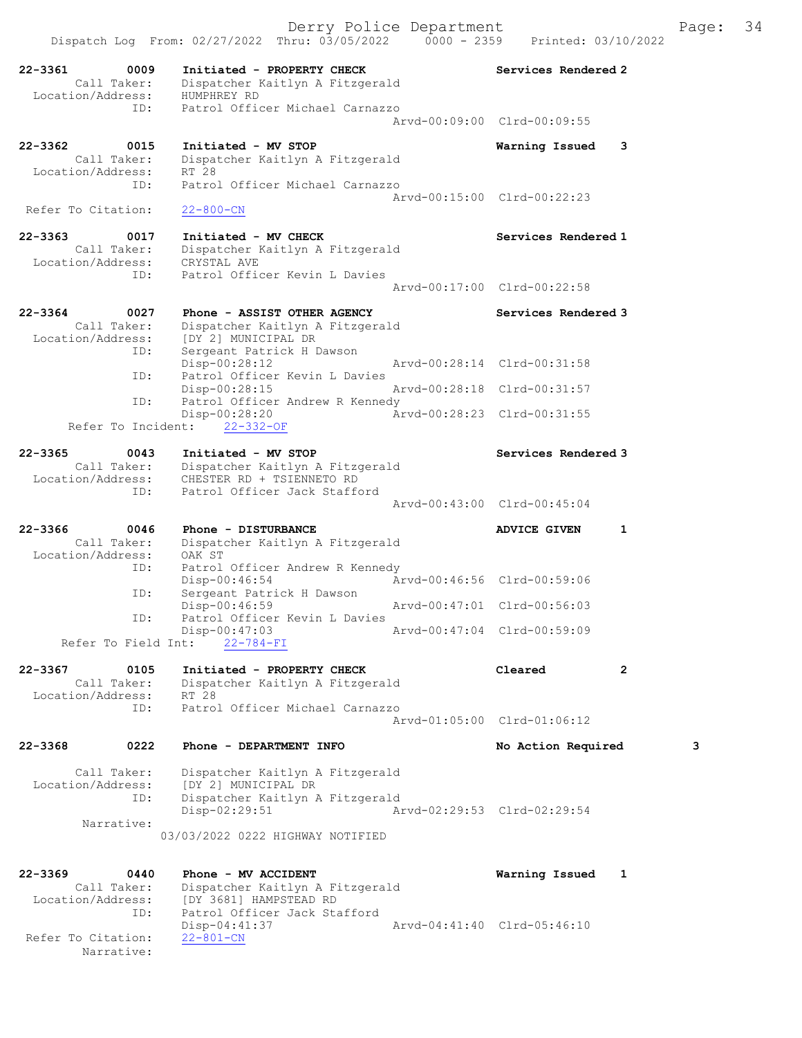Dispatch Log From: 02/27/2022 Thru: 03/05/2022 0000 - 2359 Printed: 03/10/2022

```
22-3361        0009    Initiated - PROPERTY CHECK                   Services Rendered 2
        Call Taker:    Dispatcher Kaitlyn A Fitzgerald
  Location/Address:    HUMPHREY RD
                ID:    Patrol Officer Michael Carnazzo
                                                   Arvd-00:09:00  Clrd-00:09:55

22-3362        0015    Initiated - MV STOP                          Warning Issued    3
        Call Taker:    Dispatcher Kaitlyn A Fitzgerald
  Location/Address:    RT 28
                ID:    Patrol Officer Michael Carnazzo
                                                   Arvd-00:15:00  Clrd-00:22:23
 Refer To Citation:    22-800-CN

22-3363        0017    Initiated - MV CHECK                         Services Rendered 1
        Call Taker:    Dispatcher Kaitlyn A Fitzgerald
  Location/Address:    CRYSTAL AVE
                ID:    Patrol Officer Kevin L Davies
                                                   Arvd-00:17:00  Clrd-00:22:58

22-3364        0027    Phone - ASSIST OTHER AGENCY                  Services Rendered 3
        Call Taker:    Dispatcher Kaitlyn A Fitzgerald
  Location/Address:    [DY 2] MUNICIPAL DR
                ID:    Sergeant Patrick H Dawson
                       Disp-00:28:12               Arvd-00:28:14  Clrd-00:31:58
                ID:    Patrol Officer Kevin L Davies
                       Disp-00:28:15               Arvd-00:28:18  Clrd-00:31:57
                ID:    Patrol Officer Andrew R Kennedy
                       Disp-00:28:20               Arvd-00:28:23  Clrd-00:31:55
     Refer To Incident:   22-332-OF

22-3365        0043    Initiated - MV STOP                          Services Rendered 3
        Call Taker:    Dispatcher Kaitlyn A Fitzgerald
  Location/Address:    CHESTER RD + TSIENNETO RD
                ID:    Patrol Officer Jack Stafford
                                                   Arvd-00:43:00  Clrd-00:45:04

22-3366        0046    Phone - DISTURBANCE                          ADVICE GIVEN      1
        Call Taker:    Dispatcher Kaitlyn A Fitzgerald
  Location/Address:    OAK ST
                ID:    Patrol Officer Andrew R Kennedy
                       Disp-00:46:54               Arvd-00:46:56  Clrd-00:59:06
                ID:    Sergeant Patrick H Dawson
                       Disp-00:46:59               Arvd-00:47:01  Clrd-00:56:03
                ID:    Patrol Officer Kevin L Davies
                       Disp-00:47:03               Arvd-00:47:04  Clrd-00:59:09
    Refer To Field Int:   22-784-FI

22-3367        0105    Initiated - PROPERTY CHECK                   Cleared           2
        Call Taker:    Dispatcher Kaitlyn A Fitzgerald
  Location/Address:    RT 28
                ID:    Patrol Officer Michael Carnazzo
                                                   Arvd-01:05:00  Clrd-01:06:12

22-3368        0222    Phone - DEPARTMENT INFO                      No Action Required          3

        Call Taker:    Dispatcher Kaitlyn A Fitzgerald
  Location/Address:    [DY 2] MUNICIPAL DR
                ID:    Dispatcher Kaitlyn A Fitzgerald
                       Disp-02:29:51               Arvd-02:29:53  Clrd-02:29:54
         Narrative:
                    03/03/2022 0222 HIGHWAY NOTIFIED

22-3369        0440    Phone - MV ACCIDENT                          Warning Issued    1
        Call Taker:    Dispatcher Kaitlyn A Fitzgerald
  Location/Address:    [DY 3681] HAMPSTEAD RD
                ID:    Patrol Officer Jack Stafford
                       Disp-04:41:37               Arvd-04:41:40  Clrd-05:46:10
 Refer To Citation:    22-801-CN
         Narrative:
```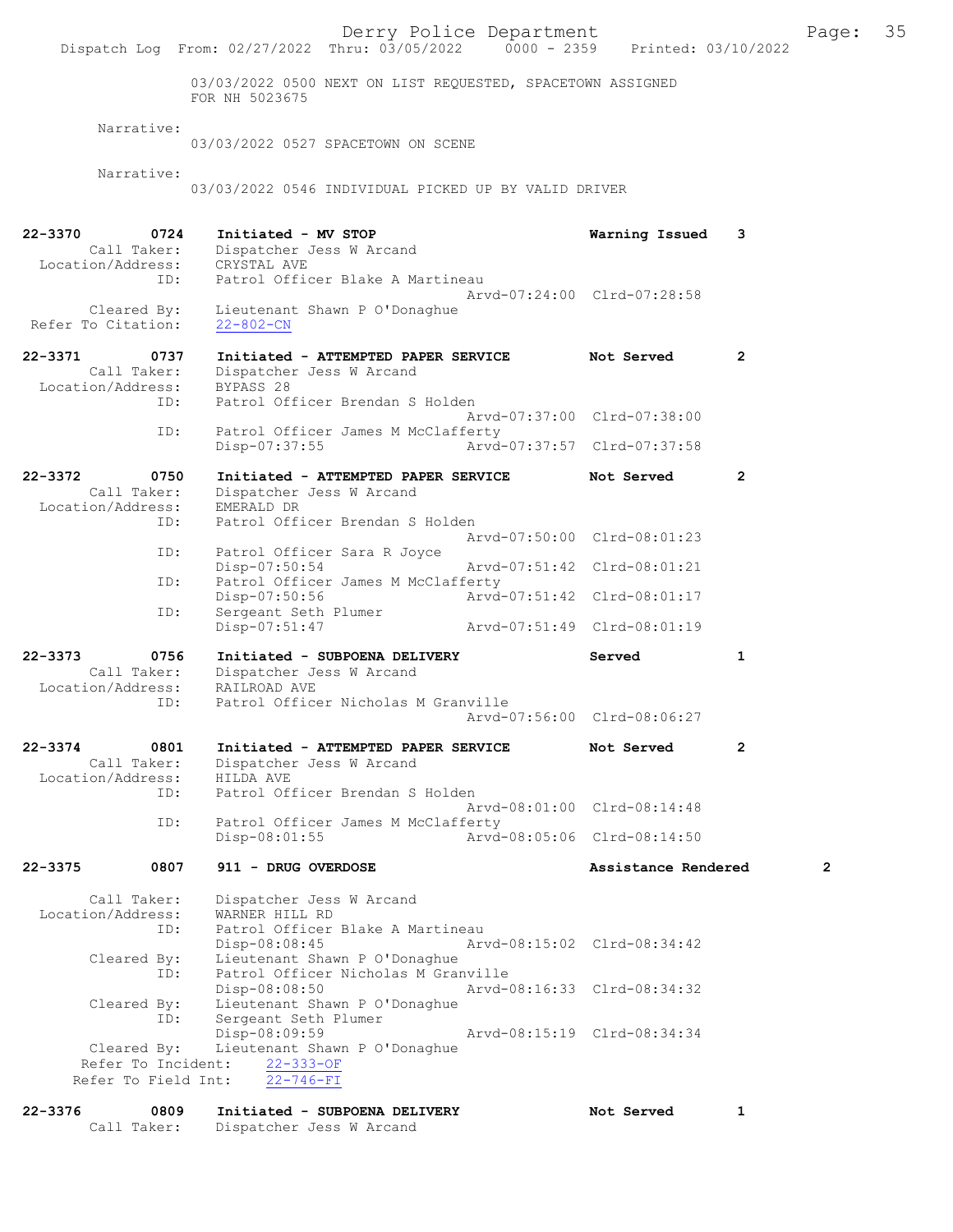03/03/2022 0500 NEXT ON LIST REQUESTED, SPACETOWN ASSIGNED FOR NH 5023675

Narrative:
03/03/2022 0527 SPACETOWN ON SCENE

Narrative:
03/03/2022 0546 INDIVIDUAL PICKED UP BY VALID DRIVER

**22-3370 0724 Initiated - MV STOP — Warning Issued 3**
Call Taker: Dispatcher Jess W Arcand
Location/Address: CRYSTAL AVE
ID: Patrol Officer Blake A Martineau
Arvd-07:24:00 Clrd-07:28:58
Cleared By: Lieutenant Shawn P O'Donaghue
Refer To Citation: 22-802-CN

**22-3371 0737 Initiated - ATTEMPTED PAPER SERVICE — Not Served 2**
Call Taker: Dispatcher Jess W Arcand
Location/Address: BYPASS 28
ID: Patrol Officer Brendan S Holden
Arvd-07:37:00 Clrd-07:38:00
ID: Patrol Officer James M McClafferty
Disp-07:37:55 Arvd-07:37:57 Clrd-07:37:58

**22-3372 0750 Initiated - ATTEMPTED PAPER SERVICE — Not Served 2**
Call Taker: Dispatcher Jess W Arcand
Location/Address: EMERALD DR
ID: Patrol Officer Brendan S Holden
Arvd-07:50:00 Clrd-08:01:23
ID: Patrol Officer Sara R Joyce
Disp-07:50:54 Arvd-07:51:42 Clrd-08:01:21
ID: Patrol Officer James M McClafferty
Disp-07:50:56 Arvd-07:51:42 Clrd-08:01:17
ID: Sergeant Seth Plumer
Disp-07:51:47 Arvd-07:51:49 Clrd-08:01:19

**22-3373 0756 Initiated - SUBPOENA DELIVERY — Served 1**
Call Taker: Dispatcher Jess W Arcand
Location/Address: RAILROAD AVE
ID: Patrol Officer Nicholas M Granville
Arvd-07:56:00 Clrd-08:06:27

**22-3374 0801 Initiated - ATTEMPTED PAPER SERVICE — Not Served 2**
Call Taker: Dispatcher Jess W Arcand
Location/Address: HILDA AVE
ID: Patrol Officer Brendan S Holden
Arvd-08:01:00 Clrd-08:14:48
ID: Patrol Officer James M McClafferty
Disp-08:01:55 Arvd-08:05:06 Clrd-08:14:50

**22-3375 0807 911 - DRUG OVERDOSE — Assistance Rendered 2**
Call Taker: Dispatcher Jess W Arcand
Location/Address: WARNER HILL RD
ID: Patrol Officer Blake A Martineau
Disp-08:08:45 Arvd-08:15:02 Clrd-08:34:42
Cleared By: Lieutenant Shawn P O'Donaghue
ID: Patrol Officer Nicholas M Granville
Disp-08:08:50 Arvd-08:16:33 Clrd-08:34:32
Cleared By: Lieutenant Shawn P O'Donaghue
ID: Sergeant Seth Plumer
Disp-08:09:59 Arvd-08:15:19 Clrd-08:34:34
Cleared By: Lieutenant Shawn P O'Donaghue
Refer To Incident: 22-333-OF
Refer To Field Int: 22-746-FI

**22-3376 0809 Initiated - SUBPOENA DELIVERY — Not Served 1**
Call Taker: Dispatcher Jess W Arcand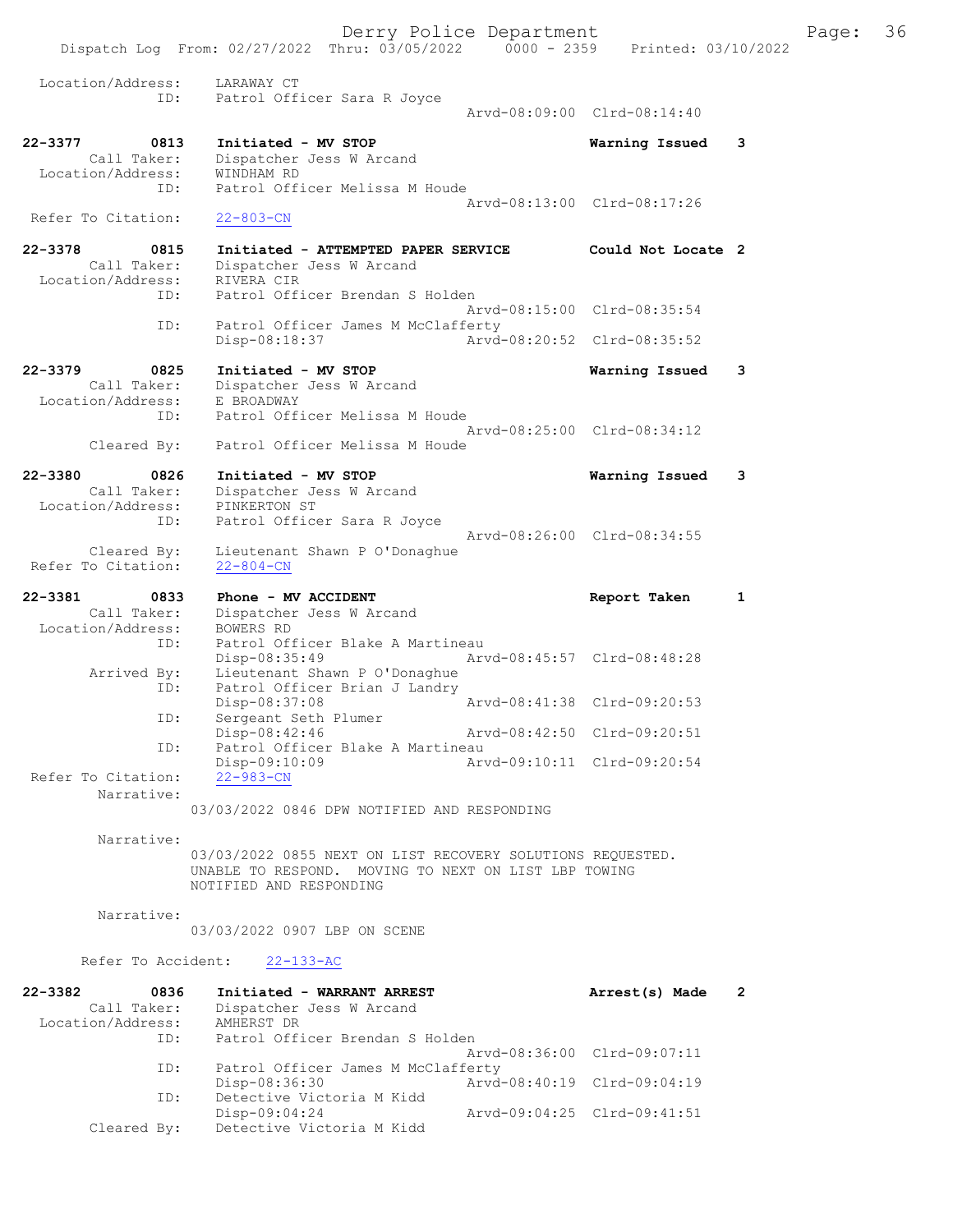Location/Address: LARAWAY CT
ID: Patrol Officer Sara R Joyce
Arvd-08:09:00 Clrd-08:14:40

**22-3377 0813 Initiated - MV STOP** Warning Issued 3
Call Taker: Dispatcher Jess W Arcand
Location/Address: WINDHAM RD
ID: Patrol Officer Melissa M Houde
Arvd-08:13:00 Clrd-08:17:26
Refer To Citation: 22-803-CN

**22-3378 0815 Initiated - ATTEMPTED PAPER SERVICE** Could Not Locate 2
Call Taker: Dispatcher Jess W Arcand
Location/Address: RIVERA CIR
ID: Patrol Officer Brendan S Holden
Arvd-08:15:00 Clrd-08:35:54
ID: Patrol Officer James M McClafferty
Disp-08:18:37 Arvd-08:20:52 Clrd-08:35:52

**22-3379 0825 Initiated - MV STOP** Warning Issued 3
Call Taker: Dispatcher Jess W Arcand
Location/Address: E BROADWAY
ID: Patrol Officer Melissa M Houde
Arvd-08:25:00 Clrd-08:34:12
Cleared By: Patrol Officer Melissa M Houde

**22-3380 0826 Initiated - MV STOP** Warning Issued 3
Call Taker: Dispatcher Jess W Arcand
Location/Address: PINKERTON ST
ID: Patrol Officer Sara R Joyce
Arvd-08:26:00 Clrd-08:34:55
Cleared By: Lieutenant Shawn P O'Donaghue
Refer To Citation: 22-804-CN

**22-3381 0833 Phone - MV ACCIDENT** Report Taken 1
Call Taker: Dispatcher Jess W Arcand
Location/Address: BOWERS RD
ID: Patrol Officer Blake A Martineau
Disp-08:35:49 Arvd-08:45:57 Clrd-08:48:28
Arrived By: Lieutenant Shawn P O'Donaghue
ID: Patrol Officer Brian J Landry
Disp-08:37:08 Arvd-08:41:38 Clrd-09:20:53
ID: Sergeant Seth Plumer
Disp-08:42:46 Arvd-08:42:50 Clrd-09:20:51
ID: Patrol Officer Blake A Martineau
Disp-09:10:09 Arvd-09:10:11 Clrd-09:20:54
Refer To Citation: 22-983-CN
Narrative:
03/03/2022 0846 DPW NOTIFIED AND RESPONDING

Narrative:
03/03/2022 0855 NEXT ON LIST RECOVERY SOLUTIONS REQUESTED. UNABLE TO RESPOND. MOVING TO NEXT ON LIST LBP TOWING NOTIFIED AND RESPONDING

Narrative:
03/03/2022 0907 LBP ON SCENE

Refer To Accident: 22-133-AC

**22-3382 0836 Initiated - WARRANT ARREST** Arrest(s) Made 2
Call Taker: Dispatcher Jess W Arcand
Location/Address: AMHERST DR
ID: Patrol Officer Brendan S Holden
Arvd-08:36:00 Clrd-09:07:11
ID: Patrol Officer James M McClafferty
Disp-08:36:30 Arvd-08:40:19 Clrd-09:04:19
ID: Detective Victoria M Kidd
Disp-09:04:24 Arvd-09:04:25 Clrd-09:41:51
Cleared By: Detective Victoria M Kidd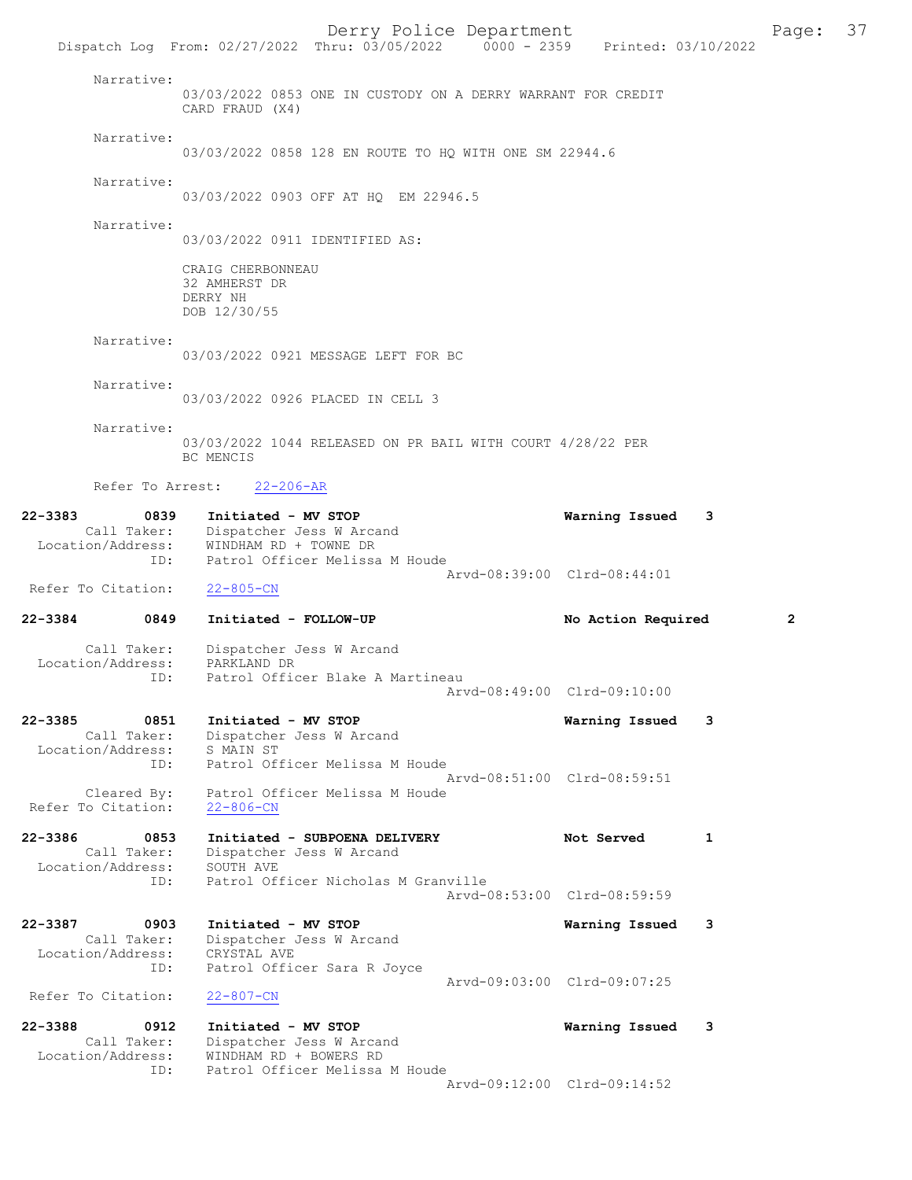Narrative:
03/03/2022 0853 ONE IN CUSTODY ON A DERRY WARRANT FOR CREDIT CARD FRAUD (X4)

Narrative:
03/03/2022 0858 128 EN ROUTE TO HQ WITH ONE SM 22944.6

Narrative:
03/03/2022 0903 OFF AT HQ EM 22946.5

Narrative:
03/03/2022 0911 IDENTIFIED AS:

CRAIG CHERBONNEAU
32 AMHERST DR
DERRY NH
DOB 12/30/55

Narrative:
03/03/2022 0921 MESSAGE LEFT FOR BC

Narrative:
03/03/2022 0926 PLACED IN CELL 3

Narrative:
03/03/2022 1044 RELEASED ON PR BAIL WITH COURT 4/28/22 PER BC MENCIS

Refer To Arrest: 22-206-AR

**22-3383 0839 Initiated - MV STOP** — Warning Issued 3
Call Taker: Dispatcher Jess W Arcand
Location/Address: WINDHAM RD + TOWNE DR
ID: Patrol Officer Melissa M Houde
Arvd-08:39:00 Clrd-08:44:01
Refer To Citation: 22-805-CN

**22-3384 0849 Initiated - FOLLOW-UP** — No Action Required 2
Call Taker: Dispatcher Jess W Arcand
Location/Address: PARKLAND DR
ID: Patrol Officer Blake A Martineau
Arvd-08:49:00 Clrd-09:10:00

**22-3385 0851 Initiated - MV STOP** — Warning Issued 3
Call Taker: Dispatcher Jess W Arcand
Location/Address: S MAIN ST
ID: Patrol Officer Melissa M Houde
Arvd-08:51:00 Clrd-08:59:51
Cleared By: Patrol Officer Melissa M Houde
Refer To Citation: 22-806-CN

**22-3386 0853 Initiated - SUBPOENA DELIVERY** — Not Served 1
Call Taker: Dispatcher Jess W Arcand
Location/Address: SOUTH AVE
ID: Patrol Officer Nicholas M Granville
Arvd-08:53:00 Clrd-08:59:59

**22-3387 0903 Initiated - MV STOP** — Warning Issued 3
Call Taker: Dispatcher Jess W Arcand
Location/Address: CRYSTAL AVE
ID: Patrol Officer Sara R Joyce
Arvd-09:03:00 Clrd-09:07:25
Refer To Citation: 22-807-CN

**22-3388 0912 Initiated - MV STOP** — Warning Issued 3
Call Taker: Dispatcher Jess W Arcand
Location/Address: WINDHAM RD + BOWERS RD
ID: Patrol Officer Melissa M Houde
Arvd-09:12:00 Clrd-09:14:52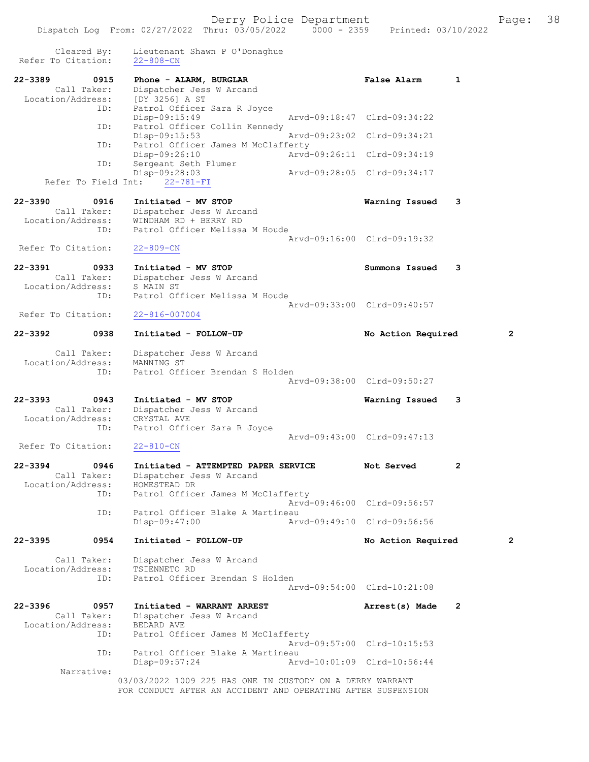Cleared By: Lieutenant Shawn P O'Donaghue
Refer To Citation: 22-808-CN

```
22-3389        0915    Phone - ALARM, BURGLAR                    False Alarm      1
        Call Taker:    Dispatcher Jess W Arcand
  Location/Address:    [DY 3256] A ST
                ID:    Patrol Officer Sara R Joyce
                       Disp-09:15:49              Arvd-09:18:47  Clrd-09:34:22
                ID:    Patrol Officer Collin Kennedy
                       Disp-09:15:53              Arvd-09:23:02  Clrd-09:34:21
                ID:    Patrol Officer James M McClafferty
                       Disp-09:26:10              Arvd-09:26:11  Clrd-09:34:19
                ID:    Sergeant Seth Plumer
                       Disp-09:28:03              Arvd-09:28:05  Clrd-09:34:17
      Refer To Field Int:    22-781-FI

22-3390        0916    Initiated - MV STOP                       Warning Issued   3
        Call Taker:    Dispatcher Jess W Arcand
  Location/Address:    WINDHAM RD + BERRY RD
                ID:    Patrol Officer Melissa M Houde
                                                  Arvd-09:16:00  Clrd-09:19:32
 Refer To Citation:    22-809-CN

22-3391        0933    Initiated - MV STOP                       Summons Issued   3
        Call Taker:    Dispatcher Jess W Arcand
  Location/Address:    S MAIN ST
                ID:    Patrol Officer Melissa M Houde
                                                  Arvd-09:33:00  Clrd-09:40:57
 Refer To Citation:    22-816-007004

22-3392        0938    Initiated - FOLLOW-UP                     No Action Required        2

        Call Taker:    Dispatcher Jess W Arcand
  Location/Address:    MANNING ST
                ID:    Patrol Officer Brendan S Holden
                                                  Arvd-09:38:00  Clrd-09:50:27

22-3393        0943    Initiated - MV STOP                       Warning Issued   3
        Call Taker:    Dispatcher Jess W Arcand
  Location/Address:    CRYSTAL AVE
                ID:    Patrol Officer Sara R Joyce
                                                  Arvd-09:43:00  Clrd-09:47:13
 Refer To Citation:    22-810-CN

22-3394        0946    Initiated - ATTEMPTED PAPER SERVICE       Not Served       2
        Call Taker:    Dispatcher Jess W Arcand
  Location/Address:    HOMESTEAD DR
                ID:    Patrol Officer James M McClafferty
                                                  Arvd-09:46:00  Clrd-09:56:57
                ID:    Patrol Officer Blake A Martineau
                       Disp-09:47:00              Arvd-09:49:10  Clrd-09:56:56

22-3395        0954    Initiated - FOLLOW-UP                     No Action Required        2

        Call Taker:    Dispatcher Jess W Arcand
  Location/Address:    TSIENNETO RD
                ID:    Patrol Officer Brendan S Holden
                                                  Arvd-09:54:00  Clrd-10:21:08

22-3396        0957    Initiated - WARRANT ARREST                Arrest(s) Made   2
        Call Taker:    Dispatcher Jess W Arcand
  Location/Address:    BEDARD AVE
                ID:    Patrol Officer James M McClafferty
                                                  Arvd-09:57:00  Clrd-10:15:53
                ID:    Patrol Officer Blake A Martineau
                       Disp-09:57:24              Arvd-10:01:09  Clrd-10:56:44
         Narrative:
                    03/03/2022 1009 225 HAS ONE IN CUSTODY ON A DERRY WARRANT
                    FOR CONDUCT AFTER AN ACCIDENT AND OPERATING AFTER SUSPENSION
```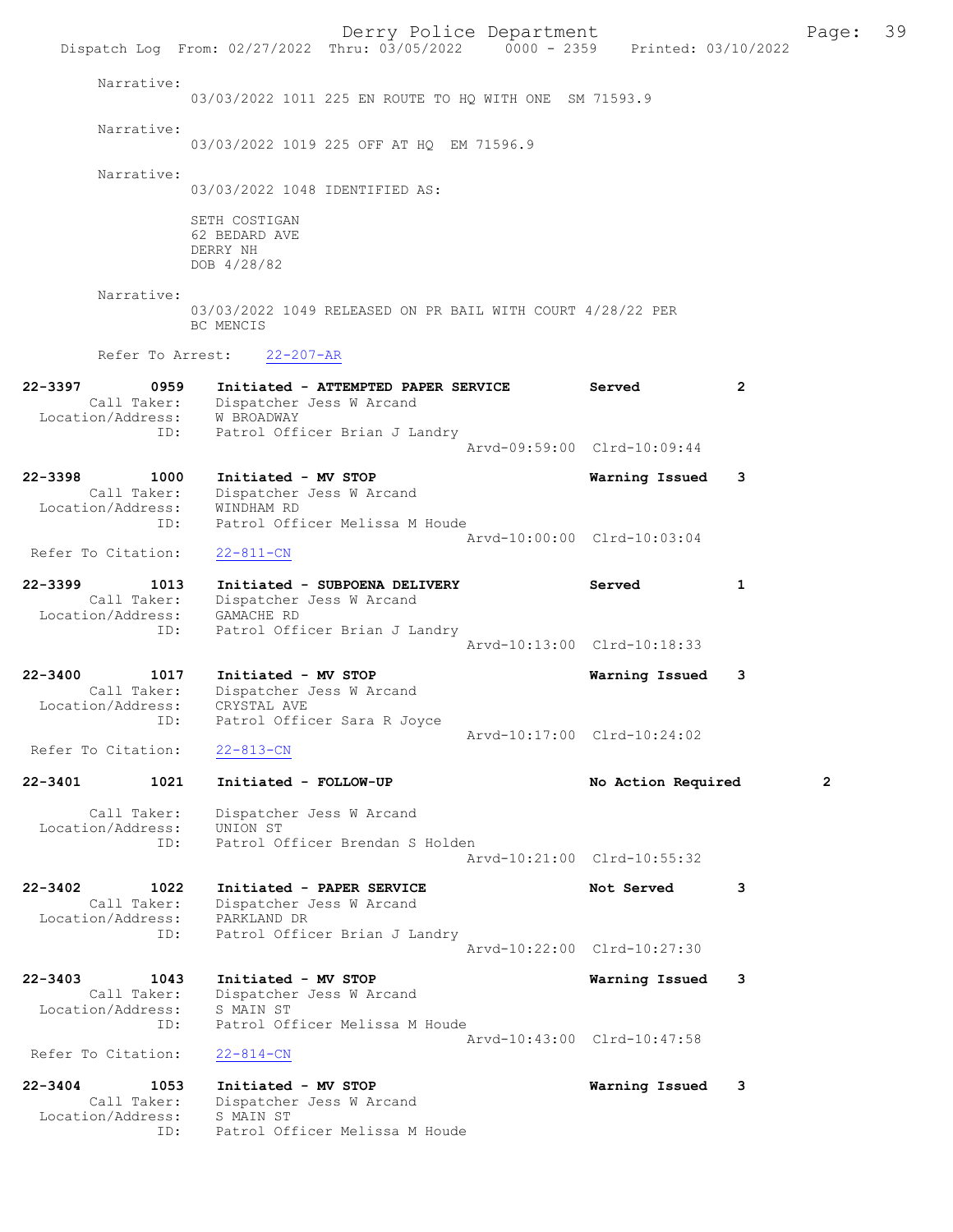Narrative:
03/03/2022 1011 225 EN ROUTE TO HQ WITH ONE SM 71593.9

Narrative:
03/03/2022 1019 225 OFF AT HQ EM 71596.9

Narrative:
03/03/2022 1048 IDENTIFIED AS:

SETH COSTIGAN
62 BEDARD AVE
DERRY NH
DOB 4/28/82

Narrative:
03/03/2022 1049 RELEASED ON PR BAIL WITH COURT 4/28/22 PER BC MENCIS

Refer To Arrest: 22-207-AR

22-3397 0959 Initiated - ATTEMPTED PAPER SERVICE Served 2
Call Taker: Dispatcher Jess W Arcand
Location/Address: W BROADWAY
ID: Patrol Officer Brian J Landry
Arvd-09:59:00 Clrd-10:09:44

22-3398 1000 Initiated - MV STOP Warning Issued 3
Call Taker: Dispatcher Jess W Arcand
Location/Address: WINDHAM RD
ID: Patrol Officer Melissa M Houde
Arvd-10:00:00 Clrd-10:03:04
Refer To Citation: 22-811-CN

22-3399 1013 Initiated - SUBPOENA DELIVERY Served 1
Call Taker: Dispatcher Jess W Arcand
Location/Address: GAMACHE RD
ID: Patrol Officer Brian J Landry
Arvd-10:13:00 Clrd-10:18:33

22-3400 1017 Initiated - MV STOP Warning Issued 3
Call Taker: Dispatcher Jess W Arcand
Location/Address: CRYSTAL AVE
ID: Patrol Officer Sara R Joyce
Arvd-10:17:00 Clrd-10:24:02
Refer To Citation: 22-813-CN

22-3401 1021 Initiated - FOLLOW-UP No Action Required 2
Call Taker: Dispatcher Jess W Arcand
Location/Address: UNION ST
ID: Patrol Officer Brendan S Holden
Arvd-10:21:00 Clrd-10:55:32

22-3402 1022 Initiated - PAPER SERVICE Not Served 3
Call Taker: Dispatcher Jess W Arcand
Location/Address: PARKLAND DR
ID: Patrol Officer Brian J Landry
Arvd-10:22:00 Clrd-10:27:30

22-3403 1043 Initiated - MV STOP Warning Issued 3
Call Taker: Dispatcher Jess W Arcand
Location/Address: S MAIN ST
ID: Patrol Officer Melissa M Houde
Arvd-10:43:00 Clrd-10:47:58
Refer To Citation: 22-814-CN

22-3404 1053 Initiated - MV STOP Warning Issued 3
Call Taker: Dispatcher Jess W Arcand
Location/Address: S MAIN ST
ID: Patrol Officer Melissa M Houde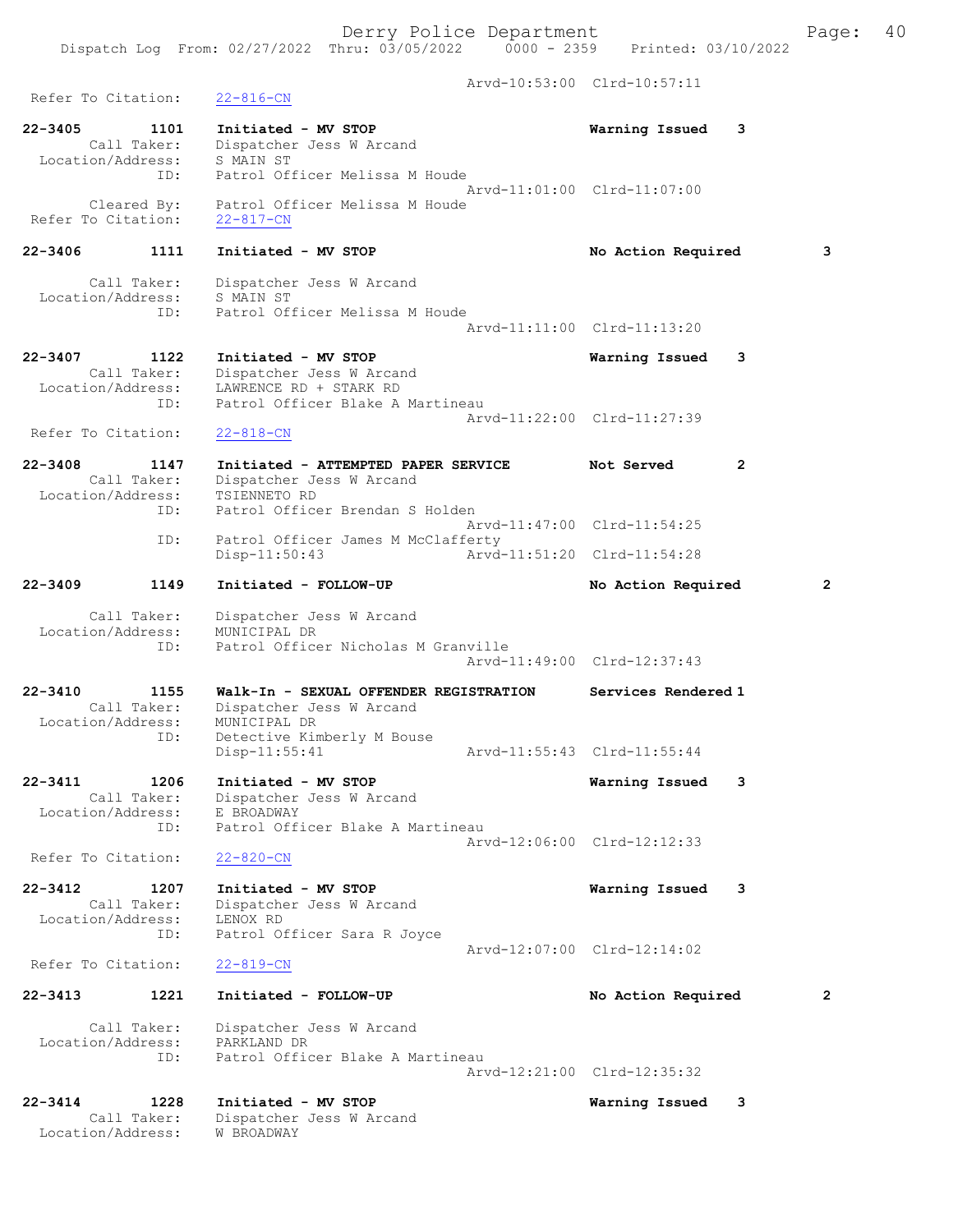Arvd-10:53:00 Clrd-10:57:11
Refer To Citation: 22-816-CN

22-3405 1101 Initiated - MV STOP Warning Issued 3
Call Taker: Dispatcher Jess W Arcand
Location/Address: S MAIN ST
ID: Patrol Officer Melissa M Houde
Arvd-11:01:00 Clrd-11:07:00
Cleared By: Patrol Officer Melissa M Houde
Refer To Citation: 22-817-CN

22-3406 1111 Initiated - MV STOP No Action Required 3
Call Taker: Dispatcher Jess W Arcand
Location/Address: S MAIN ST
ID: Patrol Officer Melissa M Houde
Arvd-11:11:00 Clrd-11:13:20

22-3407 1122 Initiated - MV STOP Warning Issued 3
Call Taker: Dispatcher Jess W Arcand
Location/Address: LAWRENCE RD + STARK RD
ID: Patrol Officer Blake A Martineau
Arvd-11:22:00 Clrd-11:27:39
Refer To Citation: 22-818-CN

22-3408 1147 Initiated - ATTEMPTED PAPER SERVICE Not Served 2
Call Taker: Dispatcher Jess W Arcand
Location/Address: TSIENNETO RD
ID: Patrol Officer Brendan S Holden
Arvd-11:47:00 Clrd-11:54:25
ID: Patrol Officer James M McClafferty
Disp-11:50:43 Arvd-11:51:20 Clrd-11:54:28

22-3409 1149 Initiated - FOLLOW-UP No Action Required 2
Call Taker: Dispatcher Jess W Arcand
Location/Address: MUNICIPAL DR
ID: Patrol Officer Nicholas M Granville
Arvd-11:49:00 Clrd-12:37:43

22-3410 1155 Walk-In - SEXUAL OFFENDER REGISTRATION Services Rendered 1
Call Taker: Dispatcher Jess W Arcand
Location/Address: MUNICIPAL DR
ID: Detective Kimberly M Bouse
Disp-11:55:41 Arvd-11:55:43 Clrd-11:55:44

22-3411 1206 Initiated - MV STOP Warning Issued 3
Call Taker: Dispatcher Jess W Arcand
Location/Address: E BROADWAY
ID: Patrol Officer Blake A Martineau
Arvd-12:06:00 Clrd-12:12:33
Refer To Citation: 22-820-CN

22-3412 1207 Initiated - MV STOP Warning Issued 3
Call Taker: Dispatcher Jess W Arcand
Location/Address: LENOX RD
ID: Patrol Officer Sara R Joyce
Arvd-12:07:00 Clrd-12:14:02
Refer To Citation: 22-819-CN

22-3413 1221 Initiated - FOLLOW-UP No Action Required 2
Call Taker: Dispatcher Jess W Arcand
Location/Address: PARKLAND DR
ID: Patrol Officer Blake A Martineau
Arvd-12:21:00 Clrd-12:35:32

22-3414 1228 Initiated - MV STOP Warning Issued 3
Call Taker: Dispatcher Jess W Arcand
Location/Address: W BROADWAY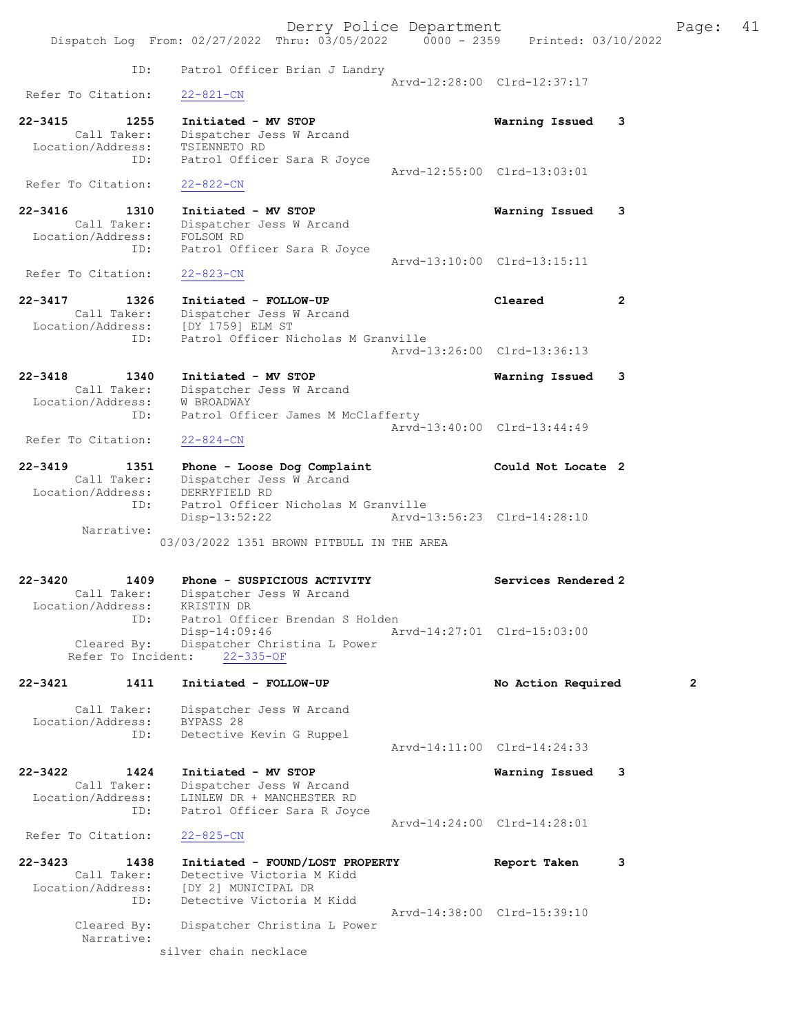```
            ID:      Patrol Officer Brian J Landry
                                                  Arvd-12:28:00  Clrd-12:37:17
  Refer To Citation:   22-821-CN

22-3415        1255    Initiated - MV STOP                        Warning Issued    3
        Call Taker:    Dispatcher Jess W Arcand
  Location/Address:    TSIENNETO RD
               ID:     Patrol Officer Sara R Joyce
                                                  Arvd-12:55:00  Clrd-13:03:01
  Refer To Citation:   22-822-CN

22-3416        1310    Initiated - MV STOP                        Warning Issued    3
        Call Taker:    Dispatcher Jess W Arcand
  Location/Address:    FOLSOM RD
               ID:     Patrol Officer Sara R Joyce
                                                  Arvd-13:10:00  Clrd-13:15:11
  Refer To Citation:   22-823-CN

22-3417        1326    Initiated - FOLLOW-UP                      Cleared           2
        Call Taker:    Dispatcher Jess W Arcand
  Location/Address:    [DY 1759] ELM ST
               ID:     Patrol Officer Nicholas M Granville
                                                  Arvd-13:26:00  Clrd-13:36:13

22-3418        1340    Initiated - MV STOP                        Warning Issued    3
        Call Taker:    Dispatcher Jess W Arcand
  Location/Address:    W BROADWAY
               ID:     Patrol Officer James M McClafferty
                                                  Arvd-13:40:00  Clrd-13:44:49
  Refer To Citation:   22-824-CN

22-3419        1351    Phone - Loose Dog Complaint                Could Not Locate  2
        Call Taker:    Dispatcher Jess W Arcand
  Location/Address:    DERRYFIELD RD
               ID:     Patrol Officer Nicholas M Granville
                       Disp-13:52:22              Arvd-13:56:23  Clrd-14:28:10
        Narrative:
                    03/03/2022 1351 BROWN PITBULL IN THE AREA

22-3420        1409    Phone - SUSPICIOUS ACTIVITY                Services Rendered 2
        Call Taker:    Dispatcher Jess W Arcand
  Location/Address:    KRISTIN DR
               ID:     Patrol Officer Brendan S Holden
                       Disp-14:09:46              Arvd-14:27:01  Clrd-15:03:00
       Cleared By:     Dispatcher Christina L Power
     Refer To Incident:    22-335-OF

22-3421        1411    Initiated - FOLLOW-UP                      No Action Required        2

        Call Taker:    Dispatcher Jess W Arcand
  Location/Address:    BYPASS 28
               ID:     Detective Kevin G Ruppel
                                                  Arvd-14:11:00  Clrd-14:24:33

22-3422        1424    Initiated - MV STOP                        Warning Issued    3
        Call Taker:    Dispatcher Jess W Arcand
  Location/Address:    LINLEW DR + MANCHESTER RD
               ID:     Patrol Officer Sara R Joyce
                                                  Arvd-14:24:00  Clrd-14:28:01
  Refer To Citation:   22-825-CN

22-3423        1438    Initiated - FOUND/LOST PROPERTY            Report Taken      3
        Call Taker:    Detective Victoria M Kidd
  Location/Address:    [DY 2] MUNICIPAL DR
               ID:     Detective Victoria M Kidd
                                                  Arvd-14:38:00  Clrd-15:39:10
       Cleared By:     Dispatcher Christina L Power
        Narrative:
                    silver chain necklace
```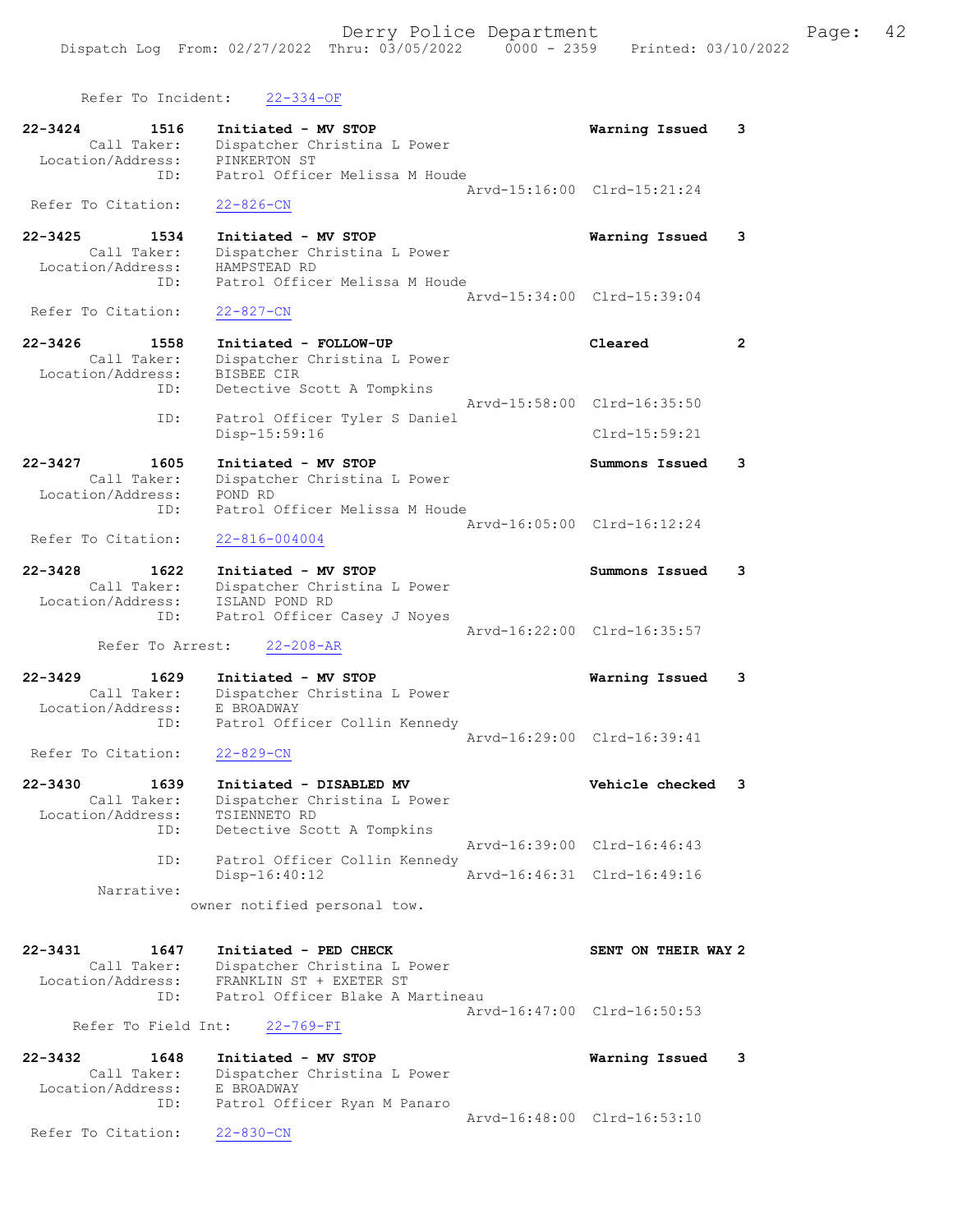Refer To Incident: 22-334-OF

```
22-3424        1516    Initiated - MV STOP                        Warning Issued    3
        Call Taker:    Dispatcher Christina L Power
  Location/Address:    PINKERTON ST
               ID:     Patrol Officer Melissa M Houde
                                                  Arvd-15:16:00  Clrd-15:21:24
 Refer To Citation:    22-826-CN

22-3425        1534    Initiated - MV STOP                        Warning Issued    3
        Call Taker:    Dispatcher Christina L Power
  Location/Address:    HAMPSTEAD RD
               ID:     Patrol Officer Melissa M Houde
                                                  Arvd-15:34:00  Clrd-15:39:04
 Refer To Citation:    22-827-CN

22-3426        1558    Initiated - FOLLOW-UP                      Cleared           2
        Call Taker:    Dispatcher Christina L Power
  Location/Address:    BISBEE CIR
               ID:     Detective Scott A Tompkins
                                                  Arvd-15:58:00  Clrd-16:35:50
               ID:     Patrol Officer Tyler S Daniel
                       Disp-15:59:16                             Clrd-15:59:21

22-3427        1605    Initiated - MV STOP                        Summons Issued    3
        Call Taker:    Dispatcher Christina L Power
  Location/Address:    POND RD
               ID:     Patrol Officer Melissa M Houde
                                                  Arvd-16:05:00  Clrd-16:12:24
 Refer To Citation:    22-816-004004

22-3428        1622    Initiated - MV STOP                        Summons Issued    3
        Call Taker:    Dispatcher Christina L Power
  Location/Address:    ISLAND POND RD
               ID:     Patrol Officer Casey J Noyes
                                                  Arvd-16:22:00  Clrd-16:35:57
   Refer To Arrest:    22-208-AR

22-3429        1629    Initiated - MV STOP                        Warning Issued    3
        Call Taker:    Dispatcher Christina L Power
  Location/Address:    E BROADWAY
               ID:     Patrol Officer Collin Kennedy
                                                  Arvd-16:29:00  Clrd-16:39:41
 Refer To Citation:    22-829-CN

22-3430        1639    Initiated - DISABLED MV                    Vehicle checked   3
        Call Taker:    Dispatcher Christina L Power
  Location/Address:    TSIENNETO RD
               ID:     Detective Scott A Tompkins
                                                  Arvd-16:39:00  Clrd-16:46:43
               ID:     Patrol Officer Collin Kennedy
                       Disp-16:40:12              Arvd-16:46:31  Clrd-16:49:16
         Narrative:
                     owner notified personal tow.

22-3431        1647    Initiated - PED CHECK                      SENT ON THEIR WAY 2
        Call Taker:    Dispatcher Christina L Power
  Location/Address:    FRANKLIN ST + EXETER ST
               ID:     Patrol Officer Blake A Martineau
                                                  Arvd-16:47:00  Clrd-16:50:53
 Refer To Field Int:   22-769-FI

22-3432        1648    Initiated - MV STOP                        Warning Issued    3
        Call Taker:    Dispatcher Christina L Power
  Location/Address:    E BROADWAY
               ID:     Patrol Officer Ryan M Panaro
                                                  Arvd-16:48:00  Clrd-16:53:10
 Refer To Citation:    22-830-CN
```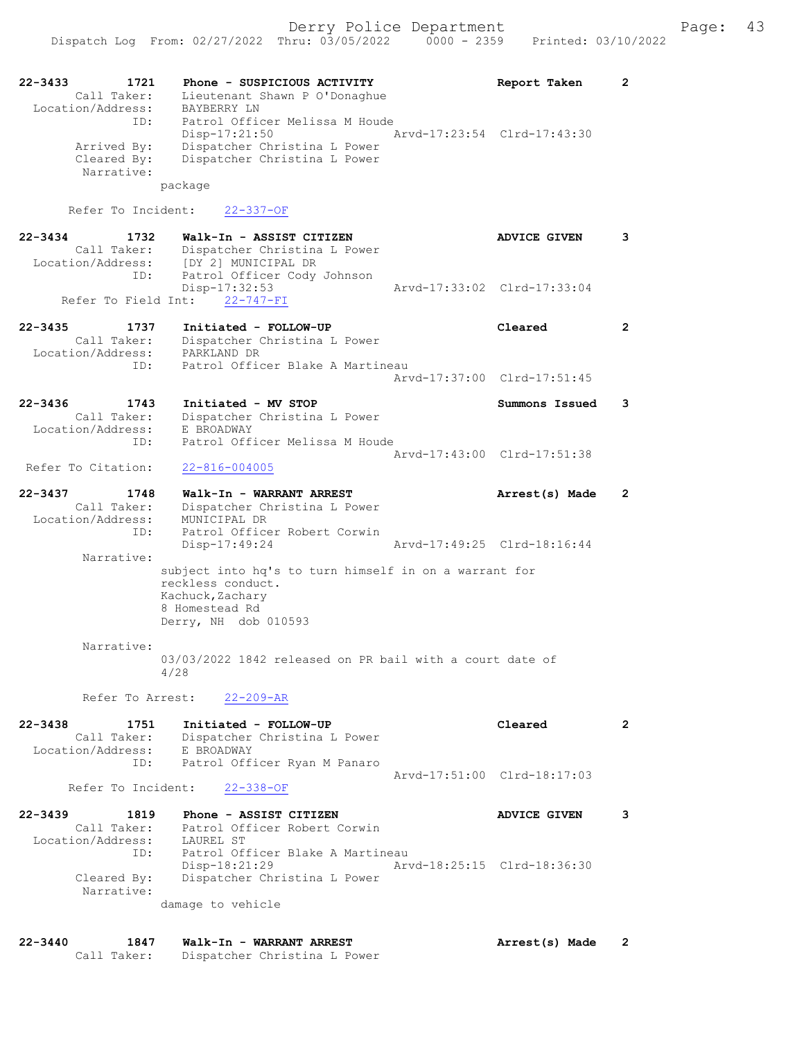22-3433 1721 Phone - SUSPICIOUS ACTIVITY Report Taken 2
Call Taker: Lieutenant Shawn P O'Donaghue
Location/Address: BAYBERRY LN
ID: Patrol Officer Melissa M Houde
Disp-17:21:50 Arvd-17:23:54 Clrd-17:43:30
Arrived By: Dispatcher Christina L Power
Cleared By: Dispatcher Christina L Power
Narrative:
package

Refer To Incident: 22-337-OF

22-3434 1732 Walk-In - ASSIST CITIZEN ADVICE GIVEN 3
Call Taker: Dispatcher Christina L Power
Location/Address: [DY 2] MUNICIPAL DR
ID: Patrol Officer Cody Johnson
Disp-17:32:53 Arvd-17:33:02 Clrd-17:33:04
Refer To Field Int: 22-747-FI

22-3435 1737 Initiated - FOLLOW-UP Cleared 2
Call Taker: Dispatcher Christina L Power
Location/Address: PARKLAND DR
ID: Patrol Officer Blake A Martineau
Arvd-17:37:00 Clrd-17:51:45

22-3436 1743 Initiated - MV STOP Summons Issued 3
Call Taker: Dispatcher Christina L Power
Location/Address: E BROADWAY
ID: Patrol Officer Melissa M Houde
Arvd-17:43:00 Clrd-17:51:38
Refer To Citation: 22-816-004005

22-3437 1748 Walk-In - WARRANT ARREST Arrest(s) Made 2
Call Taker: Dispatcher Christina L Power
Location/Address: MUNICIPAL DR
ID: Patrol Officer Robert Corwin
Disp-17:49:24 Arvd-17:49:25 Clrd-18:16:44
Narrative:
subject into hq's to turn himself in on a warrant for reckless conduct.
Kachuck,Zachary
8 Homestead Rd
Derry, NH dob 010593

Narrative:
03/03/2022 1842 released on PR bail with a court date of 4/28

Refer To Arrest: 22-209-AR

22-3438 1751 Initiated - FOLLOW-UP Cleared 2
Call Taker: Dispatcher Christina L Power
Location/Address: E BROADWAY
ID: Patrol Officer Ryan M Panaro
Arvd-17:51:00 Clrd-18:17:03
Refer To Incident: 22-338-OF

22-3439 1819 Phone - ASSIST CITIZEN ADVICE GIVEN 3
Call Taker: Patrol Officer Robert Corwin
Location/Address: LAUREL ST
ID: Patrol Officer Blake A Martineau
Disp-18:21:29 Arvd-18:25:15 Clrd-18:36:30
Cleared By: Dispatcher Christina L Power
Narrative:
damage to vehicle

22-3440 1847 Walk-In - WARRANT ARREST Arrest(s) Made 2
Call Taker: Dispatcher Christina L Power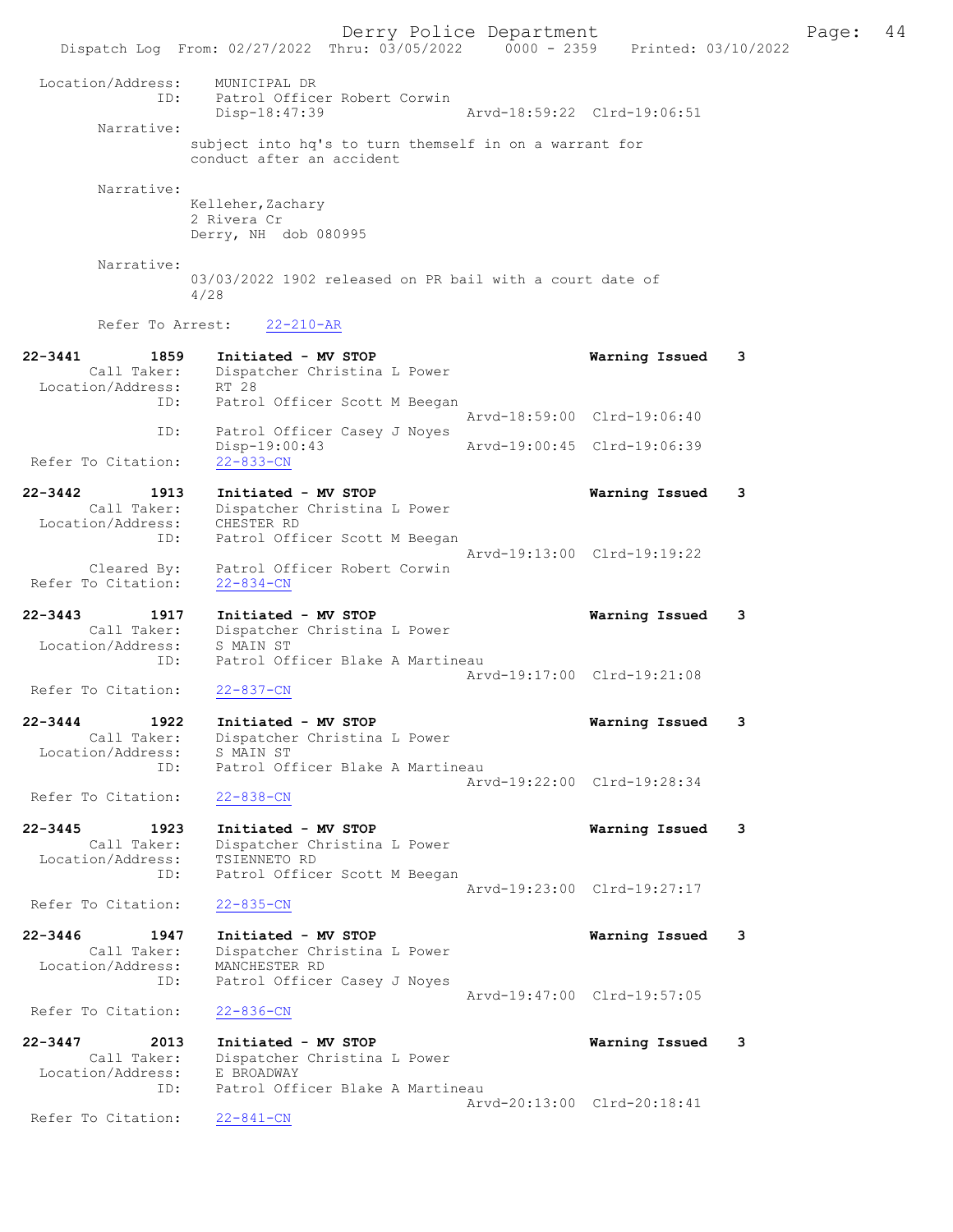Location/Address: MUNICIPAL DR
ID: Patrol Officer Robert Corwin
Disp-18:47:39 Arvd-18:59:22 Clrd-19:06:51

Narrative:
subject into hq's to turn themself in on a warrant for conduct after an accident

Narrative:
Kelleher,Zachary
2 Rivera Cr
Derry, NH dob 080995

Narrative:
03/03/2022 1902 released on PR bail with a court date of 4/28

Refer To Arrest: 22-210-AR

**22-3441 1859 Initiated - MV STOP — Warning Issued 3**
Call Taker: Dispatcher Christina L Power
Location/Address: RT 28
ID: Patrol Officer Scott M Beegan
Arvd-18:59:00 Clrd-19:06:40
ID: Patrol Officer Casey J Noyes
Disp-19:00:43 Arvd-19:00:45 Clrd-19:06:39
Refer To Citation: 22-833-CN

**22-3442 1913 Initiated - MV STOP — Warning Issued 3**
Call Taker: Dispatcher Christina L Power
Location/Address: CHESTER RD
ID: Patrol Officer Scott M Beegan
Arvd-19:13:00 Clrd-19:19:22
Cleared By: Patrol Officer Robert Corwin
Refer To Citation: 22-834-CN

**22-3443 1917 Initiated - MV STOP — Warning Issued 3**
Call Taker: Dispatcher Christina L Power
Location/Address: S MAIN ST
ID: Patrol Officer Blake A Martineau
Arvd-19:17:00 Clrd-19:21:08
Refer To Citation: 22-837-CN

**22-3444 1922 Initiated - MV STOP — Warning Issued 3**
Call Taker: Dispatcher Christina L Power
Location/Address: S MAIN ST
ID: Patrol Officer Blake A Martineau
Arvd-19:22:00 Clrd-19:28:34
Refer To Citation: 22-838-CN

**22-3445 1923 Initiated - MV STOP — Warning Issued 3**
Call Taker: Dispatcher Christina L Power
Location/Address: TSIENNETO RD
ID: Patrol Officer Scott M Beegan
Arvd-19:23:00 Clrd-19:27:17
Refer To Citation: 22-835-CN

**22-3446 1947 Initiated - MV STOP — Warning Issued 3**
Call Taker: Dispatcher Christina L Power
Location/Address: MANCHESTER RD
ID: Patrol Officer Casey J Noyes
Arvd-19:47:00 Clrd-19:57:05
Refer To Citation: 22-836-CN

**22-3447 2013 Initiated - MV STOP — Warning Issued 3**
Call Taker: Dispatcher Christina L Power
Location/Address: E BROADWAY
ID: Patrol Officer Blake A Martineau
Arvd-20:13:00 Clrd-20:18:41
Refer To Citation: 22-841-CN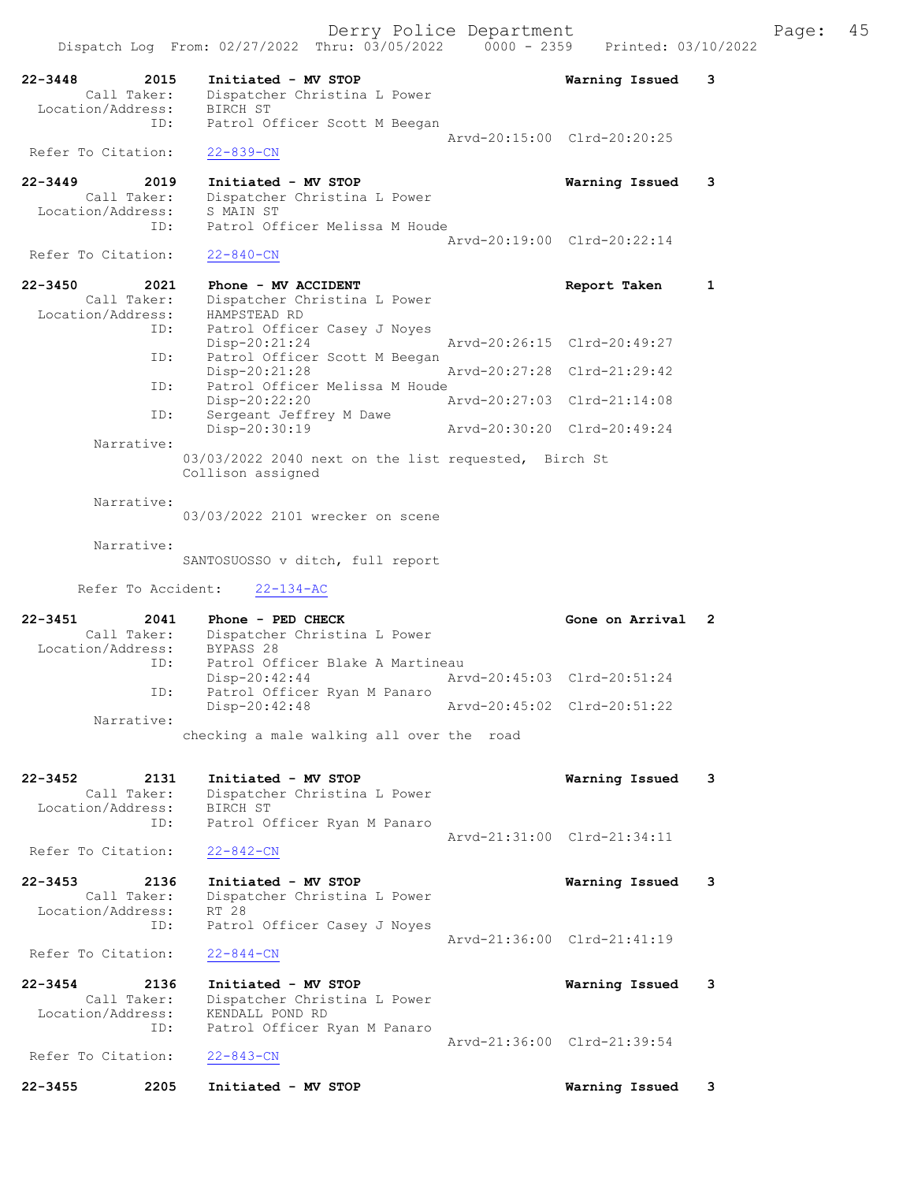Derry Police Department

Dispatch Log From: 02/27/2022 Thru: 03/05/2022 0000 - 2359 Printed: 03/10/2022

```
22-3448        2015    Initiated - MV STOP                          Warning Issued    3
        Call Taker:    Dispatcher Christina L Power
  Location/Address:    BIRCH ST
                ID:    Patrol Officer Scott M Beegan
                                                 Arvd-20:15:00  Clrd-20:20:25
 Refer To Citation:    22-839-CN

22-3449        2019    Initiated - MV STOP                          Warning Issued    3
        Call Taker:    Dispatcher Christina L Power
  Location/Address:    S MAIN ST
                ID:    Patrol Officer Melissa M Houde
                                                 Arvd-20:19:00  Clrd-20:22:14
 Refer To Citation:    22-840-CN

22-3450        2021    Phone - MV ACCIDENT                          Report Taken      1
        Call Taker:    Dispatcher Christina L Power
  Location/Address:    HAMPSTEAD RD
                ID:    Patrol Officer Casey J Noyes
                       Disp-20:21:24             Arvd-20:26:15  Clrd-20:49:27
                ID:    Patrol Officer Scott M Beegan
                       Disp-20:21:28             Arvd-20:27:28  Clrd-21:29:42
                ID:    Patrol Officer Melissa M Houde
                       Disp-20:22:20             Arvd-20:27:03  Clrd-21:14:08
                ID:    Sergeant Jeffrey M Dawe
                       Disp-20:30:19             Arvd-20:30:20  Clrd-20:49:24
         Narrative:
                      03/03/2022 2040 next on the list requested,  Birch St
                      Collison assigned

         Narrative:
                      03/03/2022 2101 wrecker on scene

         Narrative:
                      SANTOSUOSSO v ditch, full report

      Refer To Accident:    22-134-AC

22-3451        2041    Phone - PED CHECK                            Gone on Arrival   2
        Call Taker:    Dispatcher Christina L Power
  Location/Address:    BYPASS 28
                ID:    Patrol Officer Blake A Martineau
                       Disp-20:42:44             Arvd-20:45:03  Clrd-20:51:24
                ID:    Patrol Officer Ryan M Panaro
                       Disp-20:42:48             Arvd-20:45:02  Clrd-20:51:22
         Narrative:
                      checking a male walking all over the  road

22-3452        2131    Initiated - MV STOP                          Warning Issued    3
        Call Taker:    Dispatcher Christina L Power
  Location/Address:    BIRCH ST
                ID:    Patrol Officer Ryan M Panaro
                                                 Arvd-21:31:00  Clrd-21:34:11
 Refer To Citation:    22-842-CN

22-3453        2136    Initiated - MV STOP                          Warning Issued    3
        Call Taker:    Dispatcher Christina L Power
  Location/Address:    RT 28
                ID:    Patrol Officer Casey J Noyes
                                                 Arvd-21:36:00  Clrd-21:41:19
 Refer To Citation:    22-844-CN

22-3454        2136    Initiated - MV STOP                          Warning Issued    3
        Call Taker:    Dispatcher Christina L Power
  Location/Address:    KENDALL POND RD
                ID:    Patrol Officer Ryan M Panaro
                                                 Arvd-21:36:00  Clrd-21:39:54
 Refer To Citation:    22-843-CN

22-3455        2205    Initiated - MV STOP                          Warning Issued    3
```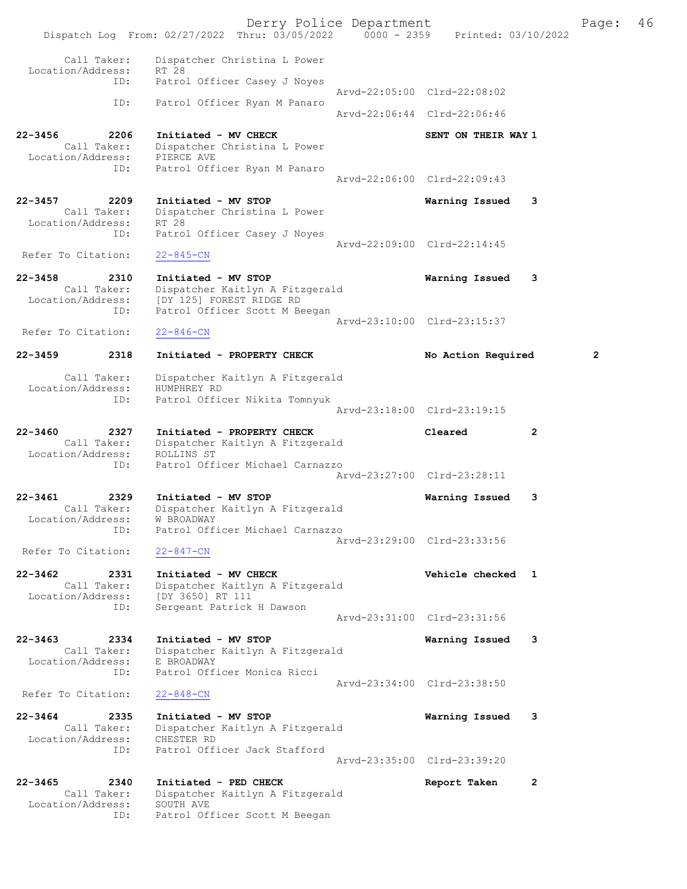Derry Police Department

Dispatch Log From: 02/27/2022 Thru: 03/05/2022 0000 - 2359 Printed: 03/10/2022

```
        Call Taker:     Dispatcher Christina L Power
  Location/Address:     RT 28
                ID:     Patrol Officer Casey J Noyes
                                                      Arvd-22:05:00  Clrd-22:08:02
                ID:     Patrol Officer Ryan M Panaro
                                                      Arvd-22:06:44  Clrd-22:06:46

22-3456         2206    Initiated - MV CHECK                         SENT ON THEIR WAY 1
        Call Taker:     Dispatcher Christina L Power
  Location/Address:     PIERCE AVE
                ID:     Patrol Officer Ryan M Panaro
                                                      Arvd-22:06:00  Clrd-22:09:43

22-3457         2209    Initiated - MV STOP                          Warning Issued    3
        Call Taker:     Dispatcher Christina L Power
  Location/Address:     RT 28
                ID:     Patrol Officer Casey J Noyes
                                                      Arvd-22:09:00  Clrd-22:14:45
 Refer To Citation:     22-845-CN

22-3458         2310    Initiated - MV STOP                          Warning Issued    3
        Call Taker:     Dispatcher Kaitlyn A Fitzgerald
  Location/Address:     [DY 125] FOREST RIDGE RD
                ID:     Patrol Officer Scott M Beegan
                                                      Arvd-23:10:00  Clrd-23:15:37
 Refer To Citation:     22-846-CN

22-3459         2318    Initiated - PROPERTY CHECK                   No Action Required        2

        Call Taker:     Dispatcher Kaitlyn A Fitzgerald
  Location/Address:     HUMPHREY RD
                ID:     Patrol Officer Nikita Tomnyuk
                                                      Arvd-23:18:00  Clrd-23:19:15

22-3460         2327    Initiated - PROPERTY CHECK                   Cleared           2
        Call Taker:     Dispatcher Kaitlyn A Fitzgerald
  Location/Address:     ROLLINS ST
                ID:     Patrol Officer Michael Carnazzo
                                                      Arvd-23:27:00  Clrd-23:28:11

22-3461         2329    Initiated - MV STOP                          Warning Issued    3
        Call Taker:     Dispatcher Kaitlyn A Fitzgerald
  Location/Address:     W BROADWAY
                ID:     Patrol Officer Michael Carnazzo
                                                      Arvd-23:29:00  Clrd-23:33:56
 Refer To Citation:     22-847-CN

22-3462         2331    Initiated - MV CHECK                         Vehicle checked   1
        Call Taker:     Dispatcher Kaitlyn A Fitzgerald
  Location/Address:     [DY 3650] RT 111
                ID:     Sergeant Patrick H Dawson
                                                      Arvd-23:31:00  Clrd-23:31:56

22-3463         2334    Initiated - MV STOP                          Warning Issued    3
        Call Taker:     Dispatcher Kaitlyn A Fitzgerald
  Location/Address:     E BROADWAY
                ID:     Patrol Officer Monica Ricci
                                                      Arvd-23:34:00  Clrd-23:38:50
 Refer To Citation:     22-848-CN

22-3464         2335    Initiated - MV STOP                          Warning Issued    3
        Call Taker:     Dispatcher Kaitlyn A Fitzgerald
  Location/Address:     CHESTER RD
                ID:     Patrol Officer Jack Stafford
                                                      Arvd-23:35:00  Clrd-23:39:20

22-3465         2340    Initiated - PED CHECK                        Report Taken      2
        Call Taker:     Dispatcher Kaitlyn A Fitzgerald
  Location/Address:     SOUTH AVE
                ID:     Patrol Officer Scott M Beegan
```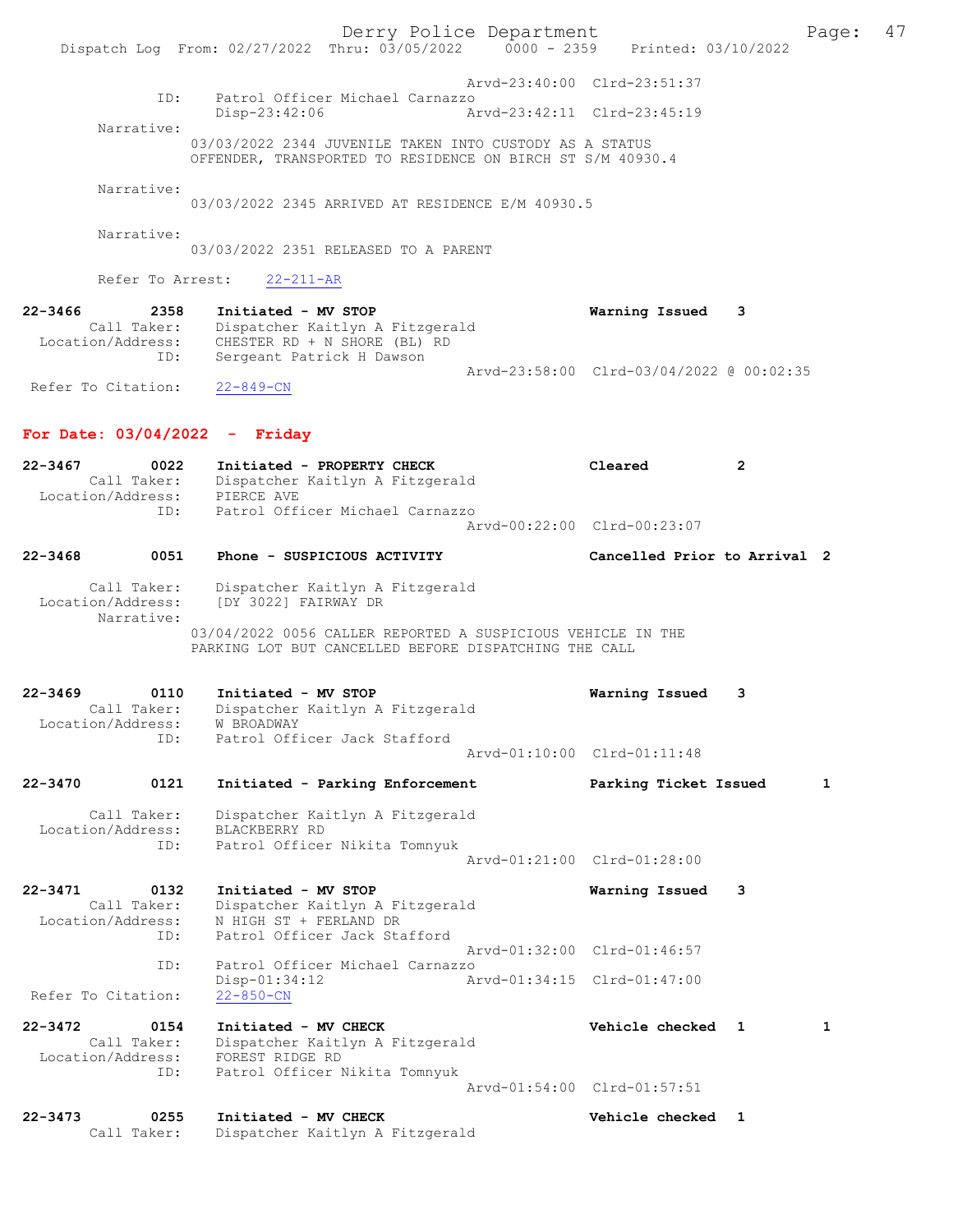```
                                              Arvd-23:40:00  Clrd-23:51:37
             ID:    Patrol Officer Michael Carnazzo
                    Disp-23:42:06             Arvd-23:42:11  Clrd-23:45:19
        Narrative:
                  03/03/2022 2344 JUVENILE TAKEN INTO CUSTODY AS A STATUS
                  OFFENDER, TRANSPORTED TO RESIDENCE ON BIRCH ST S/M 40930.4

        Narrative:
                  03/03/2022 2345 ARRIVED AT RESIDENCE E/M 40930.5

        Narrative:
                  03/03/2022 2351 RELEASED TO A PARENT

        Refer To Arrest:    22-211-AR

22-3466        2358    Initiated - MV STOP                      Warning Issued    3
         Call Taker:    Dispatcher Kaitlyn A Fitzgerald
   Location/Address:    CHESTER RD + N SHORE (BL) RD
                ID:    Sergeant Patrick H Dawson
                                              Arvd-23:58:00  Clrd-03/04/2022 @ 00:02:35
  Refer To Citation:    22-849-CN
```

**For Date: 03/04/2022 - Friday**

```
22-3467        0022    Initiated - PROPERTY CHECK               Cleared           2
         Call Taker:    Dispatcher Kaitlyn A Fitzgerald
   Location/Address:    PIERCE AVE
                ID:    Patrol Officer Michael Carnazzo
                                              Arvd-00:22:00  Clrd-00:23:07

22-3468        0051    Phone - SUSPICIOUS ACTIVITY              Cancelled Prior to Arrival  2

         Call Taker:    Dispatcher Kaitlyn A Fitzgerald
   Location/Address:    [DY 3022] FAIRWAY DR
          Narrative:
                  03/04/2022 0056 CALLER REPORTED A SUSPICIOUS VEHICLE IN THE
                  PARKING LOT BUT CANCELLED BEFORE DISPATCHING THE CALL

22-3469        0110    Initiated - MV STOP                      Warning Issued    3
         Call Taker:    Dispatcher Kaitlyn A Fitzgerald
   Location/Address:    W BROADWAY
                ID:    Patrol Officer Jack Stafford
                                              Arvd-01:10:00  Clrd-01:11:48

22-3470        0121    Initiated - Parking Enforcement          Parking Ticket Issued      1

         Call Taker:    Dispatcher Kaitlyn A Fitzgerald
   Location/Address:    BLACKBERRY RD
                ID:    Patrol Officer Nikita Tomnyuk
                                              Arvd-01:21:00  Clrd-01:28:00

22-3471        0132    Initiated - MV STOP                      Warning Issued    3
         Call Taker:    Dispatcher Kaitlyn A Fitzgerald
   Location/Address:    N HIGH ST + FERLAND DR
                ID:    Patrol Officer Jack Stafford
                                              Arvd-01:32:00  Clrd-01:46:57
                ID:    Patrol Officer Michael Carnazzo
                       Disp-01:34:12          Arvd-01:34:15  Clrd-01:47:00
  Refer To Citation:    22-850-CN

22-3472        0154    Initiated - MV CHECK                     Vehicle checked  1         1
         Call Taker:    Dispatcher Kaitlyn A Fitzgerald
   Location/Address:    FOREST RIDGE RD
                ID:    Patrol Officer Nikita Tomnyuk
                                              Arvd-01:54:00  Clrd-01:57:51

22-3473        0255    Initiated - MV CHECK                     Vehicle checked  1
         Call Taker:    Dispatcher Kaitlyn A Fitzgerald
```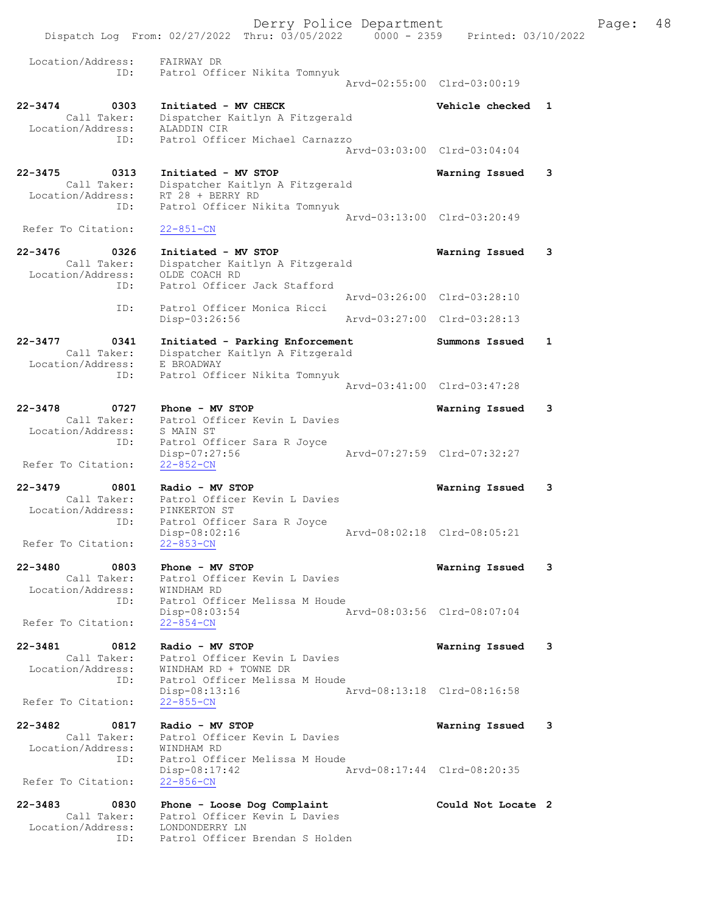Location/Address: FAIRWAY DR
ID: Patrol Officer Nikita Tomnyuk
Arvd-02:55:00 Clrd-03:00:19

22-3474 0303 Initiated - MV CHECK Vehicle checked 1
Call Taker: Dispatcher Kaitlyn A Fitzgerald
Location/Address: ALADDIN CIR
ID: Patrol Officer Michael Carnazzo
Arvd-03:03:00 Clrd-03:04:04

22-3475 0313 Initiated - MV STOP Warning Issued 3
Call Taker: Dispatcher Kaitlyn A Fitzgerald
Location/Address: RT 28 + BERRY RD
ID: Patrol Officer Nikita Tomnyuk
Arvd-03:13:00 Clrd-03:20:49
Refer To Citation: 22-851-CN

22-3476 0326 Initiated - MV STOP Warning Issued 3
Call Taker: Dispatcher Kaitlyn A Fitzgerald
Location/Address: OLDE COACH RD
ID: Patrol Officer Jack Stafford
Arvd-03:26:00 Clrd-03:28:10
ID: Patrol Officer Monica Ricci
Disp-03:26:56 Arvd-03:27:00 Clrd-03:28:13

22-3477 0341 Initiated - Parking Enforcement Summons Issued 1
Call Taker: Dispatcher Kaitlyn A Fitzgerald
Location/Address: E BROADWAY
ID: Patrol Officer Nikita Tomnyuk
Arvd-03:41:00 Clrd-03:47:28

22-3478 0727 Phone - MV STOP Warning Issued 3
Call Taker: Patrol Officer Kevin L Davies
Location/Address: S MAIN ST
ID: Patrol Officer Sara R Joyce
Disp-07:27:56 Arvd-07:27:59 Clrd-07:32:27
Refer To Citation: 22-852-CN

22-3479 0801 Radio - MV STOP Warning Issued 3
Call Taker: Patrol Officer Kevin L Davies
Location/Address: PINKERTON ST
ID: Patrol Officer Sara R Joyce
Disp-08:02:16 Arvd-08:02:18 Clrd-08:05:21
Refer To Citation: 22-853-CN

22-3480 0803 Phone - MV STOP Warning Issued 3
Call Taker: Patrol Officer Kevin L Davies
Location/Address: WINDHAM RD
ID: Patrol Officer Melissa M Houde
Disp-08:03:54 Arvd-08:03:56 Clrd-08:07:04
Refer To Citation: 22-854-CN

22-3481 0812 Radio - MV STOP Warning Issued 3
Call Taker: Patrol Officer Kevin L Davies
Location/Address: WINDHAM RD + TOWNE DR
ID: Patrol Officer Melissa M Houde
Disp-08:13:16 Arvd-08:13:18 Clrd-08:16:58
Refer To Citation: 22-855-CN

22-3482 0817 Radio - MV STOP Warning Issued 3
Call Taker: Patrol Officer Kevin L Davies
Location/Address: WINDHAM RD
ID: Patrol Officer Melissa M Houde
Disp-08:17:42 Arvd-08:17:44 Clrd-08:20:35
Refer To Citation: 22-856-CN

22-3483 0830 Phone - Loose Dog Complaint Could Not Locate 2
Call Taker: Patrol Officer Kevin L Davies
Location/Address: LONDONDERRY LN
ID: Patrol Officer Brendan S Holden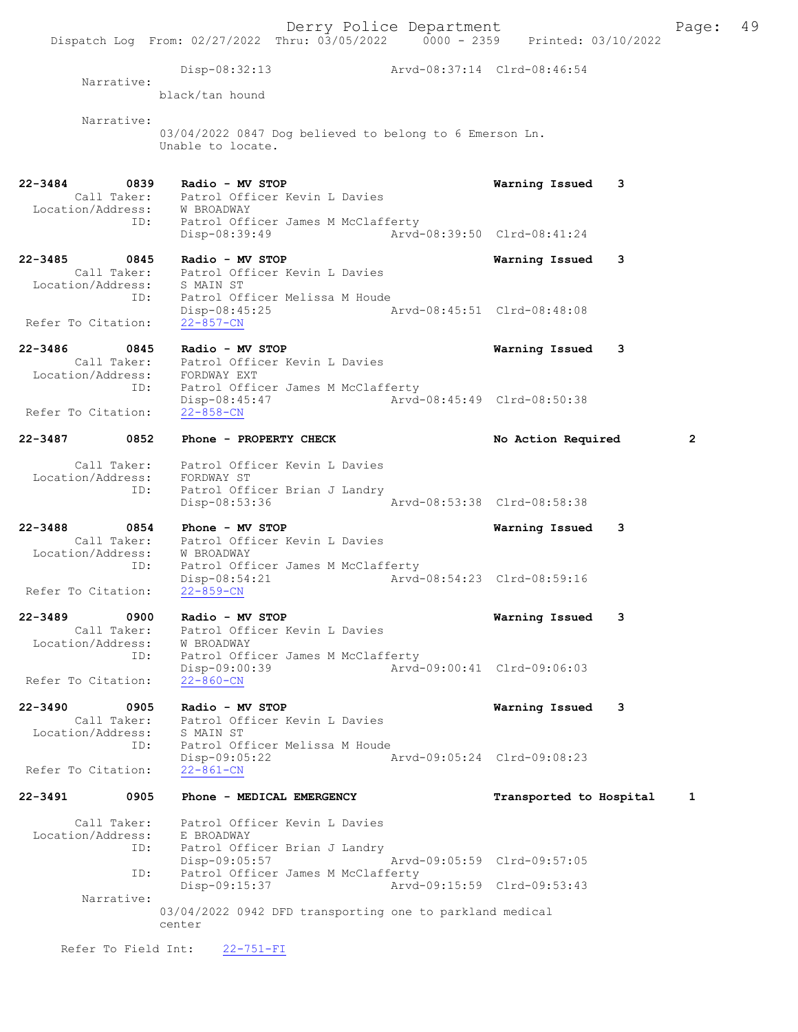Disp-08:32:13 Arvd-08:37:14 Clrd-08:46:54

Narrative:
black/tan hound

Narrative:
03/04/2022 0847 Dog believed to belong to 6 Emerson Ln.
Unable to locate.

**22-3484 0839 Radio - MV STOP** Warning Issued 3
Call Taker: Patrol Officer Kevin L Davies
Location/Address: W BROADWAY
ID: Patrol Officer James M McClafferty
Disp-08:39:49 Arvd-08:39:50 Clrd-08:41:24

**22-3485 0845 Radio - MV STOP** Warning Issued 3
Call Taker: Patrol Officer Kevin L Davies
Location/Address: S MAIN ST
ID: Patrol Officer Melissa M Houde
Disp-08:45:25 Arvd-08:45:51 Clrd-08:48:08
Refer To Citation: 22-857-CN

**22-3486 0845 Radio - MV STOP** Warning Issued 3
Call Taker: Patrol Officer Kevin L Davies
Location/Address: FORDWAY EXT
ID: Patrol Officer James M McClafferty
Disp-08:45:47 Arvd-08:45:49 Clrd-08:50:38
Refer To Citation: 22-858-CN

**22-3487 0852 Phone - PROPERTY CHECK** No Action Required 2
Call Taker: Patrol Officer Kevin L Davies
Location/Address: FORDWAY ST
ID: Patrol Officer Brian J Landry
Disp-08:53:36 Arvd-08:53:38 Clrd-08:58:38

**22-3488 0854 Phone - MV STOP** Warning Issued 3
Call Taker: Patrol Officer Kevin L Davies
Location/Address: W BROADWAY
ID: Patrol Officer James M McClafferty
Disp-08:54:21 Arvd-08:54:23 Clrd-08:59:16
Refer To Citation: 22-859-CN

**22-3489 0900 Radio - MV STOP** Warning Issued 3
Call Taker: Patrol Officer Kevin L Davies
Location/Address: W BROADWAY
ID: Patrol Officer James M McClafferty
Disp-09:00:39 Arvd-09:00:41 Clrd-09:06:03
Refer To Citation: 22-860-CN

**22-3490 0905 Radio - MV STOP** Warning Issued 3
Call Taker: Patrol Officer Kevin L Davies
Location/Address: S MAIN ST
ID: Patrol Officer Melissa M Houde
Disp-09:05:22 Arvd-09:05:24 Clrd-09:08:23
Refer To Citation: 22-861-CN

**22-3491 0905 Phone - MEDICAL EMERGENCY** Transported to Hospital 1
Call Taker: Patrol Officer Kevin L Davies
Location/Address: E BROADWAY
ID: Patrol Officer Brian J Landry
Disp-09:05:57 Arvd-09:05:59 Clrd-09:57:05
ID: Patrol Officer James M McClafferty
Disp-09:15:37 Arvd-09:15:59 Clrd-09:53:43
Narrative:
03/04/2022 0942 DFD transporting one to parkland medical center

Refer To Field Int: 22-751-FI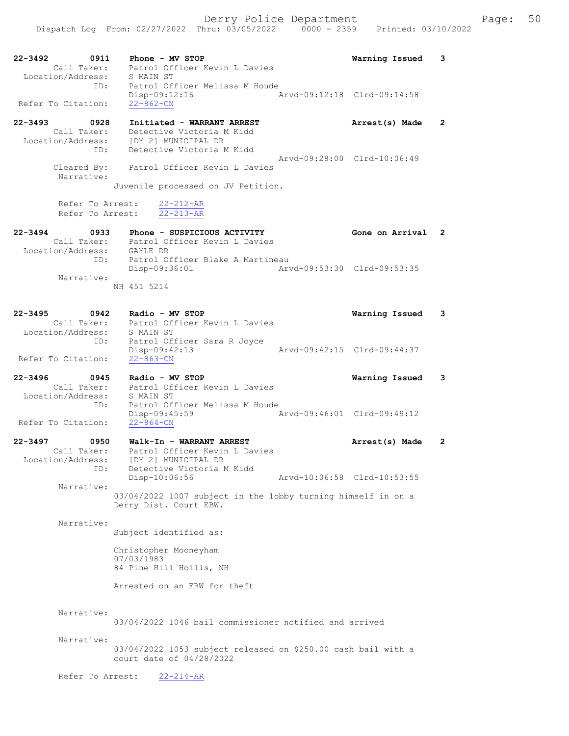22-3492 0911 Phone - MV STOP Warning Issued 3
Call Taker: Patrol Officer Kevin L Davies
Location/Address: S MAIN ST
ID: Patrol Officer Melissa M Houde
Disp-09:12:16 Arvd-09:12:18 Clrd-09:14:58
Refer To Citation: 22-862-CN

22-3493 0928 Initiated - WARRANT ARREST Arrest(s) Made 2
Call Taker: Detective Victoria M Kidd
Location/Address: [DY 2] MUNICIPAL DR
ID: Detective Victoria M Kidd
Arvd-09:28:00 Clrd-10:06:49
Cleared By: Patrol Officer Kevin L Davies
Narrative:
Juvenile processed on JV Petition.

Refer To Arrest: 22-212-AR
Refer To Arrest: 22-213-AR

22-3494 0933 Phone - SUSPICIOUS ACTIVITY Gone on Arrival 2
Call Taker: Patrol Officer Kevin L Davies
Location/Address: GAYLE DR
ID: Patrol Officer Blake A Martineau
Disp-09:36:01 Arvd-09:53:30 Clrd-09:53:35
Narrative:
NH 451 5214

22-3495 0942 Radio - MV STOP Warning Issued 3
Call Taker: Patrol Officer Kevin L Davies
Location/Address: S MAIN ST
ID: Patrol Officer Sara R Joyce
Disp-09:42:13 Arvd-09:42:15 Clrd-09:44:37
Refer To Citation: 22-863-CN

22-3496 0945 Radio - MV STOP Warning Issued 3
Call Taker: Patrol Officer Kevin L Davies
Location/Address: S MAIN ST
ID: Patrol Officer Melissa M Houde
Disp-09:45:59 Arvd-09:46:01 Clrd-09:49:12
Refer To Citation: 22-864-CN

22-3497 0950 Walk-In - WARRANT ARREST Arrest(s) Made 2
Call Taker: Patrol Officer Kevin L Davies
Location/Address: [DY 2] MUNICIPAL DR
ID: Detective Victoria M Kidd
Disp-10:06:56 Arvd-10:06:58 Clrd-10:53:55
Narrative:
03/04/2022 1007 subject in the lobby turning himself in on a Derry Dist. Court EBW.

Narrative:
Subject identified as:

Christopher Mooneyham
07/03/1983
84 Pine Hill Hollis, NH

Arrested on an EBW for theft

Narrative:
03/04/2022 1046 bail commissioner notified and arrived

Narrative:
03/04/2022 1053 subject released on $250.00 cash bail with a court date of 04/28/2022

Refer To Arrest: 22-214-AR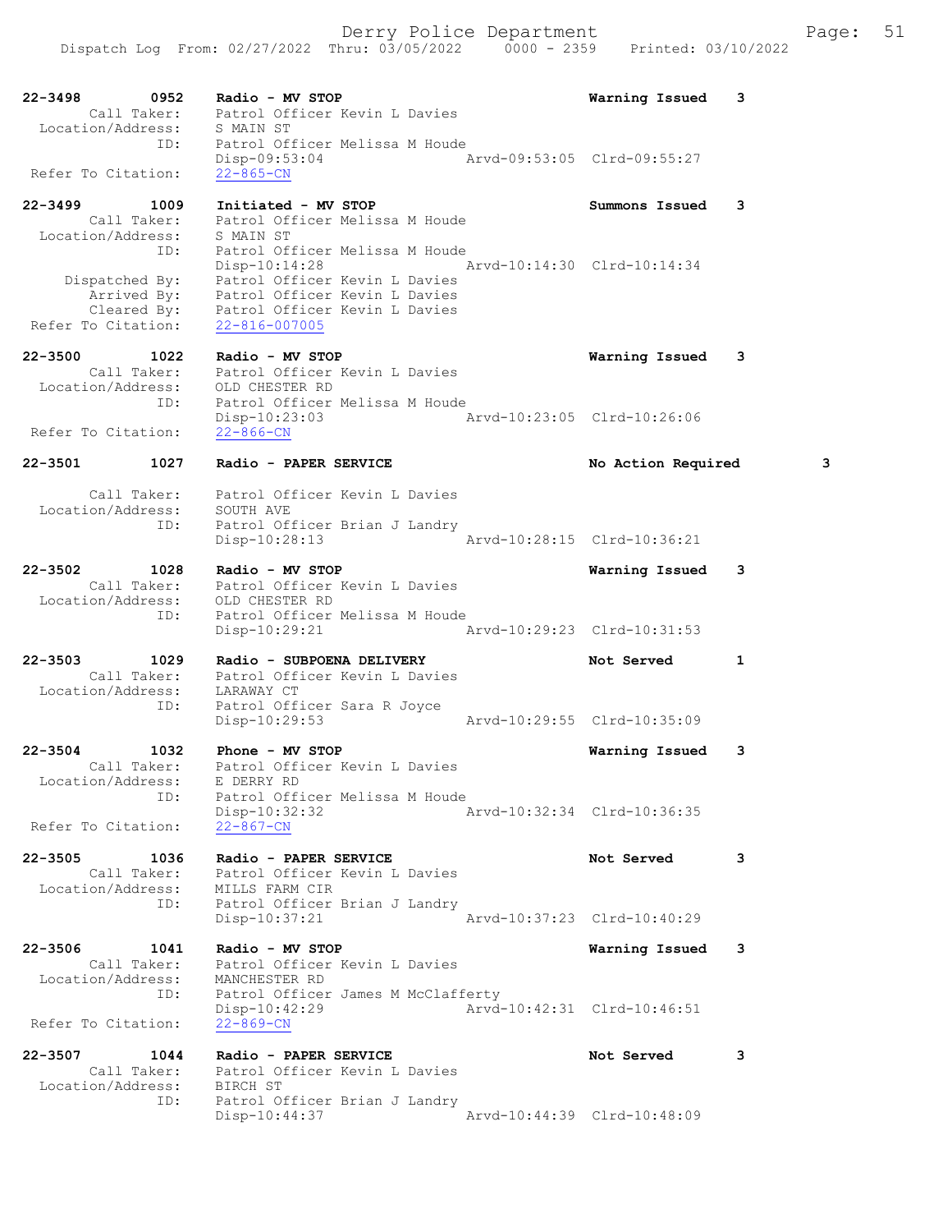22-3498 0952 Radio - MV STOP Warning Issued 3
Call Taker: Patrol Officer Kevin L Davies
Location/Address: S MAIN ST
ID: Patrol Officer Melissa M Houde
Disp-09:53:04 Arvd-09:53:05 Clrd-09:55:27
Refer To Citation: 22-865-CN

22-3499 1009 Initiated - MV STOP Summons Issued 3
Call Taker: Patrol Officer Melissa M Houde
Location/Address: S MAIN ST
ID: Patrol Officer Melissa M Houde
Disp-10:14:28 Arvd-10:14:30 Clrd-10:14:34
Dispatched By: Patrol Officer Kevin L Davies
Arrived By: Patrol Officer Kevin L Davies
Cleared By: Patrol Officer Kevin L Davies
Refer To Citation: 22-816-007005

22-3500 1022 Radio - MV STOP Warning Issued 3
Call Taker: Patrol Officer Kevin L Davies
Location/Address: OLD CHESTER RD
ID: Patrol Officer Melissa M Houde
Disp-10:23:03 Arvd-10:23:05 Clrd-10:26:06
Refer To Citation: 22-866-CN

22-3501 1027 Radio - PAPER SERVICE No Action Required 3
Call Taker: Patrol Officer Kevin L Davies
Location/Address: SOUTH AVE
ID: Patrol Officer Brian J Landry
Disp-10:28:13 Arvd-10:28:15 Clrd-10:36:21

22-3502 1028 Radio - MV STOP Warning Issued 3
Call Taker: Patrol Officer Kevin L Davies
Location/Address: OLD CHESTER RD
ID: Patrol Officer Melissa M Houde
Disp-10:29:21 Arvd-10:29:23 Clrd-10:31:53

22-3503 1029 Radio - SUBPOENA DELIVERY Not Served 1
Call Taker: Patrol Officer Kevin L Davies
Location/Address: LARAWAY CT
ID: Patrol Officer Sara R Joyce
Disp-10:29:53 Arvd-10:29:55 Clrd-10:35:09

22-3504 1032 Phone - MV STOP Warning Issued 3
Call Taker: Patrol Officer Kevin L Davies
Location/Address: E DERRY RD
ID: Patrol Officer Melissa M Houde
Disp-10:32:32 Arvd-10:32:34 Clrd-10:36:35
Refer To Citation: 22-867-CN

22-3505 1036 Radio - PAPER SERVICE Not Served 3
Call Taker: Patrol Officer Kevin L Davies
Location/Address: MILLS FARM CIR
ID: Patrol Officer Brian J Landry
Disp-10:37:21 Arvd-10:37:23 Clrd-10:40:29

22-3506 1041 Radio - MV STOP Warning Issued 3
Call Taker: Patrol Officer Kevin L Davies
Location/Address: MANCHESTER RD
ID: Patrol Officer James M McClafferty
Disp-10:42:29 Arvd-10:42:31 Clrd-10:46:51
Refer To Citation: 22-869-CN

22-3507 1044 Radio - PAPER SERVICE Not Served 3
Call Taker: Patrol Officer Kevin L Davies
Location/Address: BIRCH ST
ID: Patrol Officer Brian J Landry
Disp-10:44:37 Arvd-10:44:39 Clrd-10:48:09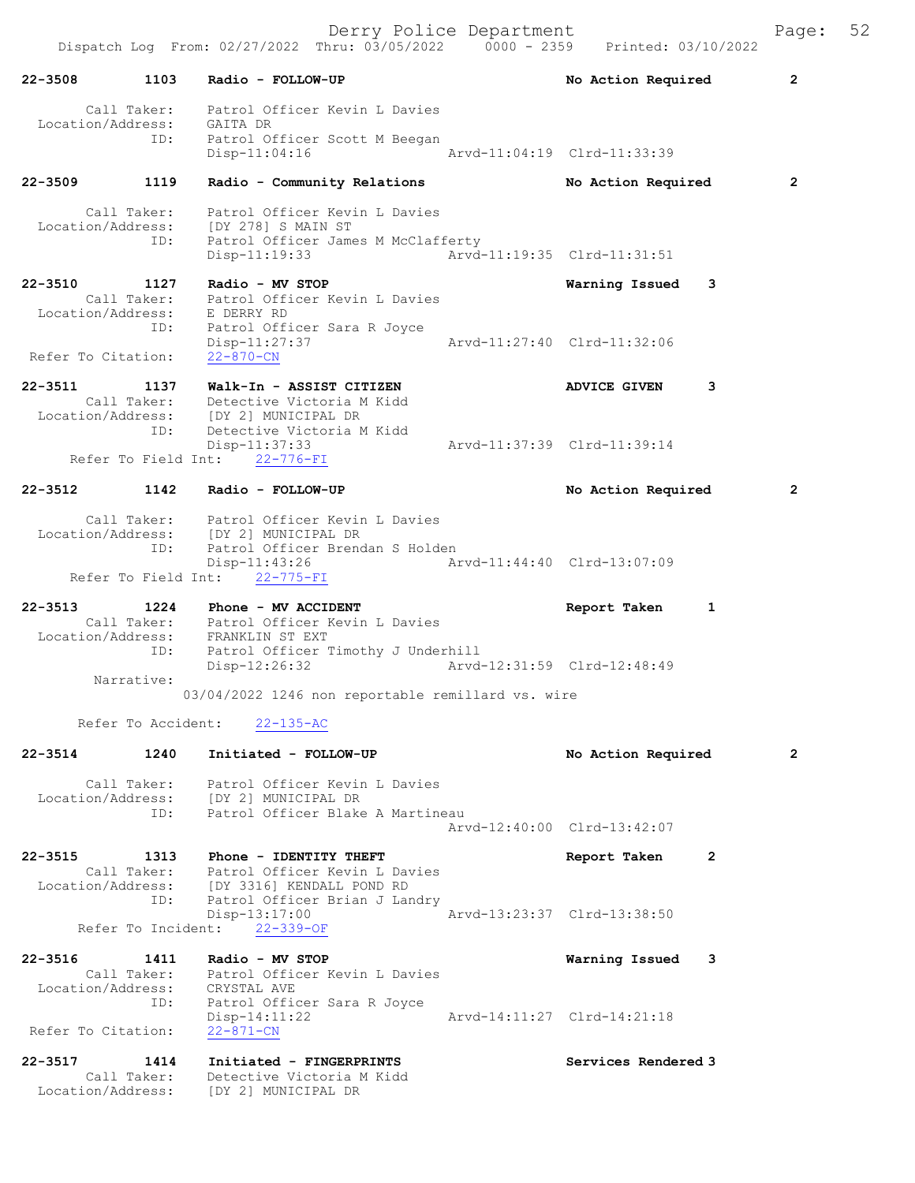22-3508 1103 Radio - FOLLOW-UP No Action Required 2

Call Taker: Patrol Officer Kevin L Davies
Location/Address: GAITA DR
ID: Patrol Officer Scott M Beegan
Disp-11:04:16 Arvd-11:04:19 Clrd-11:33:39

22-3509 1119 Radio - Community Relations No Action Required 2

Call Taker: Patrol Officer Kevin L Davies
Location/Address: [DY 278] S MAIN ST
ID: Patrol Officer James M McClafferty
Disp-11:19:33 Arvd-11:19:35 Clrd-11:31:51

22-3510 1127 Radio - MV STOP Warning Issued 3
Call Taker: Patrol Officer Kevin L Davies
Location/Address: E DERRY RD
ID: Patrol Officer Sara R Joyce
Disp-11:27:37 Arvd-11:27:40 Clrd-11:32:06
Refer To Citation: 22-870-CN

22-3511 1137 Walk-In - ASSIST CITIZEN ADVICE GIVEN 3
Call Taker: Detective Victoria M Kidd
Location/Address: [DY 2] MUNICIPAL DR
ID: Detective Victoria M Kidd
Disp-11:37:33 Arvd-11:37:39 Clrd-11:39:14
Refer To Field Int: 22-776-FI

22-3512 1142 Radio - FOLLOW-UP No Action Required 2

Call Taker: Patrol Officer Kevin L Davies
Location/Address: [DY 2] MUNICIPAL DR
ID: Patrol Officer Brendan S Holden
Disp-11:43:26 Arvd-11:44:40 Clrd-13:07:09
Refer To Field Int: 22-775-FI

22-3513 1224 Phone - MV ACCIDENT Report Taken 1
Call Taker: Patrol Officer Kevin L Davies
Location/Address: FRANKLIN ST EXT
ID: Patrol Officer Timothy J Underhill
Disp-12:26:32 Arvd-12:31:59 Clrd-12:48:49
Narrative:
03/04/2022 1246 non reportable remillard vs. wire

Refer To Accident: 22-135-AC

22-3514 1240 Initiated - FOLLOW-UP No Action Required 2

Call Taker: Patrol Officer Kevin L Davies
Location/Address: [DY 2] MUNICIPAL DR
ID: Patrol Officer Blake A Martineau
Arvd-12:40:00 Clrd-13:42:07

22-3515 1313 Phone - IDENTITY THEFT Report Taken 2
Call Taker: Patrol Officer Kevin L Davies
Location/Address: [DY 3316] KENDALL POND RD
ID: Patrol Officer Brian J Landry
Disp-13:17:00 Arvd-13:23:37 Clrd-13:38:50
Refer To Incident: 22-339-OF

22-3516 1411 Radio - MV STOP Warning Issued 3
Call Taker: Patrol Officer Kevin L Davies
Location/Address: CRYSTAL AVE
ID: Patrol Officer Sara R Joyce
Disp-14:11:22 Arvd-14:11:27 Clrd-14:21:18
Refer To Citation: 22-871-CN

22-3517 1414 Initiated - FINGERPRINTS Services Rendered 3
Call Taker: Detective Victoria M Kidd
Location/Address: [DY 2] MUNICIPAL DR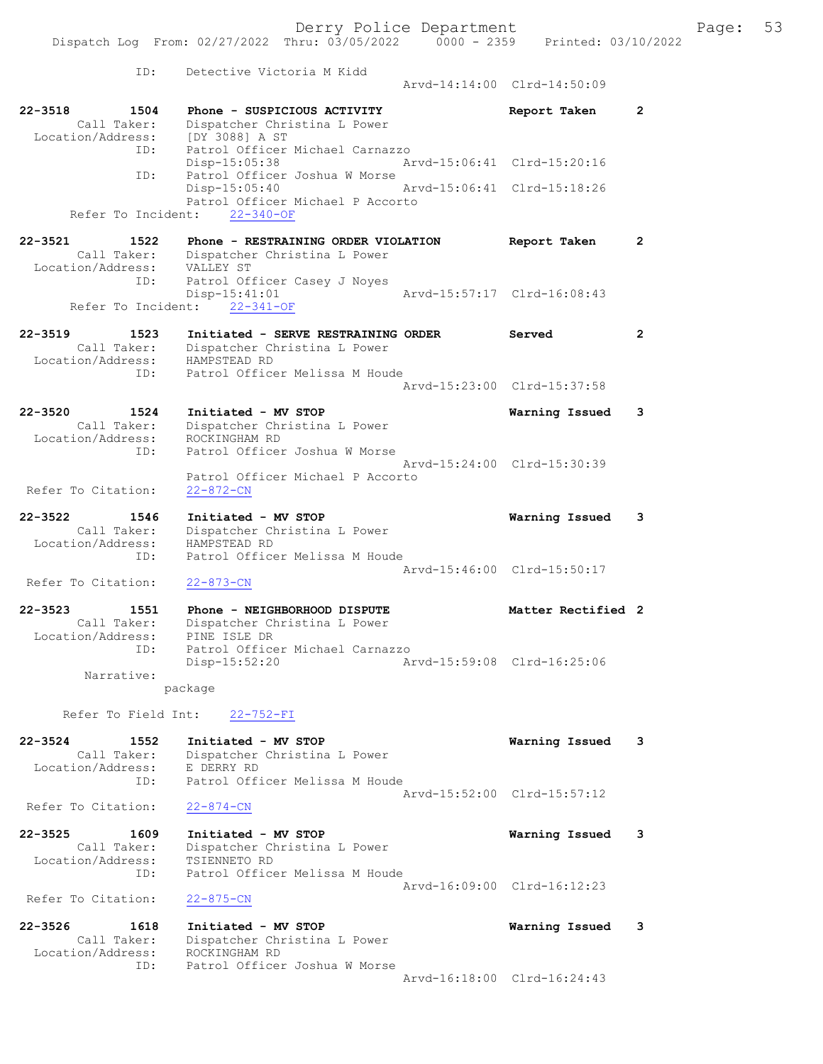```
            ID:     Detective Victoria M Kidd
                                               Arvd-14:14:00  Clrd-14:50:09

22-3518        1504    Phone - SUSPICIOUS ACTIVITY                Report Taken      2
        Call Taker:    Dispatcher Christina L Power
  Location/Address:    [DY 3088] A ST
                ID:    Patrol Officer Michael Carnazzo
                       Disp-15:05:38              Arvd-15:06:41  Clrd-15:20:16
                ID:    Patrol Officer Joshua W Morse
                       Disp-15:05:40              Arvd-15:06:41  Clrd-15:18:26
                       Patrol Officer Michael P Accorto
      Refer To Incident:    22-340-OF

22-3521        1522    Phone - RESTRAINING ORDER VIOLATION        Report Taken      2
        Call Taker:    Dispatcher Christina L Power
  Location/Address:    VALLEY ST
                ID:    Patrol Officer Casey J Noyes
                       Disp-15:41:01              Arvd-15:57:17  Clrd-16:08:43
      Refer To Incident:    22-341-OF

22-3519        1523    Initiated - SERVE RESTRAINING ORDER        Served            2
        Call Taker:    Dispatcher Christina L Power
  Location/Address:    HAMPSTEAD RD
                ID:    Patrol Officer Melissa M Houde
                                                  Arvd-15:23:00  Clrd-15:37:58

22-3520        1524    Initiated - MV STOP                        Warning Issued    3
        Call Taker:    Dispatcher Christina L Power
  Location/Address:    ROCKINGHAM RD
                ID:    Patrol Officer Joshua W Morse
                                                  Arvd-15:24:00  Clrd-15:30:39
                       Patrol Officer Michael P Accorto
  Refer To Citation:   22-872-CN

22-3522        1546    Initiated - MV STOP                        Warning Issued    3
        Call Taker:    Dispatcher Christina L Power
  Location/Address:    HAMPSTEAD RD
                ID:    Patrol Officer Melissa M Houde
                                                  Arvd-15:46:00  Clrd-15:50:17
  Refer To Citation:   22-873-CN

22-3523        1551    Phone - NEIGHBORHOOD DISPUTE               Matter Rectified  2
        Call Taker:    Dispatcher Christina L Power
  Location/Address:    PINE ISLE DR
                ID:    Patrol Officer Michael Carnazzo
                       Disp-15:52:20              Arvd-15:59:08  Clrd-16:25:06
         Narrative:
                    package

     Refer To Field Int:    22-752-FI

22-3524        1552    Initiated - MV STOP                        Warning Issued    3
        Call Taker:    Dispatcher Christina L Power
  Location/Address:    E DERRY RD
                ID:    Patrol Officer Melissa M Houde
                                                  Arvd-15:52:00  Clrd-15:57:12
  Refer To Citation:   22-874-CN

22-3525        1609    Initiated - MV STOP                        Warning Issued    3
        Call Taker:    Dispatcher Christina L Power
  Location/Address:    TSIENNETO RD
                ID:    Patrol Officer Melissa M Houde
                                                  Arvd-16:09:00  Clrd-16:12:23
  Refer To Citation:   22-875-CN

22-3526        1618    Initiated - MV STOP                        Warning Issued    3
        Call Taker:    Dispatcher Christina L Power
  Location/Address:    ROCKINGHAM RD
                ID:    Patrol Officer Joshua W Morse
                                                  Arvd-16:18:00  Clrd-16:24:43
```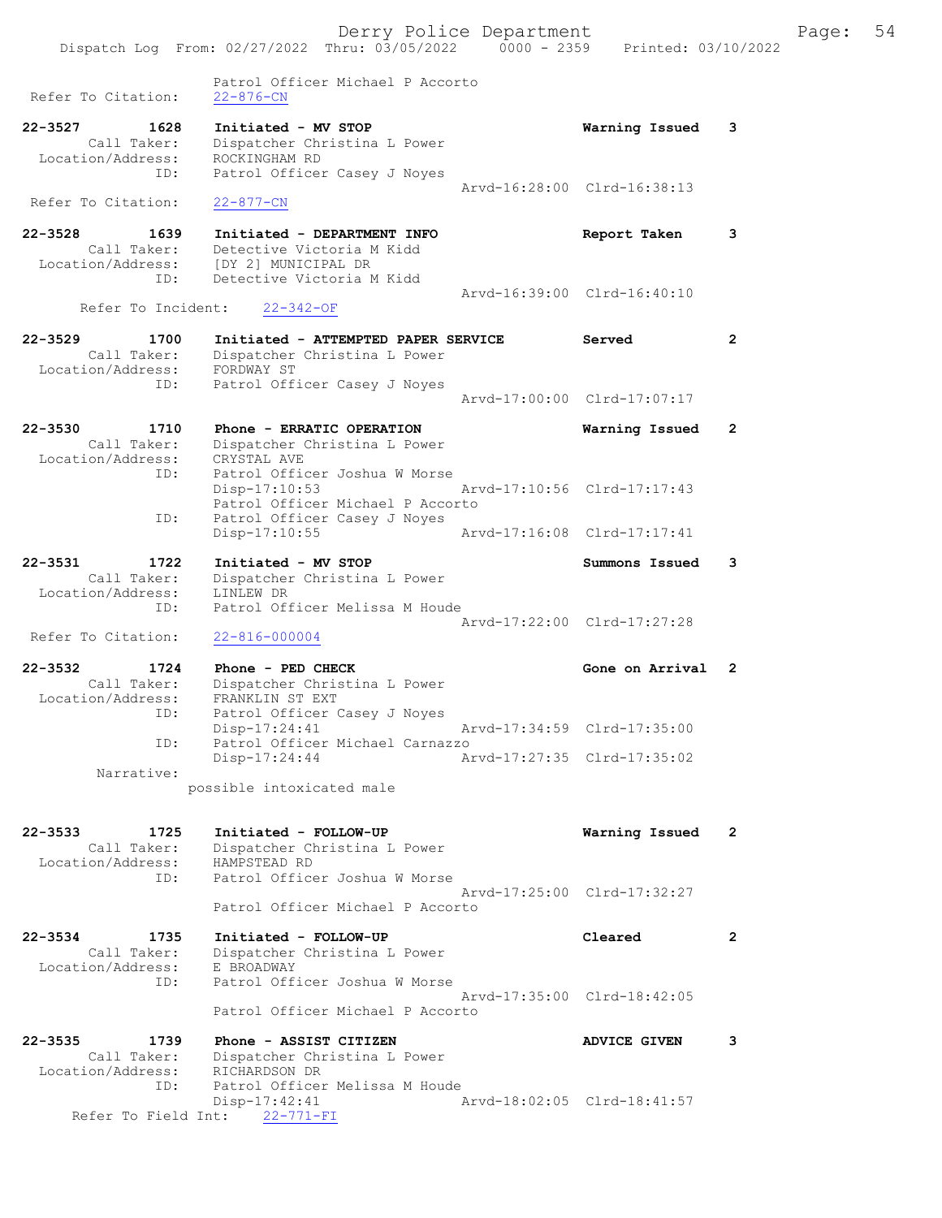Patrol Officer Michael P Accorto
Refer To Citation: 22-876-CN

22-3527 1628 Initiated - MV STOP Warning Issued 3
Call Taker: Dispatcher Christina L Power
Location/Address: ROCKINGHAM RD
ID: Patrol Officer Casey J Noyes
Arvd-16:28:00 Clrd-16:38:13
Refer To Citation: 22-877-CN

22-3528 1639 Initiated - DEPARTMENT INFO Report Taken 3
Call Taker: Detective Victoria M Kidd
Location/Address: [DY 2] MUNICIPAL DR
ID: Detective Victoria M Kidd
Arvd-16:39:00 Clrd-16:40:10
Refer To Incident: 22-342-OF

22-3529 1700 Initiated - ATTEMPTED PAPER SERVICE Served 2
Call Taker: Dispatcher Christina L Power
Location/Address: FORDWAY ST
ID: Patrol Officer Casey J Noyes
Arvd-17:00:00 Clrd-17:07:17

22-3530 1710 Phone - ERRATIC OPERATION Warning Issued 2
Call Taker: Dispatcher Christina L Power
Location/Address: CRYSTAL AVE
ID: Patrol Officer Joshua W Morse
Disp-17:10:53 Arvd-17:10:56 Clrd-17:17:43
Patrol Officer Michael P Accorto
ID: Patrol Officer Casey J Noyes
Disp-17:10:55 Arvd-17:16:08 Clrd-17:17:41

22-3531 1722 Initiated - MV STOP Summons Issued 3
Call Taker: Dispatcher Christina L Power
Location/Address: LINLEW DR
ID: Patrol Officer Melissa M Houde
Arvd-17:22:00 Clrd-17:27:28
Refer To Citation: 22-816-000004

22-3532 1724 Phone - PED CHECK Gone on Arrival 2
Call Taker: Dispatcher Christina L Power
Location/Address: FRANKLIN ST EXT
ID: Patrol Officer Casey J Noyes
Disp-17:24:41 Arvd-17:34:59 Clrd-17:35:00
ID: Patrol Officer Michael Carnazzo
Disp-17:24:44 Arvd-17:27:35 Clrd-17:35:02
Narrative:
possible intoxicated male

22-3533 1725 Initiated - FOLLOW-UP Warning Issued 2
Call Taker: Dispatcher Christina L Power
Location/Address: HAMPSTEAD RD
ID: Patrol Officer Joshua W Morse
Arvd-17:25:00 Clrd-17:32:27
Patrol Officer Michael P Accorto

22-3534 1735 Initiated - FOLLOW-UP Cleared 2
Call Taker: Dispatcher Christina L Power
Location/Address: E BROADWAY
ID: Patrol Officer Joshua W Morse
Arvd-17:35:00 Clrd-18:42:05
Patrol Officer Michael P Accorto

22-3535 1739 Phone - ASSIST CITIZEN ADVICE GIVEN 3
Call Taker: Dispatcher Christina L Power
Location/Address: RICHARDSON DR
ID: Patrol Officer Melissa M Houde
Disp-17:42:41 Arvd-18:02:05 Clrd-18:41:57
Refer To Field Int: 22-771-FI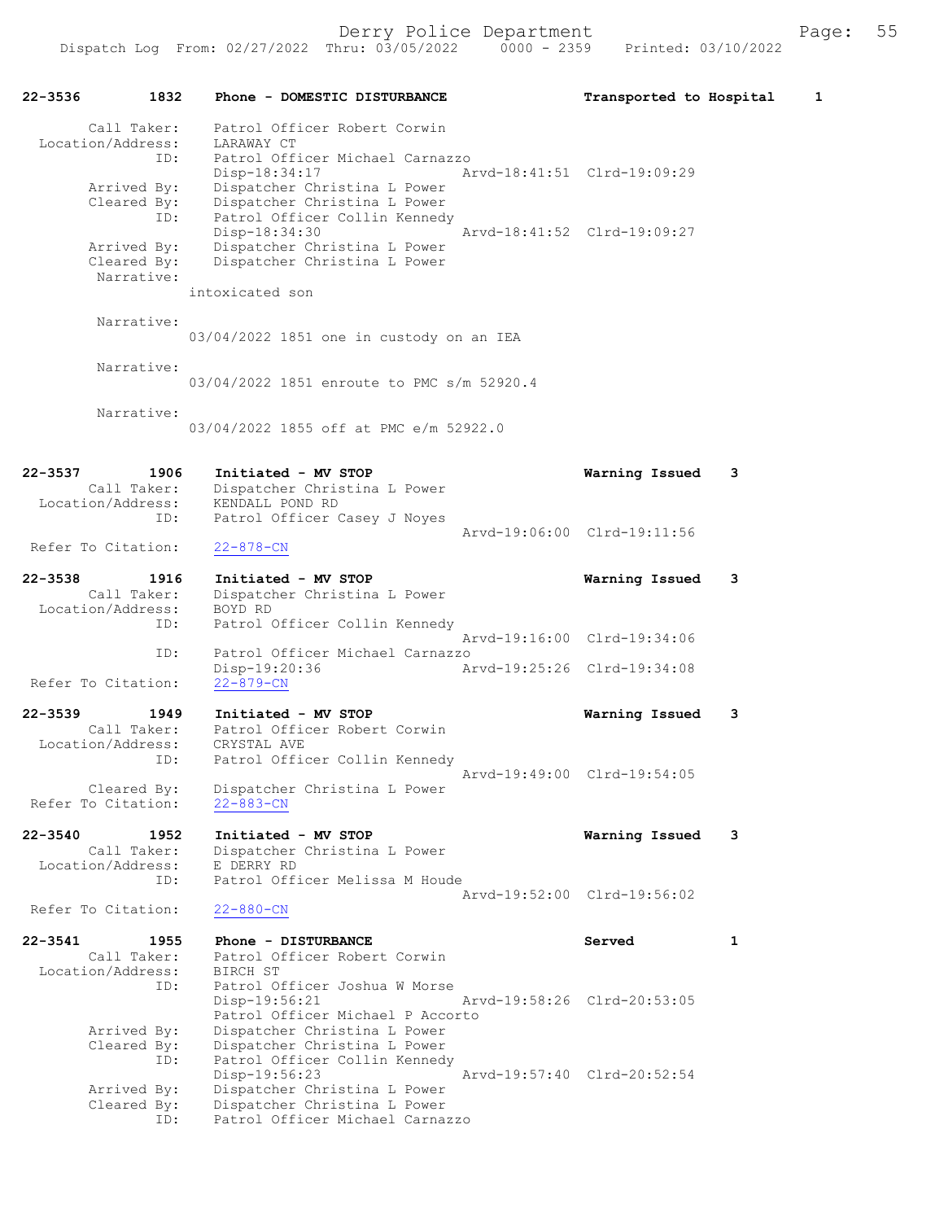22-3536 1832 Phone - DOMESTIC DISTURBANCE Transported to Hospital 1

```
        Call Taker:    Patrol Officer Robert Corwin
  Location/Address:    LARAWAY CT
                ID:    Patrol Officer Michael Carnazzo
                       Disp-18:34:17              Arvd-18:41:51  Clrd-19:09:29
        Arrived By:    Dispatcher Christina L Power
        Cleared By:    Dispatcher Christina L Power
                ID:    Patrol Officer Collin Kennedy
                       Disp-18:34:30              Arvd-18:41:52  Clrd-19:09:27
        Arrived By:    Dispatcher Christina L Power
        Cleared By:    Dispatcher Christina L Power
         Narrative:
                     intoxicated son

         Narrative:
                     03/04/2022 1851 one in custody on an IEA

         Narrative:
                     03/04/2022 1851 enroute to PMC s/m 52920.4

         Narrative:
                     03/04/2022 1855 off at PMC e/m 52922.0
```

22-3537 1906 Initiated - MV STOP Warning Issued 3

```
        Call Taker:    Dispatcher Christina L Power
  Location/Address:    KENDALL POND RD
                ID:    Patrol Officer Casey J Noyes
                                                  Arvd-19:06:00  Clrd-19:11:56
 Refer To Citation:    22-878-CN
```

22-3538 1916 Initiated - MV STOP Warning Issued 3

```
        Call Taker:    Dispatcher Christina L Power
  Location/Address:    BOYD RD
                ID:    Patrol Officer Collin Kennedy
                                                  Arvd-19:16:00  Clrd-19:34:06
                ID:    Patrol Officer Michael Carnazzo
                       Disp-19:20:36              Arvd-19:25:26  Clrd-19:34:08
 Refer To Citation:    22-879-CN
```

22-3539 1949 Initiated - MV STOP Warning Issued 3

```
        Call Taker:    Patrol Officer Robert Corwin
  Location/Address:    CRYSTAL AVE
                ID:    Patrol Officer Collin Kennedy
                                                  Arvd-19:49:00  Clrd-19:54:05
        Cleared By:    Dispatcher Christina L Power
 Refer To Citation:    22-883-CN
```

22-3540 1952 Initiated - MV STOP Warning Issued 3

```
        Call Taker:    Dispatcher Christina L Power
  Location/Address:    E DERRY RD
                ID:    Patrol Officer Melissa M Houde
                                                  Arvd-19:52:00  Clrd-19:56:02
 Refer To Citation:    22-880-CN
```

22-3541 1955 Phone - DISTURBANCE Served 1

```
        Call Taker:    Patrol Officer Robert Corwin
  Location/Address:    BIRCH ST
                ID:    Patrol Officer Joshua W Morse
                       Disp-19:56:21              Arvd-19:58:26  Clrd-20:53:05
                       Patrol Officer Michael P Accorto
        Arrived By:    Dispatcher Christina L Power
        Cleared By:    Dispatcher Christina L Power
                ID:    Patrol Officer Collin Kennedy
                       Disp-19:56:23              Arvd-19:57:40  Clrd-20:52:54
        Arrived By:    Dispatcher Christina L Power
        Cleared By:    Dispatcher Christina L Power
                ID:    Patrol Officer Michael Carnazzo
```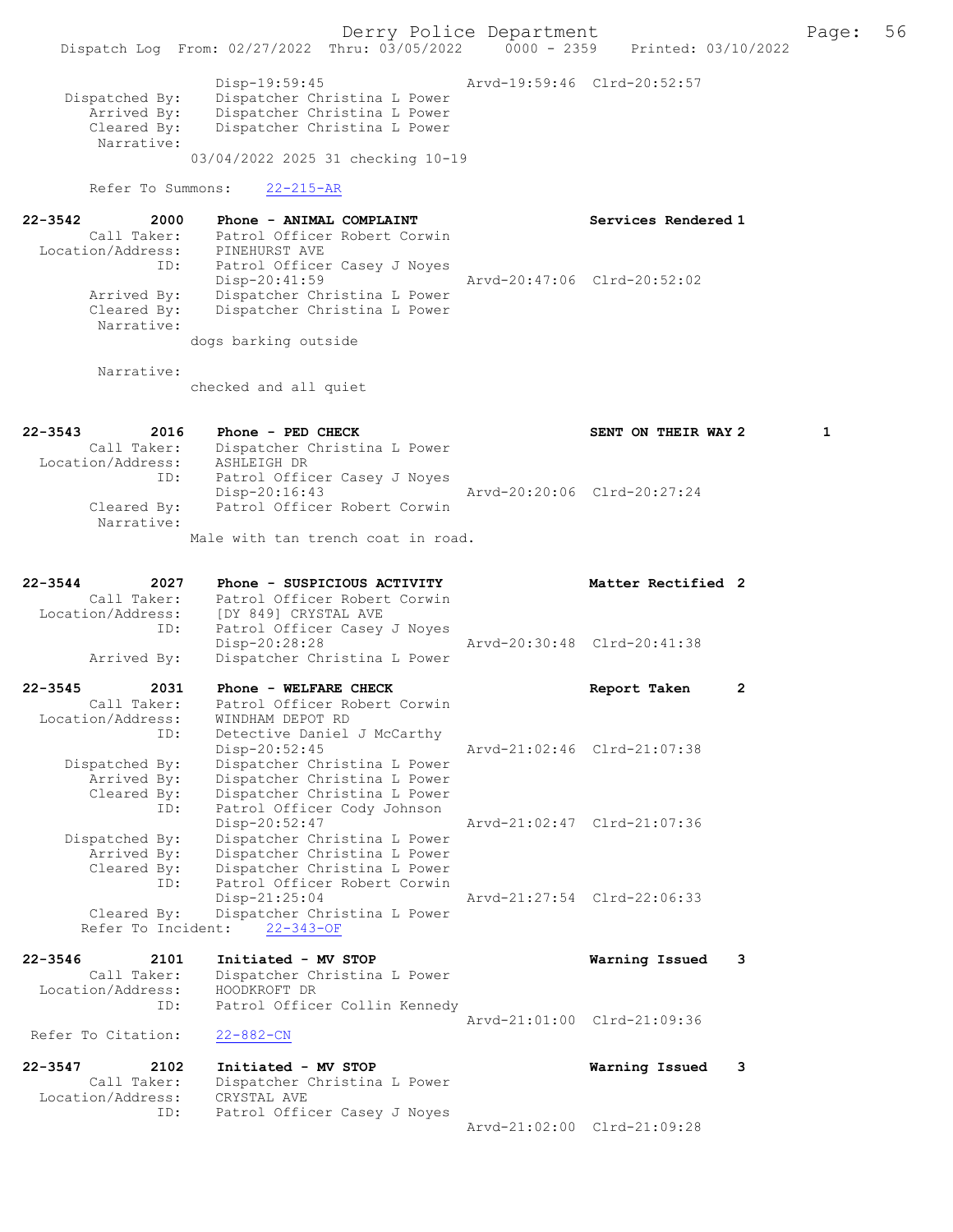```
                Disp-19:59:45                 Arvd-19:59:46  Clrd-20:52:57
  Dispatched By:    Dispatcher Christina L Power
     Arrived By:    Dispatcher Christina L Power
     Cleared By:    Dispatcher Christina L Power
      Narrative:
                03/04/2022 2025 31 checking 10-19

     Refer To Summons:    22-215-AR

22-3542         2000    Phone - ANIMAL COMPLAINT                  Services Rendered 1
        Call Taker:     Patrol Officer Robert Corwin
  Location/Address:     PINEHURST AVE
               ID:      Patrol Officer Casey J Noyes
                        Disp-20:41:59                 Arvd-20:47:06  Clrd-20:52:02
       Arrived By:      Dispatcher Christina L Power
       Cleared By:      Dispatcher Christina L Power
        Narrative:
                dogs barking outside

        Narrative:
                checked and all quiet


22-3543         2016    Phone - PED CHECK                         SENT ON THEIR WAY 2       1
        Call Taker:     Dispatcher Christina L Power
  Location/Address:     ASHLEIGH DR
               ID:      Patrol Officer Casey J Noyes
                        Disp-20:16:43                 Arvd-20:20:06  Clrd-20:27:24
       Cleared By:      Patrol Officer Robert Corwin
        Narrative:
                Male with tan trench coat in road.


22-3544         2027    Phone - SUSPICIOUS ACTIVITY               Matter Rectified 2
        Call Taker:     Patrol Officer Robert Corwin
  Location/Address:     [DY 849] CRYSTAL AVE
               ID:      Patrol Officer Casey J Noyes
                        Disp-20:28:28                 Arvd-20:30:48  Clrd-20:41:38
       Arrived By:      Dispatcher Christina L Power

22-3545         2031    Phone - WELFARE CHECK                     Report Taken      2
        Call Taker:     Patrol Officer Robert Corwin
  Location/Address:     WINDHAM DEPOT RD
               ID:      Detective Daniel J McCarthy
                        Disp-20:52:45                 Arvd-21:02:46  Clrd-21:07:38
    Dispatched By:      Dispatcher Christina L Power
       Arrived By:      Dispatcher Christina L Power
       Cleared By:      Dispatcher Christina L Power
               ID:      Patrol Officer Cody Johnson
                        Disp-20:52:47                 Arvd-21:02:47  Clrd-21:07:36
    Dispatched By:      Dispatcher Christina L Power
       Arrived By:      Dispatcher Christina L Power
       Cleared By:      Dispatcher Christina L Power
               ID:      Patrol Officer Robert Corwin
                        Disp-21:25:04                 Arvd-21:27:54  Clrd-22:06:33
       Cleared By:      Dispatcher Christina L Power
   Refer To Incident:    22-343-OF

22-3546         2101    Initiated - MV STOP                       Warning Issued    3
        Call Taker:     Dispatcher Christina L Power
  Location/Address:     HOODKROFT DR
               ID:      Patrol Officer Collin Kennedy
                                                      Arvd-21:01:00  Clrd-21:09:36
 Refer To Citation:     22-882-CN

22-3547         2102    Initiated - MV STOP                       Warning Issued    3
        Call Taker:     Dispatcher Christina L Power
  Location/Address:     CRYSTAL AVE
               ID:      Patrol Officer Casey J Noyes
                                                      Arvd-21:02:00  Clrd-21:09:28
```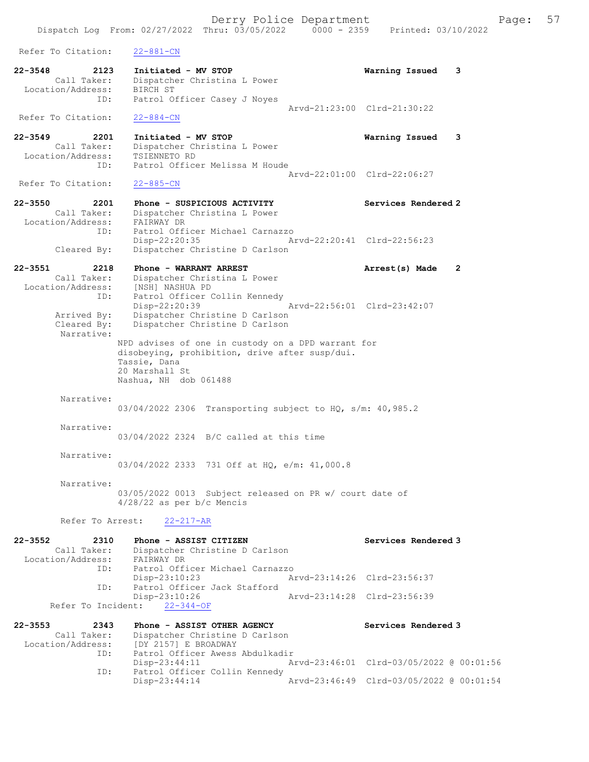Refer To Citation: 22-881-CN

22-3548 2123 Initiated - MV STOP Warning Issued 3
Call Taker: Dispatcher Christina L Power
Location/Address: BIRCH ST
ID: Patrol Officer Casey J Noyes
Arvd-21:23:00 Clrd-21:30:22
Refer To Citation: 22-884-CN

22-3549 2201 Initiated - MV STOP Warning Issued 3
Call Taker: Dispatcher Christina L Power
Location/Address: TSIENNETO RD
ID: Patrol Officer Melissa M Houde
Arvd-22:01:00 Clrd-22:06:27
Refer To Citation: 22-885-CN

22-3550 2201 Phone - SUSPICIOUS ACTIVITY Services Rendered 2
Call Taker: Dispatcher Christina L Power
Location/Address: FAIRWAY DR
ID: Patrol Officer Michael Carnazzo
Disp-22:20:35 Arvd-22:20:41 Clrd-22:56:23
Cleared By: Dispatcher Christine D Carlson

22-3551 2218 Phone - WARRANT ARREST Arrest(s) Made 2
Call Taker: Dispatcher Christina L Power
Location/Address: [NSH] NASHUA PD
ID: Patrol Officer Collin Kennedy
Disp-22:20:39 Arvd-22:56:01 Clrd-23:42:07
Arrived By: Dispatcher Christine D Carlson
Cleared By: Dispatcher Christine D Carlson
Narrative:
NPD advises of one in custody on a DPD warrant for disobeying, prohibition, drive after susp/dui.
Tassie, Dana
20 Marshall St
Nashua, NH dob 061488

Narrative:
03/04/2022 2306 Transporting subject to HQ, s/m: 40,985.2

Narrative:
03/04/2022 2324 B/C called at this time

Narrative:
03/04/2022 2333 731 Off at HQ, e/m: 41,000.8

Narrative:
03/05/2022 0013 Subject released on PR w/ court date of 4/28/22 as per b/c Mencis

Refer To Arrest: 22-217-AR

22-3552 2310 Phone - ASSIST CITIZEN Services Rendered 3
Call Taker: Dispatcher Christine D Carlson
Location/Address: FAIRWAY DR
ID: Patrol Officer Michael Carnazzo
Disp-23:10:23 Arvd-23:14:26 Clrd-23:56:37
ID: Patrol Officer Jack Stafford
Disp-23:10:26 Arvd-23:14:28 Clrd-23:56:39
Refer To Incident: 22-344-OF

22-3553 2343 Phone - ASSIST OTHER AGENCY Services Rendered 3
Call Taker: Dispatcher Christine D Carlson
Location/Address: [DY 2157] E BROADWAY
ID: Patrol Officer Awess Abdulkadir
Disp-23:44:11 Arvd-23:46:01 Clrd-03/05/2022 @ 00:01:56
ID: Patrol Officer Collin Kennedy
Disp-23:44:14 Arvd-23:46:49 Clrd-03/05/2022 @ 00:01:54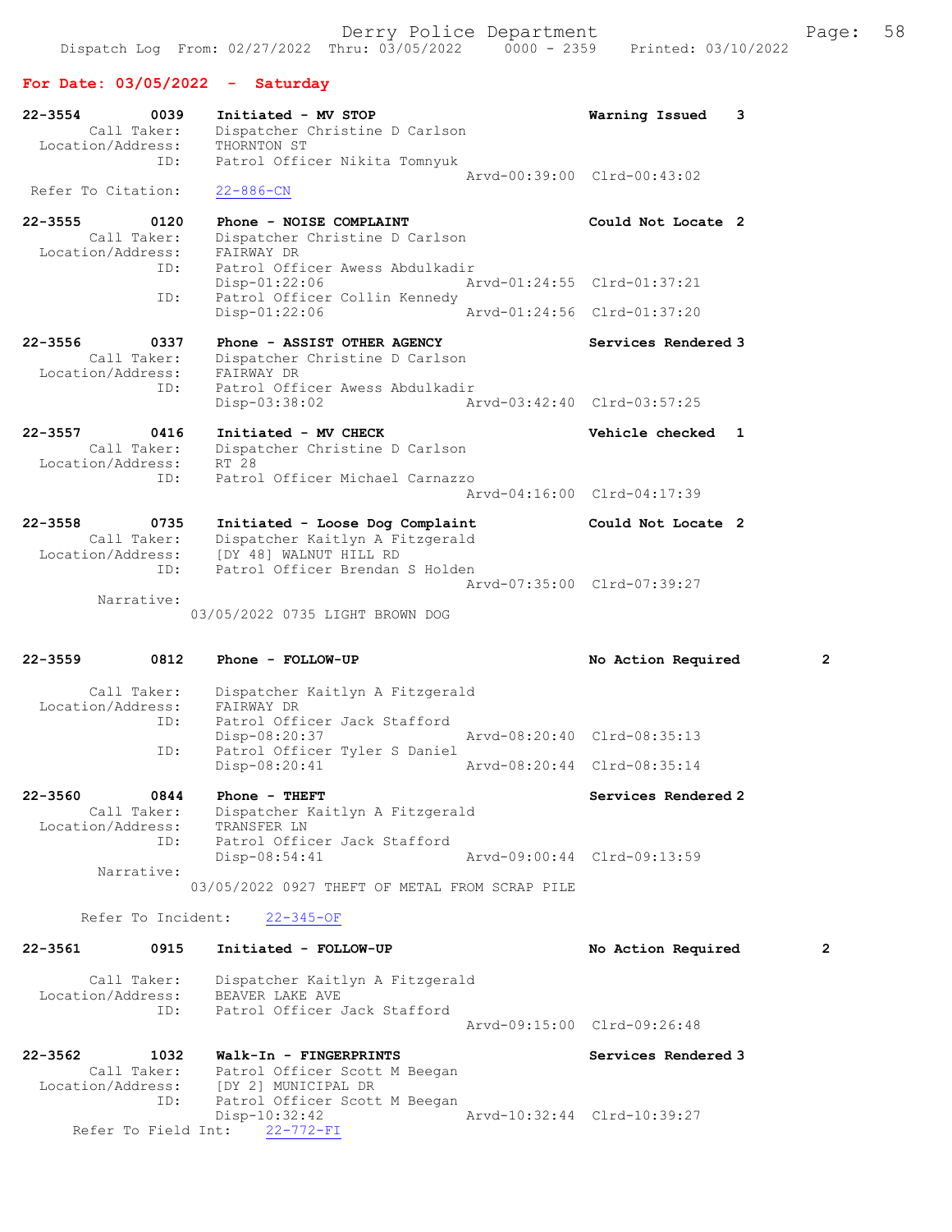## For Date: 03/05/2022 - Saturday

```
22-3554        0039    Initiated - MV STOP                          Warning Issued   3
        Call Taker:    Dispatcher Christine D Carlson
  Location/Address:    THORNTON ST
               ID:    Patrol Officer Nikita Tomnyuk
                                                    Arvd-00:39:00  Clrd-00:43:02
 Refer To Citation:    22-886-CN

22-3555        0120    Phone - NOISE COMPLAINT                      Could Not Locate 2
        Call Taker:    Dispatcher Christine D Carlson
  Location/Address:    FAIRWAY DR
               ID:    Patrol Officer Awess Abdulkadir
                      Disp-01:22:06                 Arvd-01:24:55  Clrd-01:37:21
               ID:    Patrol Officer Collin Kennedy
                      Disp-01:22:06                 Arvd-01:24:56  Clrd-01:37:20

22-3556        0337    Phone - ASSIST OTHER AGENCY                  Services Rendered 3
        Call Taker:    Dispatcher Christine D Carlson
  Location/Address:    FAIRWAY DR
               ID:    Patrol Officer Awess Abdulkadir
                      Disp-03:38:02                 Arvd-03:42:40  Clrd-03:57:25

22-3557        0416    Initiated - MV CHECK                         Vehicle checked  1
        Call Taker:    Dispatcher Christine D Carlson
  Location/Address:    RT 28
               ID:    Patrol Officer Michael Carnazzo
                                                    Arvd-04:16:00  Clrd-04:17:39

22-3558        0735    Initiated - Loose Dog Complaint              Could Not Locate 2
        Call Taker:    Dispatcher Kaitlyn A Fitzgerald
  Location/Address:    [DY 48] WALNUT HILL RD
               ID:    Patrol Officer Brendan S Holden
                                                    Arvd-07:35:00  Clrd-07:39:27
         Narrative:
                    03/05/2022 0735 LIGHT BROWN DOG

22-3559        0812    Phone - FOLLOW-UP                            No Action Required        2

        Call Taker:    Dispatcher Kaitlyn A Fitzgerald
  Location/Address:    FAIRWAY DR
               ID:    Patrol Officer Jack Stafford
                      Disp-08:20:37                 Arvd-08:20:40  Clrd-08:35:13
               ID:    Patrol Officer Tyler S Daniel
                      Disp-08:20:41                 Arvd-08:20:44  Clrd-08:35:14

22-3560        0844    Phone - THEFT                                Services Rendered 2
        Call Taker:    Dispatcher Kaitlyn A Fitzgerald
  Location/Address:    TRANSFER LN
               ID:    Patrol Officer Jack Stafford
                      Disp-08:54:41                 Arvd-09:00:44  Clrd-09:13:59
         Narrative:
                    03/05/2022 0927 THEFT OF METAL FROM SCRAP PILE

       Refer To Incident:    22-345-OF

22-3561        0915    Initiated - FOLLOW-UP                        No Action Required        2

        Call Taker:    Dispatcher Kaitlyn A Fitzgerald
  Location/Address:    BEAVER LAKE AVE
               ID:    Patrol Officer Jack Stafford
                                                    Arvd-09:15:00  Clrd-09:26:48

22-3562        1032    Walk-In - FINGERPRINTS                       Services Rendered 3
        Call Taker:    Patrol Officer Scott M Beegan
  Location/Address:    [DY 2] MUNICIPAL DR
               ID:    Patrol Officer Scott M Beegan
                      Disp-10:32:42                 Arvd-10:32:44  Clrd-10:39:27
     Refer To Field Int:    22-772-FI
```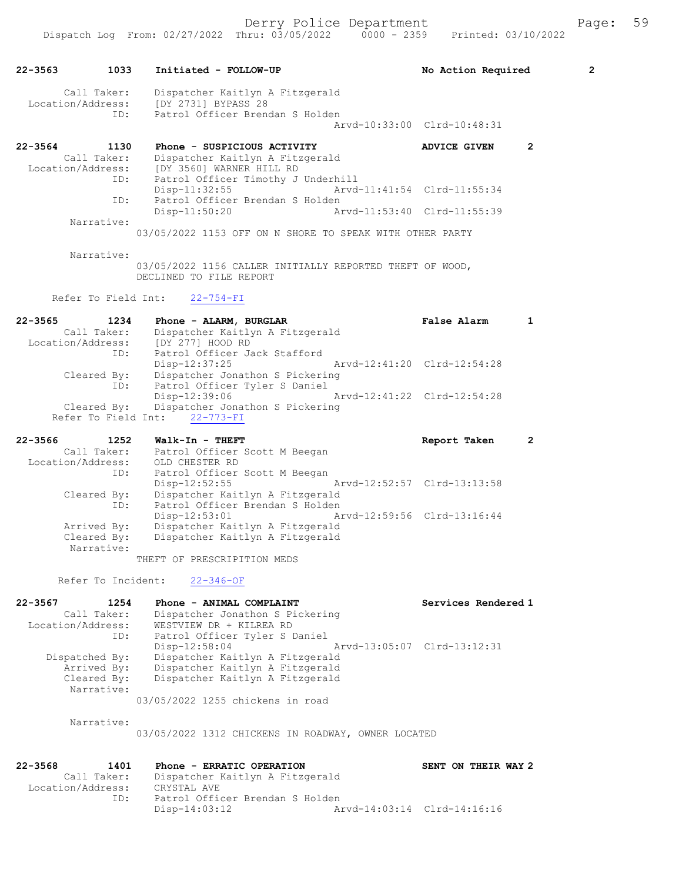```
22-3563        1033    Initiated - FOLLOW-UP                      No Action Required         2

        Call Taker:    Dispatcher Kaitlyn A Fitzgerald
  Location/Address:    [DY 2731] BYPASS 28
               ID:     Patrol Officer Brendan S Holden
                                                Arvd-10:33:00  Clrd-10:48:31

22-3564        1130    Phone - SUSPICIOUS ACTIVITY                ADVICE GIVEN        2
        Call Taker:    Dispatcher Kaitlyn A Fitzgerald
  Location/Address:    [DY 3560] WARNER HILL RD
               ID:     Patrol Officer Timothy J Underhill
                       Disp-11:32:55            Arvd-11:41:54  Clrd-11:55:34
               ID:     Patrol Officer Brendan S Holden
                       Disp-11:50:20            Arvd-11:53:40  Clrd-11:55:39
         Narrative:
                     03/05/2022 1153 OFF ON N SHORE TO SPEAK WITH OTHER PARTY

         Narrative:
                     03/05/2022 1156 CALLER INITIALLY REPORTED THEFT OF WOOD,
                     DECLINED TO FILE REPORT

       Refer To Field Int:     22-754-FI

22-3565        1234    Phone - ALARM, BURGLAR                     False Alarm         1
        Call Taker:    Dispatcher Kaitlyn A Fitzgerald
  Location/Address:    [DY 277] HOOD RD
               ID:     Patrol Officer Jack Stafford
                       Disp-12:37:25            Arvd-12:41:20  Clrd-12:54:28
        Cleared By:    Dispatcher Jonathon S Pickering
               ID:     Patrol Officer Tyler S Daniel
                       Disp-12:39:06            Arvd-12:41:22  Clrd-12:54:28
        Cleared By:    Dispatcher Jonathon S Pickering
     Refer To Field Int:     22-773-FI

22-3566        1252    Walk-In - THEFT                            Report Taken        2
        Call Taker:    Patrol Officer Scott M Beegan
  Location/Address:    OLD CHESTER RD
               ID:     Patrol Officer Scott M Beegan
                       Disp-12:52:55            Arvd-12:52:57  Clrd-13:13:58
        Cleared By:    Dispatcher Kaitlyn A Fitzgerald
               ID:     Patrol Officer Brendan S Holden
                       Disp-12:53:01            Arvd-12:59:56  Clrd-13:16:44
        Arrived By:    Dispatcher Kaitlyn A Fitzgerald
        Cleared By:    Dispatcher Kaitlyn A Fitzgerald
         Narrative:
                     THEFT OF PRESCRIPITION MEDS

       Refer To Incident:     22-346-OF

22-3567        1254    Phone - ANIMAL COMPLAINT                   Services Rendered 1
        Call Taker:    Dispatcher Jonathon S Pickering
  Location/Address:    WESTVIEW DR + KILREA RD
               ID:     Patrol Officer Tyler S Daniel
                       Disp-12:58:04            Arvd-13:05:07  Clrd-13:12:31
     Dispatched By:    Dispatcher Kaitlyn A Fitzgerald
        Arrived By:    Dispatcher Kaitlyn A Fitzgerald
        Cleared By:    Dispatcher Kaitlyn A Fitzgerald
         Narrative:
                     03/05/2022 1255 chickens in road

         Narrative:
                     03/05/2022 1312 CHICKENS IN ROADWAY, OWNER LOCATED

22-3568        1401    Phone - ERRATIC OPERATION                  SENT ON THEIR WAY 2
        Call Taker:    Dispatcher Kaitlyn A Fitzgerald
  Location/Address:    CRYSTAL AVE
               ID:     Patrol Officer Brendan S Holden
                       Disp-14:03:12            Arvd-14:03:14  Clrd-14:16:16
```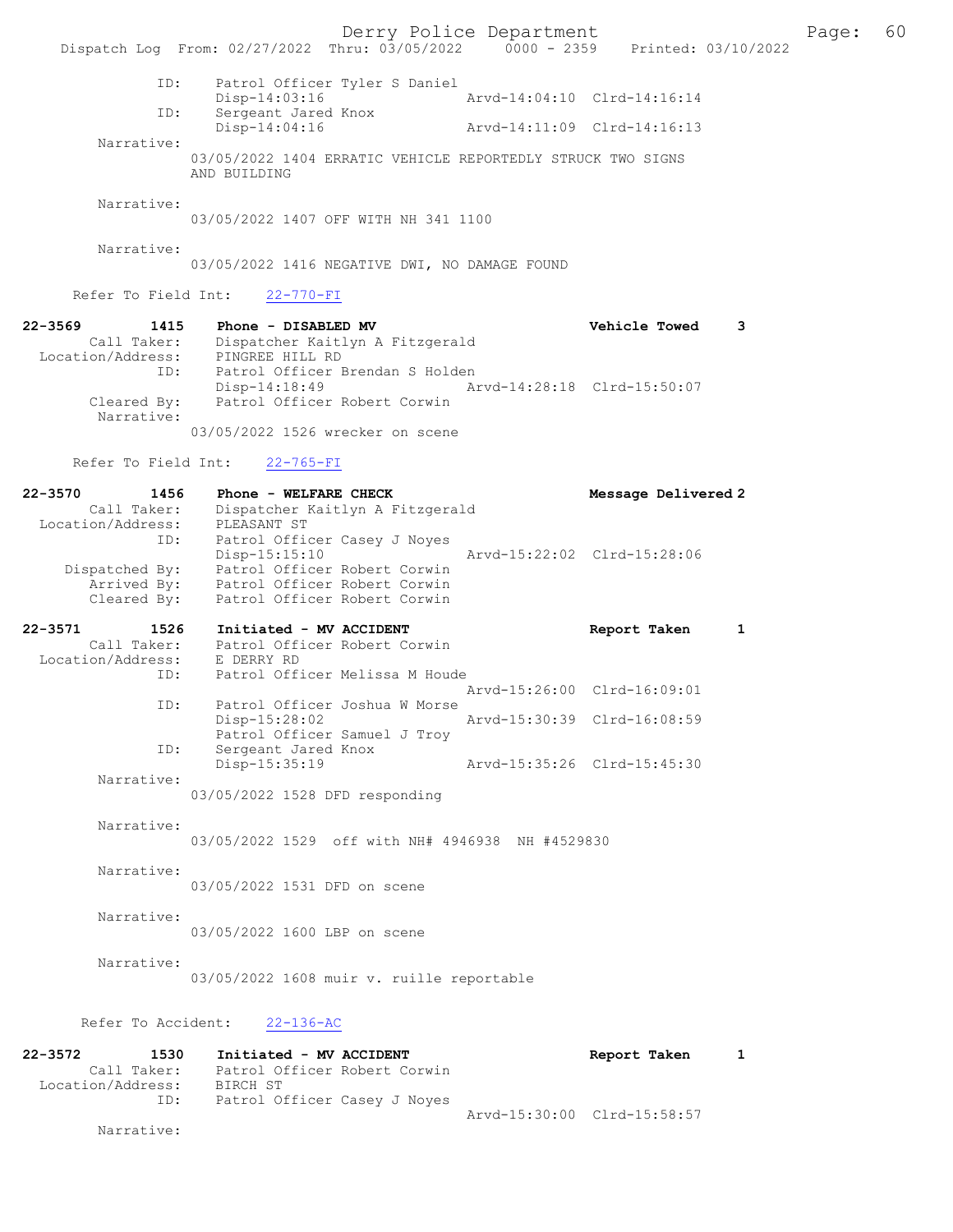```
            ID:     Patrol Officer Tyler S Daniel
                    Disp-14:03:16                 Arvd-14:04:10  Clrd-14:16:14
            ID:     Sergeant Jared Knox
                    Disp-14:04:16                 Arvd-14:11:09  Clrd-14:16:13
     Narrative:
                    03/05/2022 1404 ERRATIC VEHICLE REPORTEDLY STRUCK TWO SIGNS
                    AND BUILDING

     Narrative:
                    03/05/2022 1407 OFF WITH NH 341 1100

     Narrative:
                    03/05/2022 1416 NEGATIVE DWI, NO DAMAGE FOUND

     Refer To Field Int:    22-770-FI

22-3569        1415    Phone - DISABLED MV                          Vehicle Towed    3
       Call Taker:     Dispatcher Kaitlyn A Fitzgerald
 Location/Address:     PINGREE HILL RD
               ID:     Patrol Officer Brendan S Holden
                       Disp-14:18:49                 Arvd-14:28:18  Clrd-15:50:07
       Cleared By:     Patrol Officer Robert Corwin
        Narrative:
                       03/05/2022 1526 wrecker on scene

     Refer To Field Int:    22-765-FI

22-3570        1456    Phone - WELFARE CHECK                        Message Delivered 2
       Call Taker:     Dispatcher Kaitlyn A Fitzgerald
 Location/Address:     PLEASANT ST
               ID:     Patrol Officer Casey J Noyes
                       Disp-15:15:10                 Arvd-15:22:02  Clrd-15:28:06
    Dispatched By:     Patrol Officer Robert Corwin
       Arrived By:     Patrol Officer Robert Corwin
       Cleared By:     Patrol Officer Robert Corwin

22-3571        1526    Initiated - MV ACCIDENT                      Report Taken     1
       Call Taker:     Patrol Officer Robert Corwin
 Location/Address:     E DERRY RD
               ID:     Patrol Officer Melissa M Houde
                                                     Arvd-15:26:00  Clrd-16:09:01
               ID:     Patrol Officer Joshua W Morse
                       Disp-15:28:02                 Arvd-15:30:39  Clrd-16:08:59
                       Patrol Officer Samuel J Troy
               ID:     Sergeant Jared Knox
                       Disp-15:35:19                 Arvd-15:35:26  Clrd-15:45:30
        Narrative:
                       03/05/2022 1528 DFD responding

        Narrative:
                       03/05/2022 1529  off with NH# 4946938  NH #4529830

        Narrative:
                       03/05/2022 1531 DFD on scene

        Narrative:
                       03/05/2022 1600 LBP on scene

        Narrative:
                       03/05/2022 1608 muir v. ruille reportable

     Refer To Accident:    22-136-AC

22-3572        1530    Initiated - MV ACCIDENT                      Report Taken     1
       Call Taker:     Patrol Officer Robert Corwin
 Location/Address:     BIRCH ST
               ID:     Patrol Officer Casey J Noyes
                                                     Arvd-15:30:00  Clrd-15:58:57
        Narrative:
```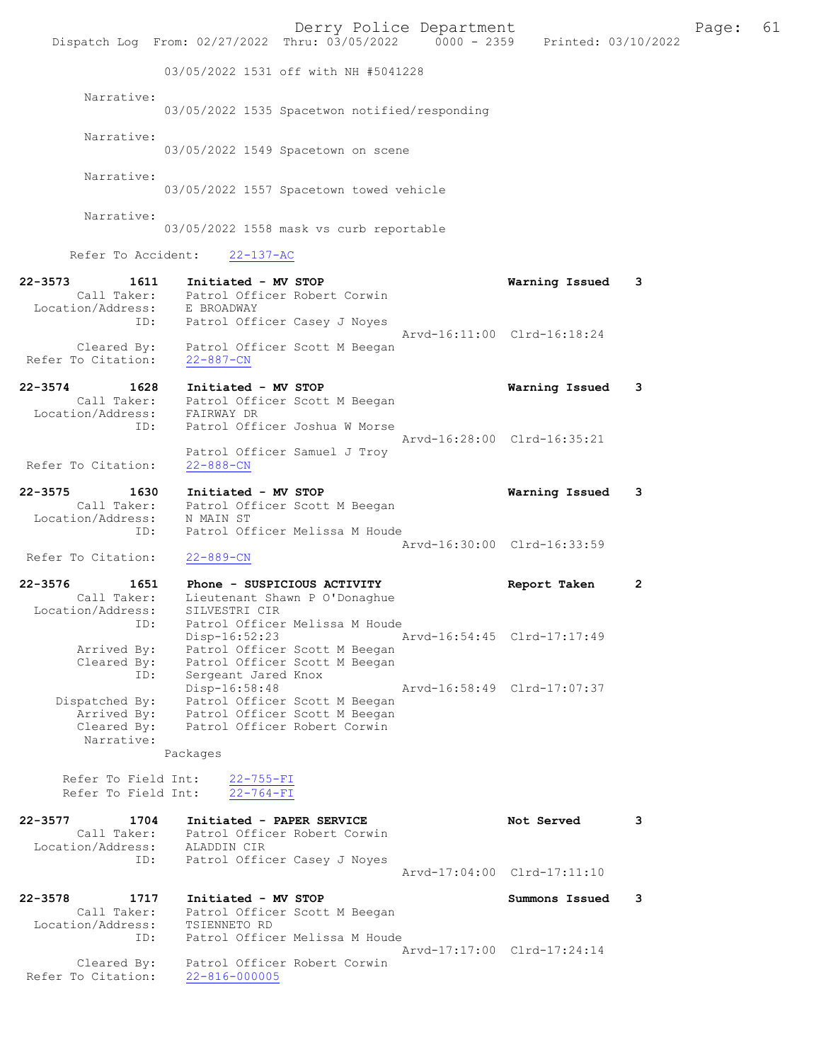03/05/2022 1531 off with NH #5041228

Narrative:
03/05/2022 1535 Spacetwon notified/responding

Narrative:
03/05/2022 1549 Spacetown on scene

Narrative:
03/05/2022 1557 Spacetown towed vehicle

Narrative:
03/05/2022 1558 mask vs curb reportable

Refer To Accident: 22-137-AC

**22-3573 1611 Initiated - MV STOP** — Warning Issued 3
Call Taker: Patrol Officer Robert Corwin
Location/Address: E BROADWAY
ID: Patrol Officer Casey J Noyes
Arvd-16:11:00 Clrd-16:18:24
Cleared By: Patrol Officer Scott M Beegan
Refer To Citation: 22-887-CN

**22-3574 1628 Initiated - MV STOP** — Warning Issued 3
Call Taker: Patrol Officer Scott M Beegan
Location/Address: FAIRWAY DR
ID: Patrol Officer Joshua W Morse
Arvd-16:28:00 Clrd-16:35:21
Patrol Officer Samuel J Troy
Refer To Citation: 22-888-CN

**22-3575 1630 Initiated - MV STOP** — Warning Issued 3
Call Taker: Patrol Officer Scott M Beegan
Location/Address: N MAIN ST
ID: Patrol Officer Melissa M Houde
Arvd-16:30:00 Clrd-16:33:59
Refer To Citation: 22-889-CN

**22-3576 1651 Phone - SUSPICIOUS ACTIVITY** — Report Taken 2
Call Taker: Lieutenant Shawn P O'Donaghue
Location/Address: SILVESTRI CIR
ID: Patrol Officer Melissa M Houde
Disp-16:52:23 Arvd-16:54:45 Clrd-17:17:49
Arrived By: Patrol Officer Scott M Beegan
Cleared By: Patrol Officer Scott M Beegan
ID: Sergeant Jared Knox
Disp-16:58:48 Arvd-16:58:49 Clrd-17:07:37
Dispatched By: Patrol Officer Scott M Beegan
Arrived By: Patrol Officer Scott M Beegan
Cleared By: Patrol Officer Robert Corwin
Narrative:
Packages

Refer To Field Int: 22-755-FI
Refer To Field Int: 22-764-FI

**22-3577 1704 Initiated - PAPER SERVICE** — Not Served 3
Call Taker: Patrol Officer Robert Corwin
Location/Address: ALADDIN CIR
ID: Patrol Officer Casey J Noyes
Arvd-17:04:00 Clrd-17:11:10

**22-3578 1717 Initiated - MV STOP** — Summons Issued 3
Call Taker: Patrol Officer Scott M Beegan
Location/Address: TSIENNETO RD
ID: Patrol Officer Melissa M Houde
Arvd-17:17:00 Clrd-17:24:14
Cleared By: Patrol Officer Robert Corwin
Refer To Citation: 22-816-000005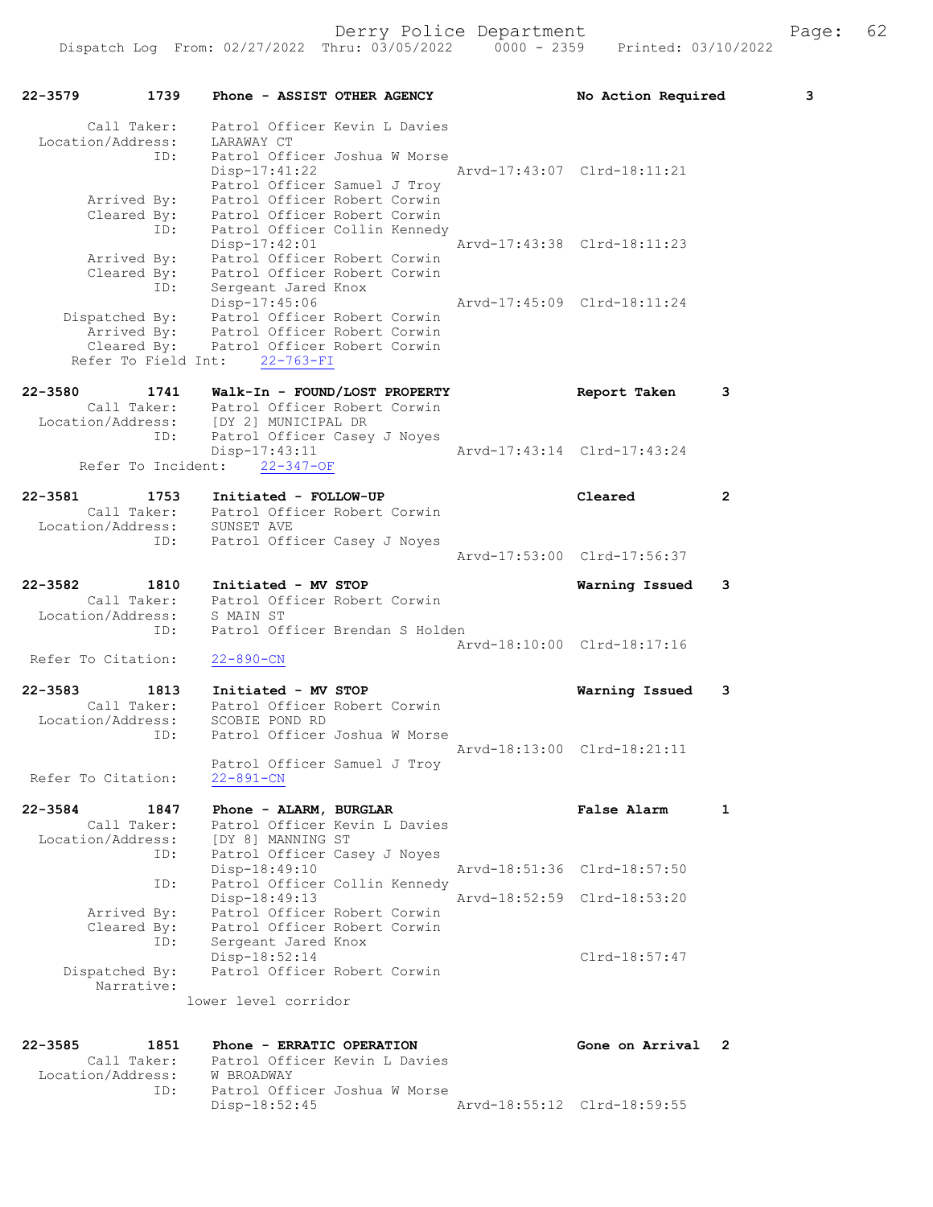**22-3579** 1739 **Phone - ASSIST OTHER AGENCY** **No Action Required** 3

Call Taker: Patrol Officer Kevin L Davies
Location/Address: LARAWAY CT
ID: Patrol Officer Joshua W Morse
Disp-17:41:22 Arvd-17:43:07 Clrd-18:11:21
Patrol Officer Samuel J Troy
Arrived By: Patrol Officer Robert Corwin
Cleared By: Patrol Officer Robert Corwin
ID: Patrol Officer Collin Kennedy
Disp-17:42:01 Arvd-17:43:38 Clrd-18:11:23
Arrived By: Patrol Officer Robert Corwin
Cleared By: Patrol Officer Robert Corwin
ID: Sergeant Jared Knox
Disp-17:45:06 Arvd-17:45:09 Clrd-18:11:24
Dispatched By: Patrol Officer Robert Corwin
Arrived By: Patrol Officer Robert Corwin
Cleared By: Patrol Officer Robert Corwin
Refer To Field Int: 22-763-FI

**22-3580** 1741 **Walk-In - FOUND/LOST PROPERTY** **Report Taken** 3

Call Taker: Patrol Officer Robert Corwin
Location/Address: [DY 2] MUNICIPAL DR
ID: Patrol Officer Casey J Noyes
Disp-17:43:11 Arvd-17:43:14 Clrd-17:43:24
Refer To Incident: 22-347-OF

**22-3581** 1753 **Initiated - FOLLOW-UP** **Cleared** 2

Call Taker: Patrol Officer Robert Corwin
Location/Address: SUNSET AVE
ID: Patrol Officer Casey J Noyes
Arvd-17:53:00 Clrd-17:56:37

**22-3582** 1810 **Initiated - MV STOP** **Warning Issued** 3

Call Taker: Patrol Officer Robert Corwin
Location/Address: S MAIN ST
ID: Patrol Officer Brendan S Holden
Arvd-18:10:00 Clrd-18:17:16
Refer To Citation: 22-890-CN

**22-3583** 1813 **Initiated - MV STOP** **Warning Issued** 3

Call Taker: Patrol Officer Robert Corwin
Location/Address: SCOBIE POND RD
ID: Patrol Officer Joshua W Morse
Arvd-18:13:00 Clrd-18:21:11
Patrol Officer Samuel J Troy
Refer To Citation: 22-891-CN

**22-3584** 1847 **Phone - ALARM, BURGLAR** **False Alarm** 1

Call Taker: Patrol Officer Kevin L Davies
Location/Address: [DY 8] MANNING ST
ID: Patrol Officer Casey J Noyes
Disp-18:49:10 Arvd-18:51:36 Clrd-18:57:50
ID: Patrol Officer Collin Kennedy
Disp-18:49:13 Arvd-18:52:59 Clrd-18:53:20
Arrived By: Patrol Officer Robert Corwin
Cleared By: Patrol Officer Robert Corwin
ID: Sergeant Jared Knox
Disp-18:52:14 Clrd-18:57:47
Dispatched By: Patrol Officer Robert Corwin
Narrative:
lower level corridor

**22-3585** 1851 **Phone - ERRATIC OPERATION** **Gone on Arrival** 2

Call Taker: Patrol Officer Kevin L Davies
Location/Address: W BROADWAY
ID: Patrol Officer Joshua W Morse
Disp-18:52:45 Arvd-18:55:12 Clrd-18:59:55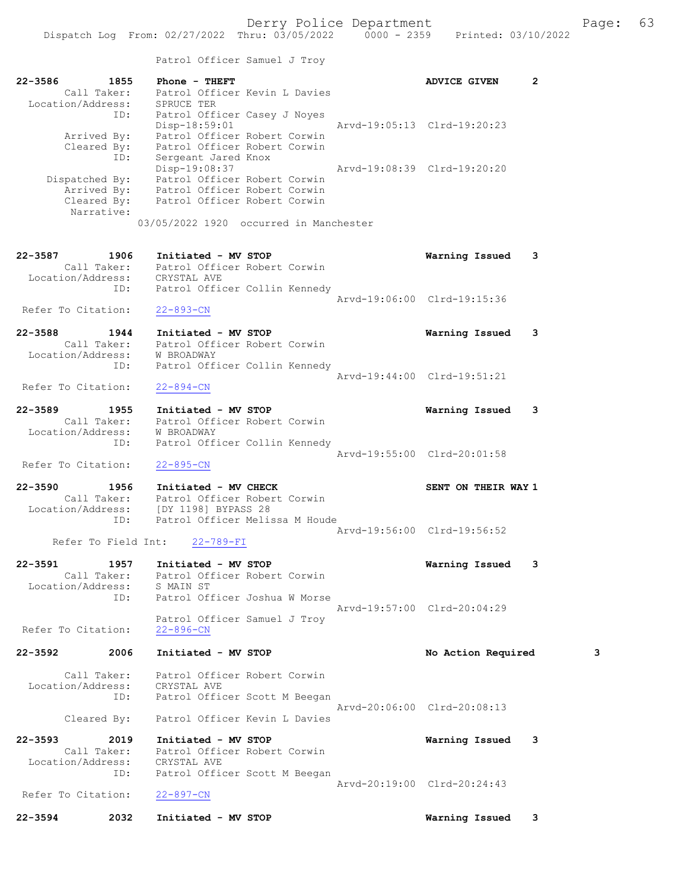Patrol Officer Samuel J Troy

```
22-3586        1855    Phone - THEFT                                ADVICE GIVEN     2
        Call Taker:    Patrol Officer Kevin L Davies
  Location/Address:    SPRUCE TER
                ID:    Patrol Officer Casey J Noyes
                       Disp-18:59:01                   Arvd-19:05:13  Clrd-19:20:23
        Arrived By:    Patrol Officer Robert Corwin
        Cleared By:    Patrol Officer Robert Corwin
                ID:    Sergeant Jared Knox
                       Disp-19:08:37                   Arvd-19:08:39  Clrd-19:20:20
     Dispatched By:    Patrol Officer Robert Corwin
        Arrived By:    Patrol Officer Robert Corwin
        Cleared By:    Patrol Officer Robert Corwin
         Narrative:
                     03/05/2022 1920  occurred in Manchester

22-3587        1906    Initiated - MV STOP                          Warning Issued   3
        Call Taker:    Patrol Officer Robert Corwin
  Location/Address:    CRYSTAL AVE
                ID:    Patrol Officer Collin Kennedy
                                                       Arvd-19:06:00  Clrd-19:15:36
 Refer To Citation:    22-893-CN

22-3588        1944    Initiated - MV STOP                          Warning Issued   3
        Call Taker:    Patrol Officer Robert Corwin
  Location/Address:    W BROADWAY
                ID:    Patrol Officer Collin Kennedy
                                                       Arvd-19:44:00  Clrd-19:51:21
 Refer To Citation:    22-894-CN

22-3589        1955    Initiated - MV STOP                          Warning Issued   3
        Call Taker:    Patrol Officer Robert Corwin
  Location/Address:    W BROADWAY
                ID:    Patrol Officer Collin Kennedy
                                                       Arvd-19:55:00  Clrd-20:01:58
 Refer To Citation:    22-895-CN

22-3590        1956    Initiated - MV CHECK                         SENT ON THEIR WAY 1
        Call Taker:    Patrol Officer Robert Corwin
  Location/Address:    [DY 1198] BYPASS 28
                ID:    Patrol Officer Melissa M Houde
                                                       Arvd-19:56:00  Clrd-19:56:52
     Refer To Field Int:    22-789-FI

22-3591        1957    Initiated - MV STOP                          Warning Issued   3
        Call Taker:    Patrol Officer Robert Corwin
  Location/Address:    S MAIN ST
                ID:    Patrol Officer Joshua W Morse
                                                       Arvd-19:57:00  Clrd-20:04:29
                       Patrol Officer Samuel J Troy
 Refer To Citation:    22-896-CN

22-3592        2006    Initiated - MV STOP                          No Action Required        3

        Call Taker:    Patrol Officer Robert Corwin
  Location/Address:    CRYSTAL AVE
                ID:    Patrol Officer Scott M Beegan
                                                       Arvd-20:06:00  Clrd-20:08:13
        Cleared By:    Patrol Officer Kevin L Davies

22-3593        2019    Initiated - MV STOP                          Warning Issued   3
        Call Taker:    Patrol Officer Robert Corwin
  Location/Address:    CRYSTAL AVE
                ID:    Patrol Officer Scott M Beegan
                                                       Arvd-20:19:00  Clrd-20:24:43
 Refer To Citation:    22-897-CN

22-3594        2032    Initiated - MV STOP                          Warning Issued   3
```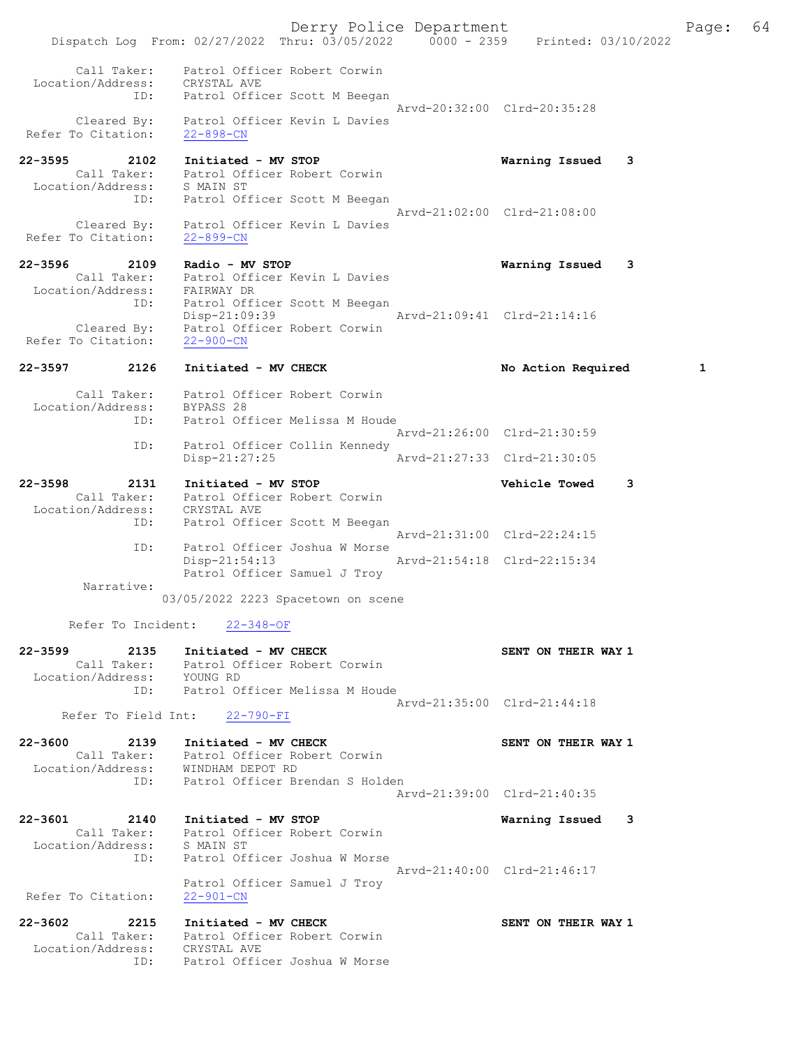Call Taker: Patrol Officer Robert Corwin
Location/Address: CRYSTAL AVE
ID: Patrol Officer Scott M Beegan
Arvd-20:32:00 Clrd-20:35:28
Cleared By: Patrol Officer Kevin L Davies
Refer To Citation: 22-898-CN

**22-3595 2102 Initiated - MV STOP** **Warning Issued 3**
Call Taker: Patrol Officer Robert Corwin
Location/Address: S MAIN ST
ID: Patrol Officer Scott M Beegan
Arvd-21:02:00 Clrd-21:08:00
Cleared By: Patrol Officer Kevin L Davies
Refer To Citation: 22-899-CN

**22-3596 2109 Radio - MV STOP** **Warning Issued 3**
Call Taker: Patrol Officer Kevin L Davies
Location/Address: FAIRWAY DR
ID: Patrol Officer Scott M Beegan
Disp-21:09:39 Arvd-21:09:41 Clrd-21:14:16
Cleared By: Patrol Officer Robert Corwin
Refer To Citation: 22-900-CN

**22-3597 2126 Initiated - MV CHECK** **No Action Required 1**
Call Taker: Patrol Officer Robert Corwin
Location/Address: BYPASS 28
ID: Patrol Officer Melissa M Houde
Arvd-21:26:00 Clrd-21:30:59
ID: Patrol Officer Collin Kennedy
Disp-21:27:25 Arvd-21:27:33 Clrd-21:30:05

**22-3598 2131 Initiated - MV STOP** **Vehicle Towed 3**
Call Taker: Patrol Officer Robert Corwin
Location/Address: CRYSTAL AVE
ID: Patrol Officer Scott M Beegan
Arvd-21:31:00 Clrd-22:24:15
ID: Patrol Officer Joshua W Morse
Disp-21:54:13 Arvd-21:54:18 Clrd-22:15:34
Patrol Officer Samuel J Troy
Narrative:
03/05/2022 2223 Spacetown on scene

Refer To Incident: 22-348-OF

**22-3599 2135 Initiated - MV CHECK** **SENT ON THEIR WAY 1**
Call Taker: Patrol Officer Robert Corwin
Location/Address: YOUNG RD
ID: Patrol Officer Melissa M Houde
Arvd-21:35:00 Clrd-21:44:18
Refer To Field Int: 22-790-FI

**22-3600 2139 Initiated - MV CHECK** **SENT ON THEIR WAY 1**
Call Taker: Patrol Officer Robert Corwin
Location/Address: WINDHAM DEPOT RD
ID: Patrol Officer Brendan S Holden
Arvd-21:39:00 Clrd-21:40:35

**22-3601 2140 Initiated - MV STOP** **Warning Issued 3**
Call Taker: Patrol Officer Robert Corwin
Location/Address: S MAIN ST
ID: Patrol Officer Joshua W Morse
Arvd-21:40:00 Clrd-21:46:17
Patrol Officer Samuel J Troy
Refer To Citation: 22-901-CN

**22-3602 2215 Initiated - MV CHECK** **SENT ON THEIR WAY 1**
Call Taker: Patrol Officer Robert Corwin
Location/Address: CRYSTAL AVE
ID: Patrol Officer Joshua W Morse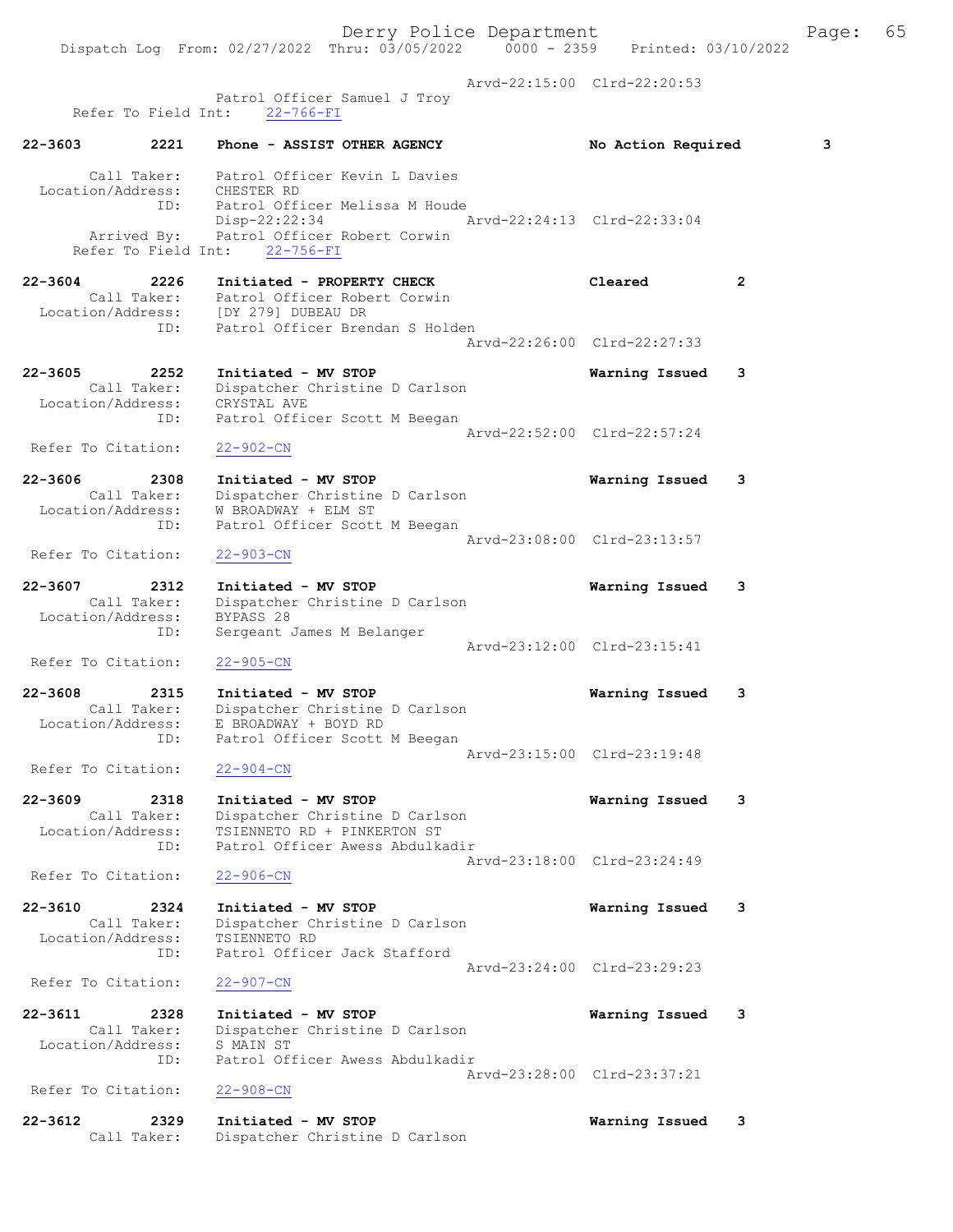Arvd-22:15:00 Clrd-22:20:53
Patrol Officer Samuel J Troy
Refer To Field Int: 22-766-FI

22-3603 2221 Phone - ASSIST OTHER AGENCY No Action Required 3

Call Taker: Patrol Officer Kevin L Davies
Location/Address: CHESTER RD
ID: Patrol Officer Melissa M Houde
Disp-22:22:34 Arvd-22:24:13 Clrd-22:33:04
Arrived By: Patrol Officer Robert Corwin
Refer To Field Int: 22-756-FI

22-3604 2226 Initiated - PROPERTY CHECK Cleared 2
Call Taker: Patrol Officer Robert Corwin
Location/Address: [DY 279] DUBEAU DR
ID: Patrol Officer Brendan S Holden
Arvd-22:26:00 Clrd-22:27:33

22-3605 2252 Initiated - MV STOP Warning Issued 3
Call Taker: Dispatcher Christine D Carlson
Location/Address: CRYSTAL AVE
ID: Patrol Officer Scott M Beegan
Arvd-22:52:00 Clrd-22:57:24
Refer To Citation: 22-902-CN

22-3606 2308 Initiated - MV STOP Warning Issued 3
Call Taker: Dispatcher Christine D Carlson
Location/Address: W BROADWAY + ELM ST
ID: Patrol Officer Scott M Beegan
Arvd-23:08:00 Clrd-23:13:57
Refer To Citation: 22-903-CN

22-3607 2312 Initiated - MV STOP Warning Issued 3
Call Taker: Dispatcher Christine D Carlson
Location/Address: BYPASS 28
ID: Sergeant James M Belanger
Arvd-23:12:00 Clrd-23:15:41
Refer To Citation: 22-905-CN

22-3608 2315 Initiated - MV STOP Warning Issued 3
Call Taker: Dispatcher Christine D Carlson
Location/Address: E BROADWAY + BOYD RD
ID: Patrol Officer Scott M Beegan
Arvd-23:15:00 Clrd-23:19:48
Refer To Citation: 22-904-CN

22-3609 2318 Initiated - MV STOP Warning Issued 3
Call Taker: Dispatcher Christine D Carlson
Location/Address: TSIENNETO RD + PINKERTON ST
ID: Patrol Officer Awess Abdulkadir
Arvd-23:18:00 Clrd-23:24:49
Refer To Citation: 22-906-CN

22-3610 2324 Initiated - MV STOP Warning Issued 3
Call Taker: Dispatcher Christine D Carlson
Location/Address: TSIENNETO RD
ID: Patrol Officer Jack Stafford
Arvd-23:24:00 Clrd-23:29:23
Refer To Citation: 22-907-CN

22-3611 2328 Initiated - MV STOP Warning Issued 3
Call Taker: Dispatcher Christine D Carlson
Location/Address: S MAIN ST
ID: Patrol Officer Awess Abdulkadir
Arvd-23:28:00 Clrd-23:37:21
Refer To Citation: 22-908-CN

22-3612 2329 Initiated - MV STOP Warning Issued 3
Call Taker: Dispatcher Christine D Carlson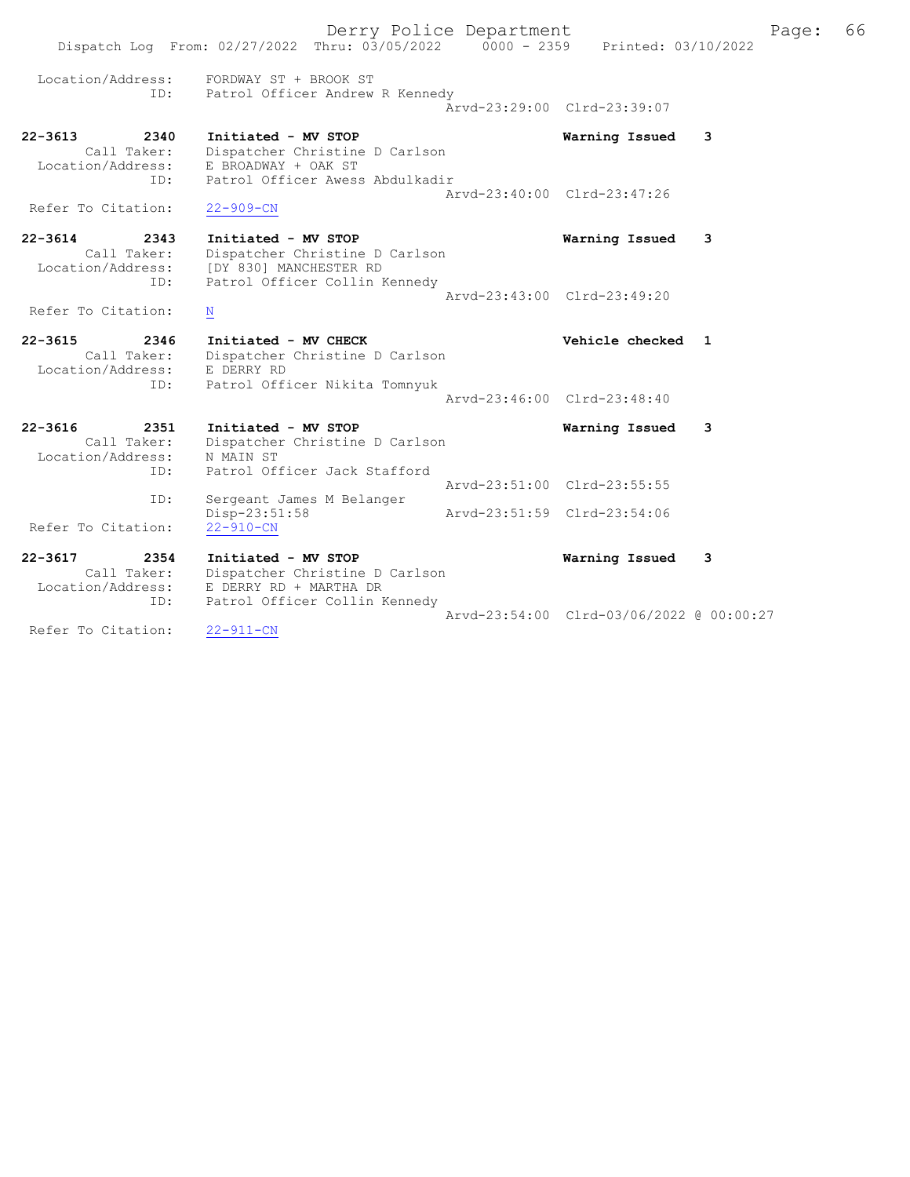Location/Address: FORDWAY ST + BROOK ST
ID: Patrol Officer Andrew R Kennedy
Arvd-23:29:00 Clrd-23:39:07

**22-3613 2340 Initiated - MV STOP** **Warning Issued 3**
Call Taker: Dispatcher Christine D Carlson
Location/Address: E BROADWAY + OAK ST
ID: Patrol Officer Awess Abdulkadir
Arvd-23:40:00 Clrd-23:47:26
Refer To Citation: 22-909-CN

**22-3614 2343 Initiated - MV STOP** **Warning Issued 3**
Call Taker: Dispatcher Christine D Carlson
Location/Address: [DY 830] MANCHESTER RD
ID: Patrol Officer Collin Kennedy
Arvd-23:43:00 Clrd-23:49:20
Refer To Citation: N

**22-3615 2346 Initiated - MV CHECK** **Vehicle checked 1**
Call Taker: Dispatcher Christine D Carlson
Location/Address: E DERRY RD
ID: Patrol Officer Nikita Tomnyuk
Arvd-23:46:00 Clrd-23:48:40

**22-3616 2351 Initiated - MV STOP** **Warning Issued 3**
Call Taker: Dispatcher Christine D Carlson
Location/Address: N MAIN ST
ID: Patrol Officer Jack Stafford
Arvd-23:51:00 Clrd-23:55:55
ID: Sergeant James M Belanger
Disp-23:51:58 Arvd-23:51:59 Clrd-23:54:06
Refer To Citation: 22-910-CN

**22-3617 2354 Initiated - MV STOP** **Warning Issued 3**
Call Taker: Dispatcher Christine D Carlson
Location/Address: E DERRY RD + MARTHA DR
ID: Patrol Officer Collin Kennedy
Arvd-23:54:00 Clrd-03/06/2022 @ 00:00:27
Refer To Citation: 22-911-CN